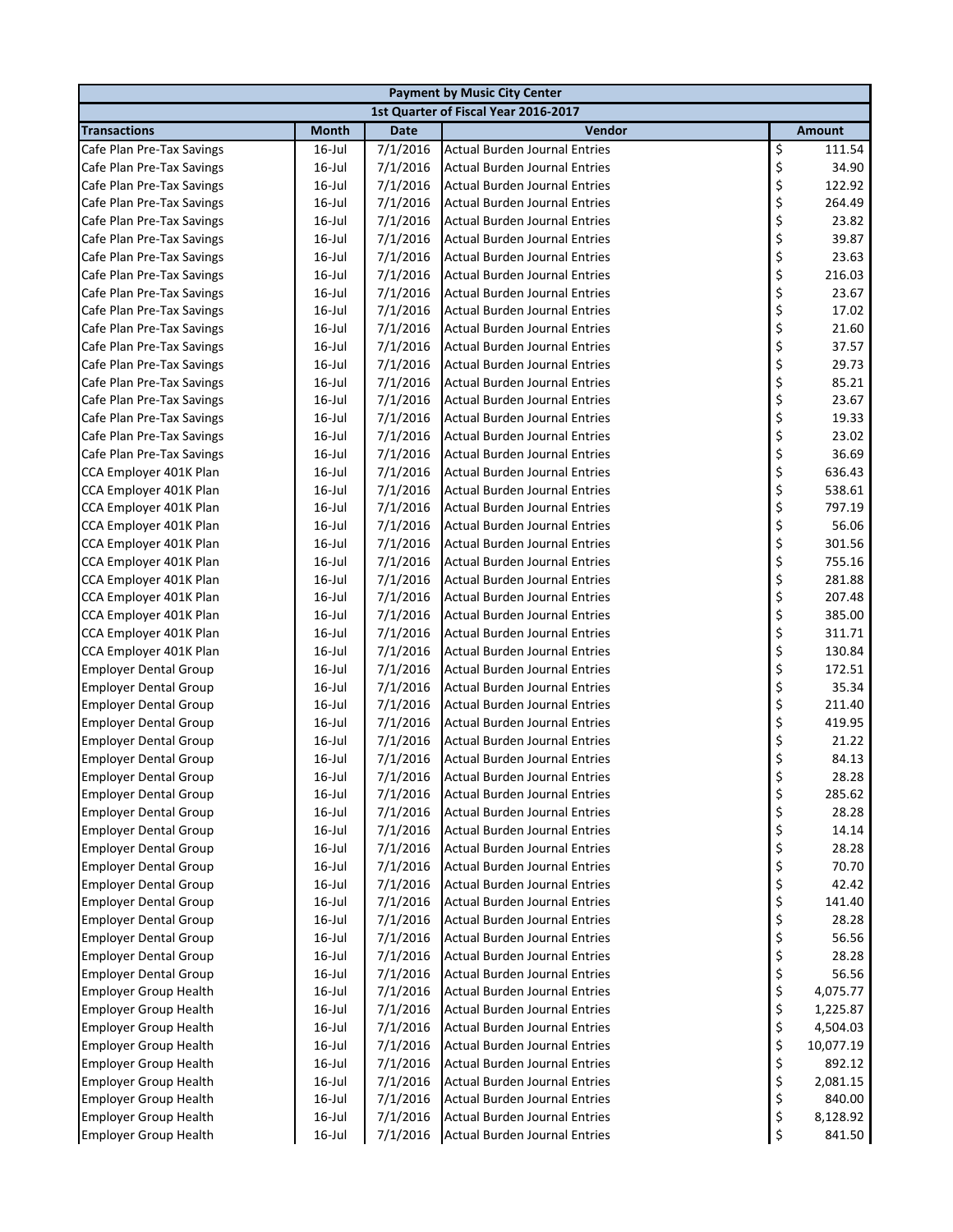| Payment by Music City Center | | | | |
|---|---|---|---|---|
| 1st Quarter of Fiscal Year 2016-2017 | | | | |
| **Transactions** | **Month** | **Date** | **Vendor** | **Amount** |
| Cafe Plan Pre-Tax Savings | 16-Jul | 7/1/2016 | Actual Burden Journal Entries | $ 111.54 |
| Cafe Plan Pre-Tax Savings | 16-Jul | 7/1/2016 | Actual Burden Journal Entries | $ 34.90 |
| Cafe Plan Pre-Tax Savings | 16-Jul | 7/1/2016 | Actual Burden Journal Entries | $ 122.92 |
| Cafe Plan Pre-Tax Savings | 16-Jul | 7/1/2016 | Actual Burden Journal Entries | $ 264.49 |
| Cafe Plan Pre-Tax Savings | 16-Jul | 7/1/2016 | Actual Burden Journal Entries | $ 23.82 |
| Cafe Plan Pre-Tax Savings | 16-Jul | 7/1/2016 | Actual Burden Journal Entries | $ 39.87 |
| Cafe Plan Pre-Tax Savings | 16-Jul | 7/1/2016 | Actual Burden Journal Entries | $ 23.63 |
| Cafe Plan Pre-Tax Savings | 16-Jul | 7/1/2016 | Actual Burden Journal Entries | $ 216.03 |
| Cafe Plan Pre-Tax Savings | 16-Jul | 7/1/2016 | Actual Burden Journal Entries | $ 23.67 |
| Cafe Plan Pre-Tax Savings | 16-Jul | 7/1/2016 | Actual Burden Journal Entries | $ 17.02 |
| Cafe Plan Pre-Tax Savings | 16-Jul | 7/1/2016 | Actual Burden Journal Entries | $ 21.60 |
| Cafe Plan Pre-Tax Savings | 16-Jul | 7/1/2016 | Actual Burden Journal Entries | $ 37.57 |
| Cafe Plan Pre-Tax Savings | 16-Jul | 7/1/2016 | Actual Burden Journal Entries | $ 29.73 |
| Cafe Plan Pre-Tax Savings | 16-Jul | 7/1/2016 | Actual Burden Journal Entries | $ 85.21 |
| Cafe Plan Pre-Tax Savings | 16-Jul | 7/1/2016 | Actual Burden Journal Entries | $ 23.67 |
| Cafe Plan Pre-Tax Savings | 16-Jul | 7/1/2016 | Actual Burden Journal Entries | $ 19.33 |
| Cafe Plan Pre-Tax Savings | 16-Jul | 7/1/2016 | Actual Burden Journal Entries | $ 23.02 |
| Cafe Plan Pre-Tax Savings | 16-Jul | 7/1/2016 | Actual Burden Journal Entries | $ 36.69 |
| CCA Employer 401K Plan | 16-Jul | 7/1/2016 | Actual Burden Journal Entries | $ 636.43 |
| CCA Employer 401K Plan | 16-Jul | 7/1/2016 | Actual Burden Journal Entries | $ 538.61 |
| CCA Employer 401K Plan | 16-Jul | 7/1/2016 | Actual Burden Journal Entries | $ 797.19 |
| CCA Employer 401K Plan | 16-Jul | 7/1/2016 | Actual Burden Journal Entries | $ 56.06 |
| CCA Employer 401K Plan | 16-Jul | 7/1/2016 | Actual Burden Journal Entries | $ 301.56 |
| CCA Employer 401K Plan | 16-Jul | 7/1/2016 | Actual Burden Journal Entries | $ 755.16 |
| CCA Employer 401K Plan | 16-Jul | 7/1/2016 | Actual Burden Journal Entries | $ 281.88 |
| CCA Employer 401K Plan | 16-Jul | 7/1/2016 | Actual Burden Journal Entries | $ 207.48 |
| CCA Employer 401K Plan | 16-Jul | 7/1/2016 | Actual Burden Journal Entries | $ 385.00 |
| CCA Employer 401K Plan | 16-Jul | 7/1/2016 | Actual Burden Journal Entries | $ 311.71 |
| CCA Employer 401K Plan | 16-Jul | 7/1/2016 | Actual Burden Journal Entries | $ 130.84 |
| Employer Dental Group | 16-Jul | 7/1/2016 | Actual Burden Journal Entries | $ 172.51 |
| Employer Dental Group | 16-Jul | 7/1/2016 | Actual Burden Journal Entries | $ 35.34 |
| Employer Dental Group | 16-Jul | 7/1/2016 | Actual Burden Journal Entries | $ 211.40 |
| Employer Dental Group | 16-Jul | 7/1/2016 | Actual Burden Journal Entries | $ 419.95 |
| Employer Dental Group | 16-Jul | 7/1/2016 | Actual Burden Journal Entries | $ 21.22 |
| Employer Dental Group | 16-Jul | 7/1/2016 | Actual Burden Journal Entries | $ 84.13 |
| Employer Dental Group | 16-Jul | 7/1/2016 | Actual Burden Journal Entries | $ 28.28 |
| Employer Dental Group | 16-Jul | 7/1/2016 | Actual Burden Journal Entries | $ 285.62 |
| Employer Dental Group | 16-Jul | 7/1/2016 | Actual Burden Journal Entries | $ 28.28 |
| Employer Dental Group | 16-Jul | 7/1/2016 | Actual Burden Journal Entries | $ 14.14 |
| Employer Dental Group | 16-Jul | 7/1/2016 | Actual Burden Journal Entries | $ 28.28 |
| Employer Dental Group | 16-Jul | 7/1/2016 | Actual Burden Journal Entries | $ 70.70 |
| Employer Dental Group | 16-Jul | 7/1/2016 | Actual Burden Journal Entries | $ 42.42 |
| Employer Dental Group | 16-Jul | 7/1/2016 | Actual Burden Journal Entries | $ 141.40 |
| Employer Dental Group | 16-Jul | 7/1/2016 | Actual Burden Journal Entries | $ 28.28 |
| Employer Dental Group | 16-Jul | 7/1/2016 | Actual Burden Journal Entries | $ 56.56 |
| Employer Dental Group | 16-Jul | 7/1/2016 | Actual Burden Journal Entries | $ 28.28 |
| Employer Dental Group | 16-Jul | 7/1/2016 | Actual Burden Journal Entries | $ 56.56 |
| Employer Group Health | 16-Jul | 7/1/2016 | Actual Burden Journal Entries | $ 4,075.77 |
| Employer Group Health | 16-Jul | 7/1/2016 | Actual Burden Journal Entries | $ 1,225.87 |
| Employer Group Health | 16-Jul | 7/1/2016 | Actual Burden Journal Entries | $ 4,504.03 |
| Employer Group Health | 16-Jul | 7/1/2016 | Actual Burden Journal Entries | $ 10,077.19 |
| Employer Group Health | 16-Jul | 7/1/2016 | Actual Burden Journal Entries | $ 892.12 |
| Employer Group Health | 16-Jul | 7/1/2016 | Actual Burden Journal Entries | $ 2,081.15 |
| Employer Group Health | 16-Jul | 7/1/2016 | Actual Burden Journal Entries | $ 840.00 |
| Employer Group Health | 16-Jul | 7/1/2016 | Actual Burden Journal Entries | $ 8,128.92 |
| Employer Group Health | 16-Jul | 7/1/2016 | Actual Burden Journal Entries | $ 841.50 |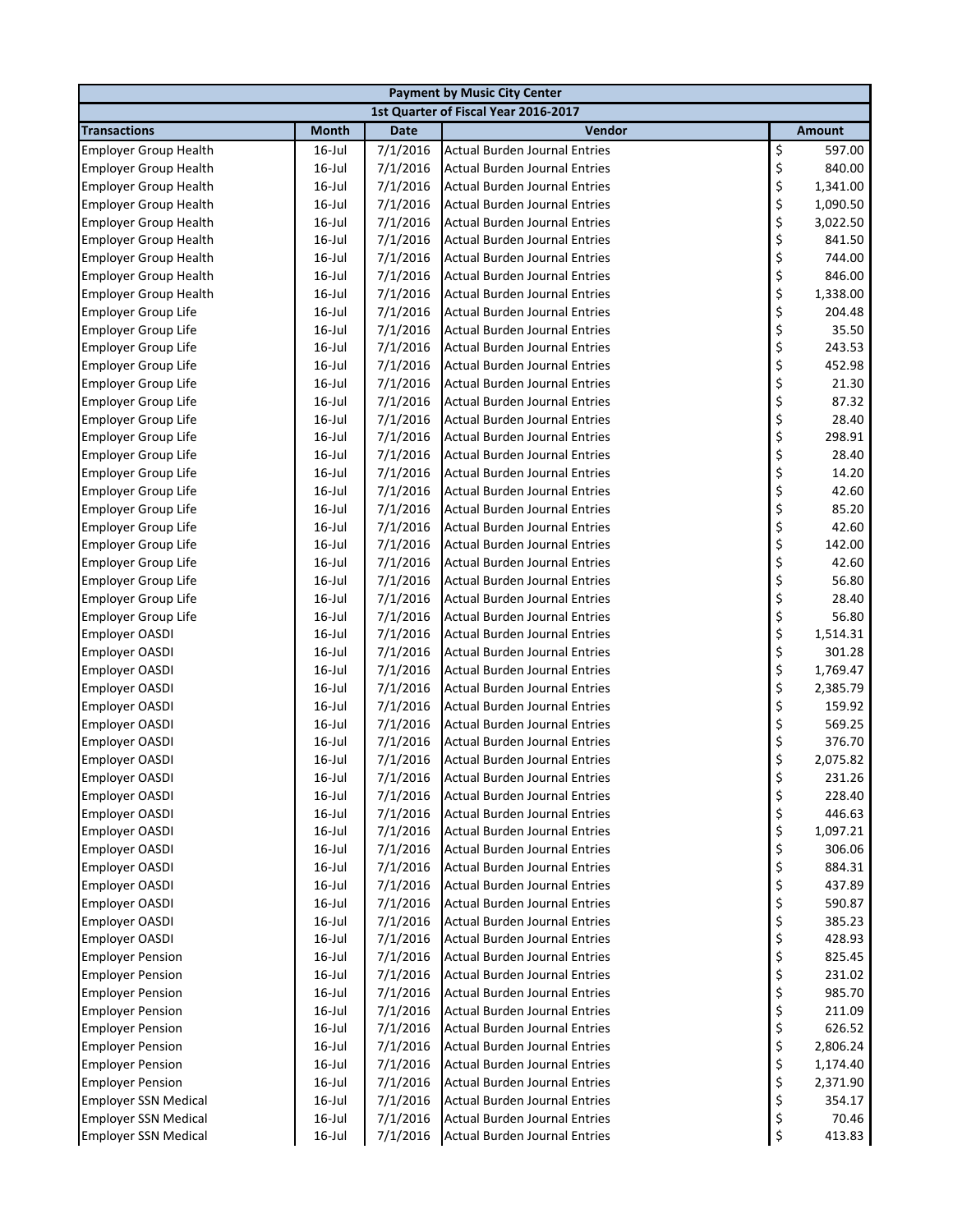| Payment by Music City Center | | | | |
|---|---|---|---|---|
| 1st Quarter of Fiscal Year 2016-2017 | | | | |
| **Transactions** | **Month** | **Date** | **Vendor** | **Amount** |
| Employer Group Health | 16-Jul | 7/1/2016 | Actual Burden Journal Entries | $ 597.00 |
| Employer Group Health | 16-Jul | 7/1/2016 | Actual Burden Journal Entries | $ 840.00 |
| Employer Group Health | 16-Jul | 7/1/2016 | Actual Burden Journal Entries | $ 1,341.00 |
| Employer Group Health | 16-Jul | 7/1/2016 | Actual Burden Journal Entries | $ 1,090.50 |
| Employer Group Health | 16-Jul | 7/1/2016 | Actual Burden Journal Entries | $ 3,022.50 |
| Employer Group Health | 16-Jul | 7/1/2016 | Actual Burden Journal Entries | $ 841.50 |
| Employer Group Health | 16-Jul | 7/1/2016 | Actual Burden Journal Entries | $ 744.00 |
| Employer Group Health | 16-Jul | 7/1/2016 | Actual Burden Journal Entries | $ 846.00 |
| Employer Group Health | 16-Jul | 7/1/2016 | Actual Burden Journal Entries | $ 1,338.00 |
| Employer Group Life | 16-Jul | 7/1/2016 | Actual Burden Journal Entries | $ 204.48 |
| Employer Group Life | 16-Jul | 7/1/2016 | Actual Burden Journal Entries | $ 35.50 |
| Employer Group Life | 16-Jul | 7/1/2016 | Actual Burden Journal Entries | $ 243.53 |
| Employer Group Life | 16-Jul | 7/1/2016 | Actual Burden Journal Entries | $ 452.98 |
| Employer Group Life | 16-Jul | 7/1/2016 | Actual Burden Journal Entries | $ 21.30 |
| Employer Group Life | 16-Jul | 7/1/2016 | Actual Burden Journal Entries | $ 87.32 |
| Employer Group Life | 16-Jul | 7/1/2016 | Actual Burden Journal Entries | $ 28.40 |
| Employer Group Life | 16-Jul | 7/1/2016 | Actual Burden Journal Entries | $ 298.91 |
| Employer Group Life | 16-Jul | 7/1/2016 | Actual Burden Journal Entries | $ 28.40 |
| Employer Group Life | 16-Jul | 7/1/2016 | Actual Burden Journal Entries | $ 14.20 |
| Employer Group Life | 16-Jul | 7/1/2016 | Actual Burden Journal Entries | $ 42.60 |
| Employer Group Life | 16-Jul | 7/1/2016 | Actual Burden Journal Entries | $ 85.20 |
| Employer Group Life | 16-Jul | 7/1/2016 | Actual Burden Journal Entries | $ 42.60 |
| Employer Group Life | 16-Jul | 7/1/2016 | Actual Burden Journal Entries | $ 142.00 |
| Employer Group Life | 16-Jul | 7/1/2016 | Actual Burden Journal Entries | $ 42.60 |
| Employer Group Life | 16-Jul | 7/1/2016 | Actual Burden Journal Entries | $ 56.80 |
| Employer Group Life | 16-Jul | 7/1/2016 | Actual Burden Journal Entries | $ 28.40 |
| Employer Group Life | 16-Jul | 7/1/2016 | Actual Burden Journal Entries | $ 56.80 |
| Employer OASDI | 16-Jul | 7/1/2016 | Actual Burden Journal Entries | $ 1,514.31 |
| Employer OASDI | 16-Jul | 7/1/2016 | Actual Burden Journal Entries | $ 301.28 |
| Employer OASDI | 16-Jul | 7/1/2016 | Actual Burden Journal Entries | $ 1,769.47 |
| Employer OASDI | 16-Jul | 7/1/2016 | Actual Burden Journal Entries | $ 2,385.79 |
| Employer OASDI | 16-Jul | 7/1/2016 | Actual Burden Journal Entries | $ 159.92 |
| Employer OASDI | 16-Jul | 7/1/2016 | Actual Burden Journal Entries | $ 569.25 |
| Employer OASDI | 16-Jul | 7/1/2016 | Actual Burden Journal Entries | $ 376.70 |
| Employer OASDI | 16-Jul | 7/1/2016 | Actual Burden Journal Entries | $ 2,075.82 |
| Employer OASDI | 16-Jul | 7/1/2016 | Actual Burden Journal Entries | $ 231.26 |
| Employer OASDI | 16-Jul | 7/1/2016 | Actual Burden Journal Entries | $ 228.40 |
| Employer OASDI | 16-Jul | 7/1/2016 | Actual Burden Journal Entries | $ 446.63 |
| Employer OASDI | 16-Jul | 7/1/2016 | Actual Burden Journal Entries | $ 1,097.21 |
| Employer OASDI | 16-Jul | 7/1/2016 | Actual Burden Journal Entries | $ 306.06 |
| Employer OASDI | 16-Jul | 7/1/2016 | Actual Burden Journal Entries | $ 884.31 |
| Employer OASDI | 16-Jul | 7/1/2016 | Actual Burden Journal Entries | $ 437.89 |
| Employer OASDI | 16-Jul | 7/1/2016 | Actual Burden Journal Entries | $ 590.87 |
| Employer OASDI | 16-Jul | 7/1/2016 | Actual Burden Journal Entries | $ 385.23 |
| Employer OASDI | 16-Jul | 7/1/2016 | Actual Burden Journal Entries | $ 428.93 |
| Employer Pension | 16-Jul | 7/1/2016 | Actual Burden Journal Entries | $ 825.45 |
| Employer Pension | 16-Jul | 7/1/2016 | Actual Burden Journal Entries | $ 231.02 |
| Employer Pension | 16-Jul | 7/1/2016 | Actual Burden Journal Entries | $ 985.70 |
| Employer Pension | 16-Jul | 7/1/2016 | Actual Burden Journal Entries | $ 211.09 |
| Employer Pension | 16-Jul | 7/1/2016 | Actual Burden Journal Entries | $ 626.52 |
| Employer Pension | 16-Jul | 7/1/2016 | Actual Burden Journal Entries | $ 2,806.24 |
| Employer Pension | 16-Jul | 7/1/2016 | Actual Burden Journal Entries | $ 1,174.40 |
| Employer Pension | 16-Jul | 7/1/2016 | Actual Burden Journal Entries | $ 2,371.90 |
| Employer SSN Medical | 16-Jul | 7/1/2016 | Actual Burden Journal Entries | $ 354.17 |
| Employer SSN Medical | 16-Jul | 7/1/2016 | Actual Burden Journal Entries | $ 70.46 |
| Employer SSN Medical | 16-Jul | 7/1/2016 | Actual Burden Journal Entries | $ 413.83 |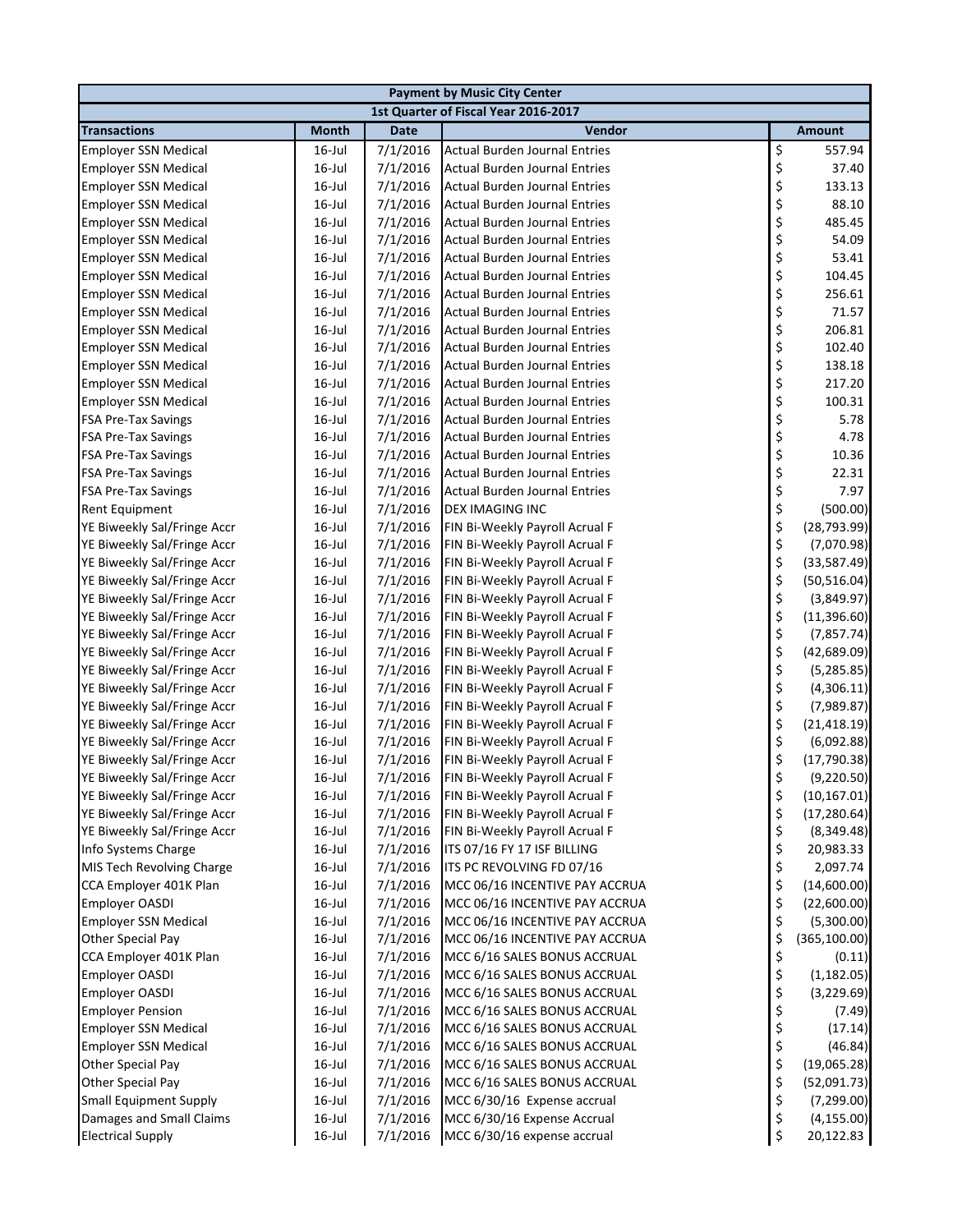| Payment by Music City Center | | | | |
|---|---|---|---|---|
| 1st Quarter of Fiscal Year 2016-2017 | | | | |
| **Transactions** | **Month** | **Date** | **Vendor** | **Amount** |
| Employer SSN Medical | 16-Jul | 7/1/2016 | Actual Burden Journal Entries | $ 557.94 |
| Employer SSN Medical | 16-Jul | 7/1/2016 | Actual Burden Journal Entries | $ 37.40 |
| Employer SSN Medical | 16-Jul | 7/1/2016 | Actual Burden Journal Entries | $ 133.13 |
| Employer SSN Medical | 16-Jul | 7/1/2016 | Actual Burden Journal Entries | $ 88.10 |
| Employer SSN Medical | 16-Jul | 7/1/2016 | Actual Burden Journal Entries | $ 485.45 |
| Employer SSN Medical | 16-Jul | 7/1/2016 | Actual Burden Journal Entries | $ 54.09 |
| Employer SSN Medical | 16-Jul | 7/1/2016 | Actual Burden Journal Entries | $ 53.41 |
| Employer SSN Medical | 16-Jul | 7/1/2016 | Actual Burden Journal Entries | $ 104.45 |
| Employer SSN Medical | 16-Jul | 7/1/2016 | Actual Burden Journal Entries | $ 256.61 |
| Employer SSN Medical | 16-Jul | 7/1/2016 | Actual Burden Journal Entries | $ 71.57 |
| Employer SSN Medical | 16-Jul | 7/1/2016 | Actual Burden Journal Entries | $ 206.81 |
| Employer SSN Medical | 16-Jul | 7/1/2016 | Actual Burden Journal Entries | $ 102.40 |
| Employer SSN Medical | 16-Jul | 7/1/2016 | Actual Burden Journal Entries | $ 138.18 |
| Employer SSN Medical | 16-Jul | 7/1/2016 | Actual Burden Journal Entries | $ 217.20 |
| Employer SSN Medical | 16-Jul | 7/1/2016 | Actual Burden Journal Entries | $ 100.31 |
| FSA Pre-Tax Savings | 16-Jul | 7/1/2016 | Actual Burden Journal Entries | $ 5.78 |
| FSA Pre-Tax Savings | 16-Jul | 7/1/2016 | Actual Burden Journal Entries | $ 4.78 |
| FSA Pre-Tax Savings | 16-Jul | 7/1/2016 | Actual Burden Journal Entries | $ 10.36 |
| FSA Pre-Tax Savings | 16-Jul | 7/1/2016 | Actual Burden Journal Entries | $ 22.31 |
| FSA Pre-Tax Savings | 16-Jul | 7/1/2016 | Actual Burden Journal Entries | $ 7.97 |
| Rent Equipment | 16-Jul | 7/1/2016 | DEX IMAGING INC | $ (500.00) |
| YE Biweekly Sal/Fringe Accr | 16-Jul | 7/1/2016 | FIN Bi-Weekly Payroll Acrual F | $ (28,793.99) |
| YE Biweekly Sal/Fringe Accr | 16-Jul | 7/1/2016 | FIN Bi-Weekly Payroll Acrual F | $ (7,070.98) |
| YE Biweekly Sal/Fringe Accr | 16-Jul | 7/1/2016 | FIN Bi-Weekly Payroll Acrual F | $ (33,587.49) |
| YE Biweekly Sal/Fringe Accr | 16-Jul | 7/1/2016 | FIN Bi-Weekly Payroll Acrual F | $ (50,516.04) |
| YE Biweekly Sal/Fringe Accr | 16-Jul | 7/1/2016 | FIN Bi-Weekly Payroll Acrual F | $ (3,849.97) |
| YE Biweekly Sal/Fringe Accr | 16-Jul | 7/1/2016 | FIN Bi-Weekly Payroll Acrual F | $ (11,396.60) |
| YE Biweekly Sal/Fringe Accr | 16-Jul | 7/1/2016 | FIN Bi-Weekly Payroll Acrual F | $ (7,857.74) |
| YE Biweekly Sal/Fringe Accr | 16-Jul | 7/1/2016 | FIN Bi-Weekly Payroll Acrual F | $ (42,689.09) |
| YE Biweekly Sal/Fringe Accr | 16-Jul | 7/1/2016 | FIN Bi-Weekly Payroll Acrual F | $ (5,285.85) |
| YE Biweekly Sal/Fringe Accr | 16-Jul | 7/1/2016 | FIN Bi-Weekly Payroll Acrual F | $ (4,306.11) |
| YE Biweekly Sal/Fringe Accr | 16-Jul | 7/1/2016 | FIN Bi-Weekly Payroll Acrual F | $ (7,989.87) |
| YE Biweekly Sal/Fringe Accr | 16-Jul | 7/1/2016 | FIN Bi-Weekly Payroll Acrual F | $ (21,418.19) |
| YE Biweekly Sal/Fringe Accr | 16-Jul | 7/1/2016 | FIN Bi-Weekly Payroll Acrual F | $ (6,092.88) |
| YE Biweekly Sal/Fringe Accr | 16-Jul | 7/1/2016 | FIN Bi-Weekly Payroll Acrual F | $ (17,790.38) |
| YE Biweekly Sal/Fringe Accr | 16-Jul | 7/1/2016 | FIN Bi-Weekly Payroll Acrual F | $ (9,220.50) |
| YE Biweekly Sal/Fringe Accr | 16-Jul | 7/1/2016 | FIN Bi-Weekly Payroll Acrual F | $ (10,167.01) |
| YE Biweekly Sal/Fringe Accr | 16-Jul | 7/1/2016 | FIN Bi-Weekly Payroll Acrual F | $ (17,280.64) |
| YE Biweekly Sal/Fringe Accr | 16-Jul | 7/1/2016 | FIN Bi-Weekly Payroll Acrual F | $ (8,349.48) |
| Info Systems Charge | 16-Jul | 7/1/2016 | ITS 07/16 FY 17 ISF BILLING | $ 20,983.33 |
| MIS Tech Revolving Charge | 16-Jul | 7/1/2016 | ITS PC REVOLVING FD 07/16 | $ 2,097.74 |
| CCA Employer 401K Plan | 16-Jul | 7/1/2016 | MCC 06/16 INCENTIVE PAY ACCRUA | $ (14,600.00) |
| Employer OASDI | 16-Jul | 7/1/2016 | MCC 06/16 INCENTIVE PAY ACCRUA | $ (22,600.00) |
| Employer SSN Medical | 16-Jul | 7/1/2016 | MCC 06/16 INCENTIVE PAY ACCRUA | $ (5,300.00) |
| Other Special Pay | 16-Jul | 7/1/2016 | MCC 06/16 INCENTIVE PAY ACCRUA | $ (365,100.00) |
| CCA Employer 401K Plan | 16-Jul | 7/1/2016 | MCC 6/16 SALES BONUS ACCRUAL | $ (0.11) |
| Employer OASDI | 16-Jul | 7/1/2016 | MCC 6/16 SALES BONUS ACCRUAL | $ (1,182.05) |
| Employer OASDI | 16-Jul | 7/1/2016 | MCC 6/16 SALES BONUS ACCRUAL | $ (3,229.69) |
| Employer Pension | 16-Jul | 7/1/2016 | MCC 6/16 SALES BONUS ACCRUAL | $ (7.49) |
| Employer SSN Medical | 16-Jul | 7/1/2016 | MCC 6/16 SALES BONUS ACCRUAL | $ (17.14) |
| Employer SSN Medical | 16-Jul | 7/1/2016 | MCC 6/16 SALES BONUS ACCRUAL | $ (46.84) |
| Other Special Pay | 16-Jul | 7/1/2016 | MCC 6/16 SALES BONUS ACCRUAL | $ (19,065.28) |
| Other Special Pay | 16-Jul | 7/1/2016 | MCC 6/16 SALES BONUS ACCRUAL | $ (52,091.73) |
| Small Equipment Supply | 16-Jul | 7/1/2016 | MCC 6/30/16 Expense accrual | $ (7,299.00) |
| Damages and Small Claims | 16-Jul | 7/1/2016 | MCC 6/30/16 Expense Accrual | $ (4,155.00) |
| Electrical Supply | 16-Jul | 7/1/2016 | MCC 6/30/16 expense accrual | $ 20,122.83 |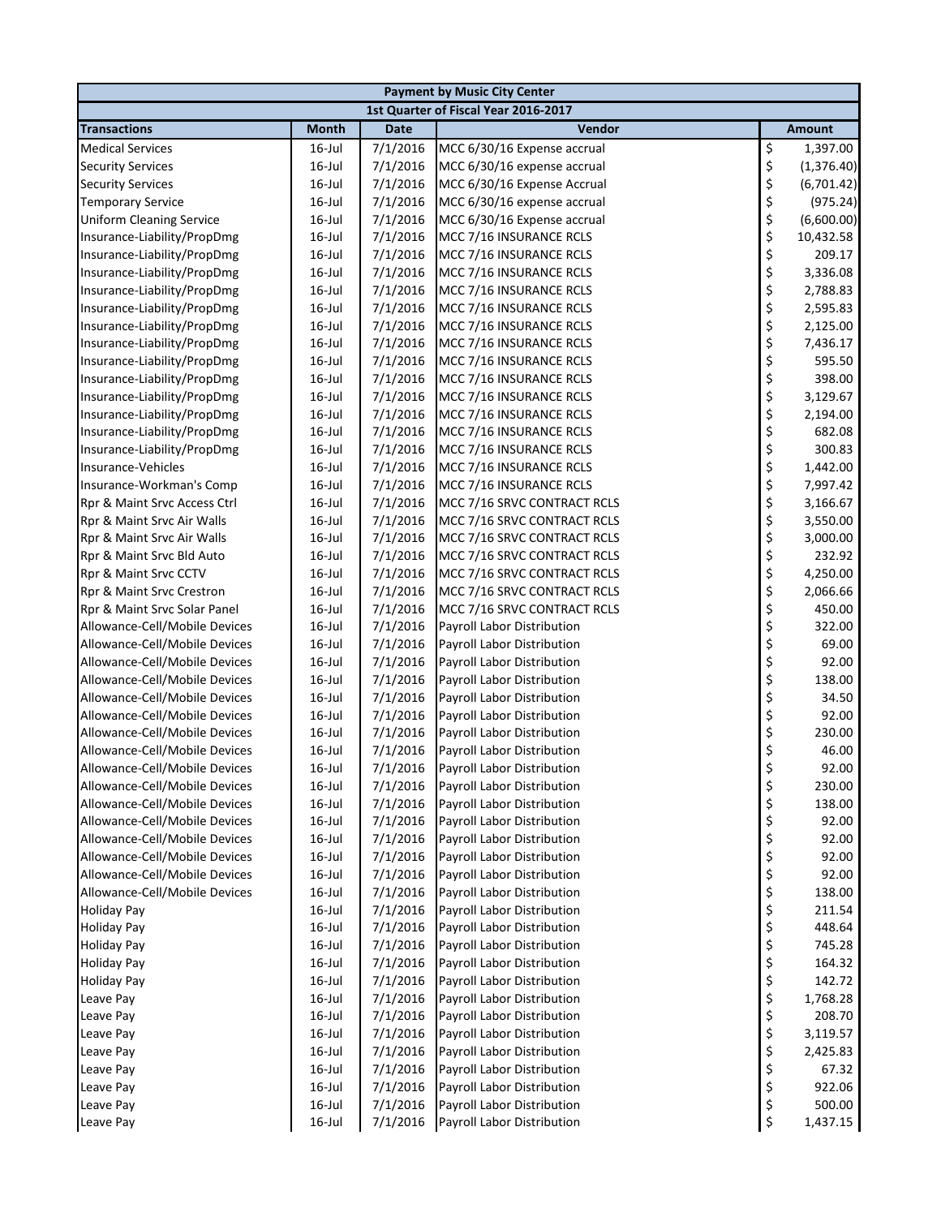| Payment by Music City Center | | | | |
|---|---|---|---|---|
| 1st Quarter of Fiscal Year 2016-2017 | | | | |
| **Transactions** | **Month** | **Date** | **Vendor** | **Amount** |
| Medical Services | 16-Jul | 7/1/2016 | MCC 6/30/16 Expense accrual | $ 1,397.00 |
| Security Services | 16-Jul | 7/1/2016 | MCC 6/30/16 expense accrual | $ (1,376.40) |
| Security Services | 16-Jul | 7/1/2016 | MCC 6/30/16 Expense Accrual | $ (6,701.42) |
| Temporary Service | 16-Jul | 7/1/2016 | MCC 6/30/16 expense accrual | $ (975.24) |
| Uniform Cleaning Service | 16-Jul | 7/1/2016 | MCC 6/30/16 Expense accrual | $ (6,600.00) |
| Insurance-Liability/PropDmg | 16-Jul | 7/1/2016 | MCC 7/16 INSURANCE RCLS | $ 10,432.58 |
| Insurance-Liability/PropDmg | 16-Jul | 7/1/2016 | MCC 7/16 INSURANCE RCLS | $ 209.17 |
| Insurance-Liability/PropDmg | 16-Jul | 7/1/2016 | MCC 7/16 INSURANCE RCLS | $ 3,336.08 |
| Insurance-Liability/PropDmg | 16-Jul | 7/1/2016 | MCC 7/16 INSURANCE RCLS | $ 2,788.83 |
| Insurance-Liability/PropDmg | 16-Jul | 7/1/2016 | MCC 7/16 INSURANCE RCLS | $ 2,595.83 |
| Insurance-Liability/PropDmg | 16-Jul | 7/1/2016 | MCC 7/16 INSURANCE RCLS | $ 2,125.00 |
| Insurance-Liability/PropDmg | 16-Jul | 7/1/2016 | MCC 7/16 INSURANCE RCLS | $ 7,436.17 |
| Insurance-Liability/PropDmg | 16-Jul | 7/1/2016 | MCC 7/16 INSURANCE RCLS | $ 595.50 |
| Insurance-Liability/PropDmg | 16-Jul | 7/1/2016 | MCC 7/16 INSURANCE RCLS | $ 398.00 |
| Insurance-Liability/PropDmg | 16-Jul | 7/1/2016 | MCC 7/16 INSURANCE RCLS | $ 3,129.67 |
| Insurance-Liability/PropDmg | 16-Jul | 7/1/2016 | MCC 7/16 INSURANCE RCLS | $ 2,194.00 |
| Insurance-Liability/PropDmg | 16-Jul | 7/1/2016 | MCC 7/16 INSURANCE RCLS | $ 682.08 |
| Insurance-Liability/PropDmg | 16-Jul | 7/1/2016 | MCC 7/16 INSURANCE RCLS | $ 300.83 |
| Insurance-Vehicles | 16-Jul | 7/1/2016 | MCC 7/16 INSURANCE RCLS | $ 1,442.00 |
| Insurance-Workman's Comp | 16-Jul | 7/1/2016 | MCC 7/16 INSURANCE RCLS | $ 7,997.42 |
| Rpr & Maint Srvc Access Ctrl | 16-Jul | 7/1/2016 | MCC 7/16 SRVC CONTRACT RCLS | $ 3,166.67 |
| Rpr & Maint Srvc Air Walls | 16-Jul | 7/1/2016 | MCC 7/16 SRVC CONTRACT RCLS | $ 3,550.00 |
| Rpr & Maint Srvc Air Walls | 16-Jul | 7/1/2016 | MCC 7/16 SRVC CONTRACT RCLS | $ 3,000.00 |
| Rpr & Maint Srvc Bld Auto | 16-Jul | 7/1/2016 | MCC 7/16 SRVC CONTRACT RCLS | $ 232.92 |
| Rpr & Maint Srvc CCTV | 16-Jul | 7/1/2016 | MCC 7/16 SRVC CONTRACT RCLS | $ 4,250.00 |
| Rpr & Maint Srvc Crestron | 16-Jul | 7/1/2016 | MCC 7/16 SRVC CONTRACT RCLS | $ 2,066.66 |
| Rpr & Maint Srvc Solar Panel | 16-Jul | 7/1/2016 | MCC 7/16 SRVC CONTRACT RCLS | $ 450.00 |
| Allowance-Cell/Mobile Devices | 16-Jul | 7/1/2016 | Payroll Labor Distribution | $ 322.00 |
| Allowance-Cell/Mobile Devices | 16-Jul | 7/1/2016 | Payroll Labor Distribution | $ 69.00 |
| Allowance-Cell/Mobile Devices | 16-Jul | 7/1/2016 | Payroll Labor Distribution | $ 92.00 |
| Allowance-Cell/Mobile Devices | 16-Jul | 7/1/2016 | Payroll Labor Distribution | $ 138.00 |
| Allowance-Cell/Mobile Devices | 16-Jul | 7/1/2016 | Payroll Labor Distribution | $ 34.50 |
| Allowance-Cell/Mobile Devices | 16-Jul | 7/1/2016 | Payroll Labor Distribution | $ 92.00 |
| Allowance-Cell/Mobile Devices | 16-Jul | 7/1/2016 | Payroll Labor Distribution | $ 230.00 |
| Allowance-Cell/Mobile Devices | 16-Jul | 7/1/2016 | Payroll Labor Distribution | $ 46.00 |
| Allowance-Cell/Mobile Devices | 16-Jul | 7/1/2016 | Payroll Labor Distribution | $ 92.00 |
| Allowance-Cell/Mobile Devices | 16-Jul | 7/1/2016 | Payroll Labor Distribution | $ 230.00 |
| Allowance-Cell/Mobile Devices | 16-Jul | 7/1/2016 | Payroll Labor Distribution | $ 138.00 |
| Allowance-Cell/Mobile Devices | 16-Jul | 7/1/2016 | Payroll Labor Distribution | $ 92.00 |
| Allowance-Cell/Mobile Devices | 16-Jul | 7/1/2016 | Payroll Labor Distribution | $ 92.00 |
| Allowance-Cell/Mobile Devices | 16-Jul | 7/1/2016 | Payroll Labor Distribution | $ 92.00 |
| Allowance-Cell/Mobile Devices | 16-Jul | 7/1/2016 | Payroll Labor Distribution | $ 92.00 |
| Allowance-Cell/Mobile Devices | 16-Jul | 7/1/2016 | Payroll Labor Distribution | $ 138.00 |
| Holiday Pay | 16-Jul | 7/1/2016 | Payroll Labor Distribution | $ 211.54 |
| Holiday Pay | 16-Jul | 7/1/2016 | Payroll Labor Distribution | $ 448.64 |
| Holiday Pay | 16-Jul | 7/1/2016 | Payroll Labor Distribution | $ 745.28 |
| Holiday Pay | 16-Jul | 7/1/2016 | Payroll Labor Distribution | $ 164.32 |
| Holiday Pay | 16-Jul | 7/1/2016 | Payroll Labor Distribution | $ 142.72 |
| Leave Pay | 16-Jul | 7/1/2016 | Payroll Labor Distribution | $ 1,768.28 |
| Leave Pay | 16-Jul | 7/1/2016 | Payroll Labor Distribution | $ 208.70 |
| Leave Pay | 16-Jul | 7/1/2016 | Payroll Labor Distribution | $ 3,119.57 |
| Leave Pay | 16-Jul | 7/1/2016 | Payroll Labor Distribution | $ 2,425.83 |
| Leave Pay | 16-Jul | 7/1/2016 | Payroll Labor Distribution | $ 67.32 |
| Leave Pay | 16-Jul | 7/1/2016 | Payroll Labor Distribution | $ 922.06 |
| Leave Pay | 16-Jul | 7/1/2016 | Payroll Labor Distribution | $ 500.00 |
| Leave Pay | 16-Jul | 7/1/2016 | Payroll Labor Distribution | $ 1,437.15 |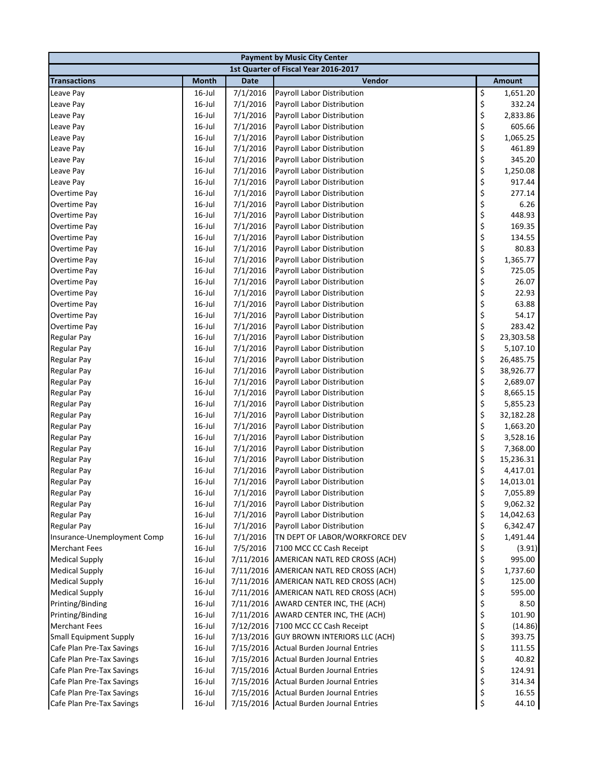| Payment by Music City Center | | | | |
|---|---|---|---|---|
| 1st Quarter of Fiscal Year 2016-2017 | | | | |
| **Transactions** | **Month** | **Date** | **Vendor** | **Amount** |
| Leave Pay | 16-Jul | 7/1/2016 | Payroll Labor Distribution | $ 1,651.20 |
| Leave Pay | 16-Jul | 7/1/2016 | Payroll Labor Distribution | $ 332.24 |
| Leave Pay | 16-Jul | 7/1/2016 | Payroll Labor Distribution | $ 2,833.86 |
| Leave Pay | 16-Jul | 7/1/2016 | Payroll Labor Distribution | $ 605.66 |
| Leave Pay | 16-Jul | 7/1/2016 | Payroll Labor Distribution | $ 1,065.25 |
| Leave Pay | 16-Jul | 7/1/2016 | Payroll Labor Distribution | $ 461.89 |
| Leave Pay | 16-Jul | 7/1/2016 | Payroll Labor Distribution | $ 345.20 |
| Leave Pay | 16-Jul | 7/1/2016 | Payroll Labor Distribution | $ 1,250.08 |
| Leave Pay | 16-Jul | 7/1/2016 | Payroll Labor Distribution | $ 917.44 |
| Overtime Pay | 16-Jul | 7/1/2016 | Payroll Labor Distribution | $ 277.14 |
| Overtime Pay | 16-Jul | 7/1/2016 | Payroll Labor Distribution | $ 6.26 |
| Overtime Pay | 16-Jul | 7/1/2016 | Payroll Labor Distribution | $ 448.93 |
| Overtime Pay | 16-Jul | 7/1/2016 | Payroll Labor Distribution | $ 169.35 |
| Overtime Pay | 16-Jul | 7/1/2016 | Payroll Labor Distribution | $ 134.55 |
| Overtime Pay | 16-Jul | 7/1/2016 | Payroll Labor Distribution | $ 80.83 |
| Overtime Pay | 16-Jul | 7/1/2016 | Payroll Labor Distribution | $ 1,365.77 |
| Overtime Pay | 16-Jul | 7/1/2016 | Payroll Labor Distribution | $ 725.05 |
| Overtime Pay | 16-Jul | 7/1/2016 | Payroll Labor Distribution | $ 26.07 |
| Overtime Pay | 16-Jul | 7/1/2016 | Payroll Labor Distribution | $ 22.93 |
| Overtime Pay | 16-Jul | 7/1/2016 | Payroll Labor Distribution | $ 63.88 |
| Overtime Pay | 16-Jul | 7/1/2016 | Payroll Labor Distribution | $ 54.17 |
| Overtime Pay | 16-Jul | 7/1/2016 | Payroll Labor Distribution | $ 283.42 |
| Regular Pay | 16-Jul | 7/1/2016 | Payroll Labor Distribution | $ 23,303.58 |
| Regular Pay | 16-Jul | 7/1/2016 | Payroll Labor Distribution | $ 5,107.10 |
| Regular Pay | 16-Jul | 7/1/2016 | Payroll Labor Distribution | $ 26,485.75 |
| Regular Pay | 16-Jul | 7/1/2016 | Payroll Labor Distribution | $ 38,926.77 |
| Regular Pay | 16-Jul | 7/1/2016 | Payroll Labor Distribution | $ 2,689.07 |
| Regular Pay | 16-Jul | 7/1/2016 | Payroll Labor Distribution | $ 8,665.15 |
| Regular Pay | 16-Jul | 7/1/2016 | Payroll Labor Distribution | $ 5,855.23 |
| Regular Pay | 16-Jul | 7/1/2016 | Payroll Labor Distribution | $ 32,182.28 |
| Regular Pay | 16-Jul | 7/1/2016 | Payroll Labor Distribution | $ 1,663.20 |
| Regular Pay | 16-Jul | 7/1/2016 | Payroll Labor Distribution | $ 3,528.16 |
| Regular Pay | 16-Jul | 7/1/2016 | Payroll Labor Distribution | $ 7,368.00 |
| Regular Pay | 16-Jul | 7/1/2016 | Payroll Labor Distribution | $ 15,236.31 |
| Regular Pay | 16-Jul | 7/1/2016 | Payroll Labor Distribution | $ 4,417.01 |
| Regular Pay | 16-Jul | 7/1/2016 | Payroll Labor Distribution | $ 14,013.01 |
| Regular Pay | 16-Jul | 7/1/2016 | Payroll Labor Distribution | $ 7,055.89 |
| Regular Pay | 16-Jul | 7/1/2016 | Payroll Labor Distribution | $ 9,062.32 |
| Regular Pay | 16-Jul | 7/1/2016 | Payroll Labor Distribution | $ 14,042.63 |
| Regular Pay | 16-Jul | 7/1/2016 | Payroll Labor Distribution | $ 6,342.47 |
| Insurance-Unemployment Comp | 16-Jul | 7/1/2016 | TN DEPT OF LABOR/WORKFORCE DEV | $ 1,491.44 |
| Merchant Fees | 16-Jul | 7/5/2016 | 7100 MCC CC Cash Receipt | $ (3.91) |
| Medical Supply | 16-Jul | 7/11/2016 | AMERICAN NATL RED CROSS (ACH) | $ 995.00 |
| Medical Supply | 16-Jul | 7/11/2016 | AMERICAN NATL RED CROSS (ACH) | $ 1,737.60 |
| Medical Supply | 16-Jul | 7/11/2016 | AMERICAN NATL RED CROSS (ACH) | $ 125.00 |
| Medical Supply | 16-Jul | 7/11/2016 | AMERICAN NATL RED CROSS (ACH) | $ 595.00 |
| Printing/Binding | 16-Jul | 7/11/2016 | AWARD CENTER INC, THE (ACH) | $ 8.50 |
| Printing/Binding | 16-Jul | 7/11/2016 | AWARD CENTER INC, THE (ACH) | $ 101.90 |
| Merchant Fees | 16-Jul | 7/12/2016 | 7100 MCC CC Cash Receipt | $ (14.86) |
| Small Equipment Supply | 16-Jul | 7/13/2016 | GUY BROWN INTERIORS LLC (ACH) | $ 393.75 |
| Cafe Plan Pre-Tax Savings | 16-Jul | 7/15/2016 | Actual Burden Journal Entries | $ 111.55 |
| Cafe Plan Pre-Tax Savings | 16-Jul | 7/15/2016 | Actual Burden Journal Entries | $ 40.82 |
| Cafe Plan Pre-Tax Savings | 16-Jul | 7/15/2016 | Actual Burden Journal Entries | $ 124.91 |
| Cafe Plan Pre-Tax Savings | 16-Jul | 7/15/2016 | Actual Burden Journal Entries | $ 314.34 |
| Cafe Plan Pre-Tax Savings | 16-Jul | 7/15/2016 | Actual Burden Journal Entries | $ 16.55 |
| Cafe Plan Pre-Tax Savings | 16-Jul | 7/15/2016 | Actual Burden Journal Entries | $ 44.10 |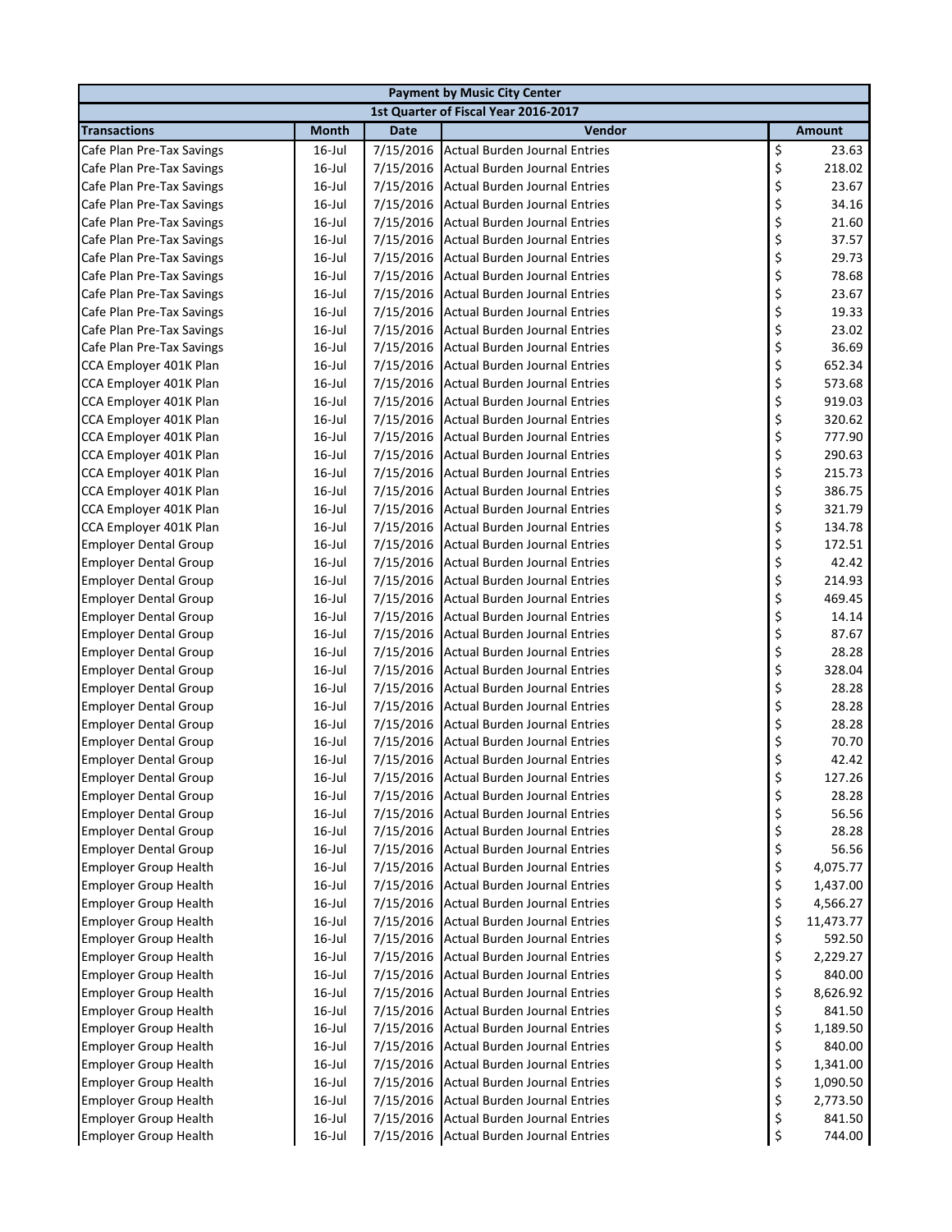| Payment by Music City Center | | | | |
|---|---|---|---|---|
| 1st Quarter of Fiscal Year 2016-2017 | | | | |
| **Transactions** | **Month** | **Date** | **Vendor** | **Amount** |
| Cafe Plan Pre-Tax Savings | 16-Jul | 7/15/2016 | Actual Burden Journal Entries | $ 23.63 |
| Cafe Plan Pre-Tax Savings | 16-Jul | 7/15/2016 | Actual Burden Journal Entries | $ 218.02 |
| Cafe Plan Pre-Tax Savings | 16-Jul | 7/15/2016 | Actual Burden Journal Entries | $ 23.67 |
| Cafe Plan Pre-Tax Savings | 16-Jul | 7/15/2016 | Actual Burden Journal Entries | $ 34.16 |
| Cafe Plan Pre-Tax Savings | 16-Jul | 7/15/2016 | Actual Burden Journal Entries | $ 21.60 |
| Cafe Plan Pre-Tax Savings | 16-Jul | 7/15/2016 | Actual Burden Journal Entries | $ 37.57 |
| Cafe Plan Pre-Tax Savings | 16-Jul | 7/15/2016 | Actual Burden Journal Entries | $ 29.73 |
| Cafe Plan Pre-Tax Savings | 16-Jul | 7/15/2016 | Actual Burden Journal Entries | $ 78.68 |
| Cafe Plan Pre-Tax Savings | 16-Jul | 7/15/2016 | Actual Burden Journal Entries | $ 23.67 |
| Cafe Plan Pre-Tax Savings | 16-Jul | 7/15/2016 | Actual Burden Journal Entries | $ 19.33 |
| Cafe Plan Pre-Tax Savings | 16-Jul | 7/15/2016 | Actual Burden Journal Entries | $ 23.02 |
| Cafe Plan Pre-Tax Savings | 16-Jul | 7/15/2016 | Actual Burden Journal Entries | $ 36.69 |
| CCA Employer 401K Plan | 16-Jul | 7/15/2016 | Actual Burden Journal Entries | $ 652.34 |
| CCA Employer 401K Plan | 16-Jul | 7/15/2016 | Actual Burden Journal Entries | $ 573.68 |
| CCA Employer 401K Plan | 16-Jul | 7/15/2016 | Actual Burden Journal Entries | $ 919.03 |
| CCA Employer 401K Plan | 16-Jul | 7/15/2016 | Actual Burden Journal Entries | $ 320.62 |
| CCA Employer 401K Plan | 16-Jul | 7/15/2016 | Actual Burden Journal Entries | $ 777.90 |
| CCA Employer 401K Plan | 16-Jul | 7/15/2016 | Actual Burden Journal Entries | $ 290.63 |
| CCA Employer 401K Plan | 16-Jul | 7/15/2016 | Actual Burden Journal Entries | $ 215.73 |
| CCA Employer 401K Plan | 16-Jul | 7/15/2016 | Actual Burden Journal Entries | $ 386.75 |
| CCA Employer 401K Plan | 16-Jul | 7/15/2016 | Actual Burden Journal Entries | $ 321.79 |
| CCA Employer 401K Plan | 16-Jul | 7/15/2016 | Actual Burden Journal Entries | $ 134.78 |
| Employer Dental Group | 16-Jul | 7/15/2016 | Actual Burden Journal Entries | $ 172.51 |
| Employer Dental Group | 16-Jul | 7/15/2016 | Actual Burden Journal Entries | $ 42.42 |
| Employer Dental Group | 16-Jul | 7/15/2016 | Actual Burden Journal Entries | $ 214.93 |
| Employer Dental Group | 16-Jul | 7/15/2016 | Actual Burden Journal Entries | $ 469.45 |
| Employer Dental Group | 16-Jul | 7/15/2016 | Actual Burden Journal Entries | $ 14.14 |
| Employer Dental Group | 16-Jul | 7/15/2016 | Actual Burden Journal Entries | $ 87.67 |
| Employer Dental Group | 16-Jul | 7/15/2016 | Actual Burden Journal Entries | $ 28.28 |
| Employer Dental Group | 16-Jul | 7/15/2016 | Actual Burden Journal Entries | $ 328.04 |
| Employer Dental Group | 16-Jul | 7/15/2016 | Actual Burden Journal Entries | $ 28.28 |
| Employer Dental Group | 16-Jul | 7/15/2016 | Actual Burden Journal Entries | $ 28.28 |
| Employer Dental Group | 16-Jul | 7/15/2016 | Actual Burden Journal Entries | $ 28.28 |
| Employer Dental Group | 16-Jul | 7/15/2016 | Actual Burden Journal Entries | $ 70.70 |
| Employer Dental Group | 16-Jul | 7/15/2016 | Actual Burden Journal Entries | $ 42.42 |
| Employer Dental Group | 16-Jul | 7/15/2016 | Actual Burden Journal Entries | $ 127.26 |
| Employer Dental Group | 16-Jul | 7/15/2016 | Actual Burden Journal Entries | $ 28.28 |
| Employer Dental Group | 16-Jul | 7/15/2016 | Actual Burden Journal Entries | $ 56.56 |
| Employer Dental Group | 16-Jul | 7/15/2016 | Actual Burden Journal Entries | $ 28.28 |
| Employer Dental Group | 16-Jul | 7/15/2016 | Actual Burden Journal Entries | $ 56.56 |
| Employer Group Health | 16-Jul | 7/15/2016 | Actual Burden Journal Entries | $ 4,075.77 |
| Employer Group Health | 16-Jul | 7/15/2016 | Actual Burden Journal Entries | $ 1,437.00 |
| Employer Group Health | 16-Jul | 7/15/2016 | Actual Burden Journal Entries | $ 4,566.27 |
| Employer Group Health | 16-Jul | 7/15/2016 | Actual Burden Journal Entries | $ 11,473.77 |
| Employer Group Health | 16-Jul | 7/15/2016 | Actual Burden Journal Entries | $ 592.50 |
| Employer Group Health | 16-Jul | 7/15/2016 | Actual Burden Journal Entries | $ 2,229.27 |
| Employer Group Health | 16-Jul | 7/15/2016 | Actual Burden Journal Entries | $ 840.00 |
| Employer Group Health | 16-Jul | 7/15/2016 | Actual Burden Journal Entries | $ 8,626.92 |
| Employer Group Health | 16-Jul | 7/15/2016 | Actual Burden Journal Entries | $ 841.50 |
| Employer Group Health | 16-Jul | 7/15/2016 | Actual Burden Journal Entries | $ 1,189.50 |
| Employer Group Health | 16-Jul | 7/15/2016 | Actual Burden Journal Entries | $ 840.00 |
| Employer Group Health | 16-Jul | 7/15/2016 | Actual Burden Journal Entries | $ 1,341.00 |
| Employer Group Health | 16-Jul | 7/15/2016 | Actual Burden Journal Entries | $ 1,090.50 |
| Employer Group Health | 16-Jul | 7/15/2016 | Actual Burden Journal Entries | $ 2,773.50 |
| Employer Group Health | 16-Jul | 7/15/2016 | Actual Burden Journal Entries | $ 841.50 |
| Employer Group Health | 16-Jul | 7/15/2016 | Actual Burden Journal Entries | $ 744.00 |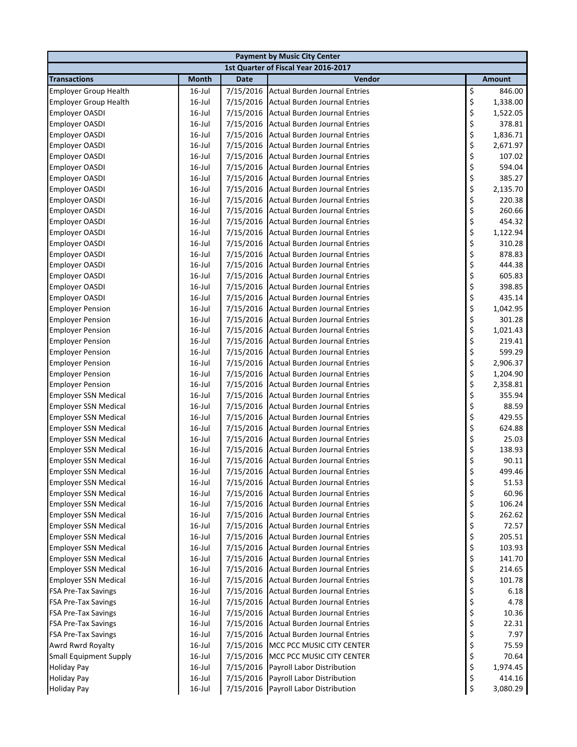| Payment by Music City Center | | | | |
|---|---|---|---|---|
| 1st Quarter of Fiscal Year 2016-2017 | | | | |
| **Transactions** | **Month** | **Date** | **Vendor** | **Amount** |
| Employer Group Health | 16-Jul | 7/15/2016 | Actual Burden Journal Entries | $ 846.00 |
| Employer Group Health | 16-Jul | 7/15/2016 | Actual Burden Journal Entries | $ 1,338.00 |
| Employer OASDI | 16-Jul | 7/15/2016 | Actual Burden Journal Entries | $ 1,522.05 |
| Employer OASDI | 16-Jul | 7/15/2016 | Actual Burden Journal Entries | $ 378.81 |
| Employer OASDI | 16-Jul | 7/15/2016 | Actual Burden Journal Entries | $ 1,836.71 |
| Employer OASDI | 16-Jul | 7/15/2016 | Actual Burden Journal Entries | $ 2,671.97 |
| Employer OASDI | 16-Jul | 7/15/2016 | Actual Burden Journal Entries | $ 107.02 |
| Employer OASDI | 16-Jul | 7/15/2016 | Actual Burden Journal Entries | $ 594.04 |
| Employer OASDI | 16-Jul | 7/15/2016 | Actual Burden Journal Entries | $ 385.27 |
| Employer OASDI | 16-Jul | 7/15/2016 | Actual Burden Journal Entries | $ 2,135.70 |
| Employer OASDI | 16-Jul | 7/15/2016 | Actual Burden Journal Entries | $ 220.38 |
| Employer OASDI | 16-Jul | 7/15/2016 | Actual Burden Journal Entries | $ 260.66 |
| Employer OASDI | 16-Jul | 7/15/2016 | Actual Burden Journal Entries | $ 454.32 |
| Employer OASDI | 16-Jul | 7/15/2016 | Actual Burden Journal Entries | $ 1,122.94 |
| Employer OASDI | 16-Jul | 7/15/2016 | Actual Burden Journal Entries | $ 310.28 |
| Employer OASDI | 16-Jul | 7/15/2016 | Actual Burden Journal Entries | $ 878.83 |
| Employer OASDI | 16-Jul | 7/15/2016 | Actual Burden Journal Entries | $ 444.38 |
| Employer OASDI | 16-Jul | 7/15/2016 | Actual Burden Journal Entries | $ 605.83 |
| Employer OASDI | 16-Jul | 7/15/2016 | Actual Burden Journal Entries | $ 398.85 |
| Employer OASDI | 16-Jul | 7/15/2016 | Actual Burden Journal Entries | $ 435.14 |
| Employer Pension | 16-Jul | 7/15/2016 | Actual Burden Journal Entries | $ 1,042.95 |
| Employer Pension | 16-Jul | 7/15/2016 | Actual Burden Journal Entries | $ 301.28 |
| Employer Pension | 16-Jul | 7/15/2016 | Actual Burden Journal Entries | $ 1,021.43 |
| Employer Pension | 16-Jul | 7/15/2016 | Actual Burden Journal Entries | $ 219.41 |
| Employer Pension | 16-Jul | 7/15/2016 | Actual Burden Journal Entries | $ 599.29 |
| Employer Pension | 16-Jul | 7/15/2016 | Actual Burden Journal Entries | $ 2,906.37 |
| Employer Pension | 16-Jul | 7/15/2016 | Actual Burden Journal Entries | $ 1,204.90 |
| Employer Pension | 16-Jul | 7/15/2016 | Actual Burden Journal Entries | $ 2,358.81 |
| Employer SSN Medical | 16-Jul | 7/15/2016 | Actual Burden Journal Entries | $ 355.94 |
| Employer SSN Medical | 16-Jul | 7/15/2016 | Actual Burden Journal Entries | $ 88.59 |
| Employer SSN Medical | 16-Jul | 7/15/2016 | Actual Burden Journal Entries | $ 429.55 |
| Employer SSN Medical | 16-Jul | 7/15/2016 | Actual Burden Journal Entries | $ 624.88 |
| Employer SSN Medical | 16-Jul | 7/15/2016 | Actual Burden Journal Entries | $ 25.03 |
| Employer SSN Medical | 16-Jul | 7/15/2016 | Actual Burden Journal Entries | $ 138.93 |
| Employer SSN Medical | 16-Jul | 7/15/2016 | Actual Burden Journal Entries | $ 90.11 |
| Employer SSN Medical | 16-Jul | 7/15/2016 | Actual Burden Journal Entries | $ 499.46 |
| Employer SSN Medical | 16-Jul | 7/15/2016 | Actual Burden Journal Entries | $ 51.53 |
| Employer SSN Medical | 16-Jul | 7/15/2016 | Actual Burden Journal Entries | $ 60.96 |
| Employer SSN Medical | 16-Jul | 7/15/2016 | Actual Burden Journal Entries | $ 106.24 |
| Employer SSN Medical | 16-Jul | 7/15/2016 | Actual Burden Journal Entries | $ 262.62 |
| Employer SSN Medical | 16-Jul | 7/15/2016 | Actual Burden Journal Entries | $ 72.57 |
| Employer SSN Medical | 16-Jul | 7/15/2016 | Actual Burden Journal Entries | $ 205.51 |
| Employer SSN Medical | 16-Jul | 7/15/2016 | Actual Burden Journal Entries | $ 103.93 |
| Employer SSN Medical | 16-Jul | 7/15/2016 | Actual Burden Journal Entries | $ 141.70 |
| Employer SSN Medical | 16-Jul | 7/15/2016 | Actual Burden Journal Entries | $ 214.65 |
| Employer SSN Medical | 16-Jul | 7/15/2016 | Actual Burden Journal Entries | $ 101.78 |
| FSA Pre-Tax Savings | 16-Jul | 7/15/2016 | Actual Burden Journal Entries | $ 6.18 |
| FSA Pre-Tax Savings | 16-Jul | 7/15/2016 | Actual Burden Journal Entries | $ 4.78 |
| FSA Pre-Tax Savings | 16-Jul | 7/15/2016 | Actual Burden Journal Entries | $ 10.36 |
| FSA Pre-Tax Savings | 16-Jul | 7/15/2016 | Actual Burden Journal Entries | $ 22.31 |
| FSA Pre-Tax Savings | 16-Jul | 7/15/2016 | Actual Burden Journal Entries | $ 7.97 |
| Awrd Rwrd Royalty | 16-Jul | 7/15/2016 | MCC PCC MUSIC CITY CENTER | $ 75.59 |
| Small Equipment Supply | 16-Jul | 7/15/2016 | MCC PCC MUSIC CITY CENTER | $ 70.64 |
| Holiday Pay | 16-Jul | 7/15/2016 | Payroll Labor Distribution | $ 1,974.45 |
| Holiday Pay | 16-Jul | 7/15/2016 | Payroll Labor Distribution | $ 414.16 |
| Holiday Pay | 16-Jul | 7/15/2016 | Payroll Labor Distribution | $ 3,080.29 |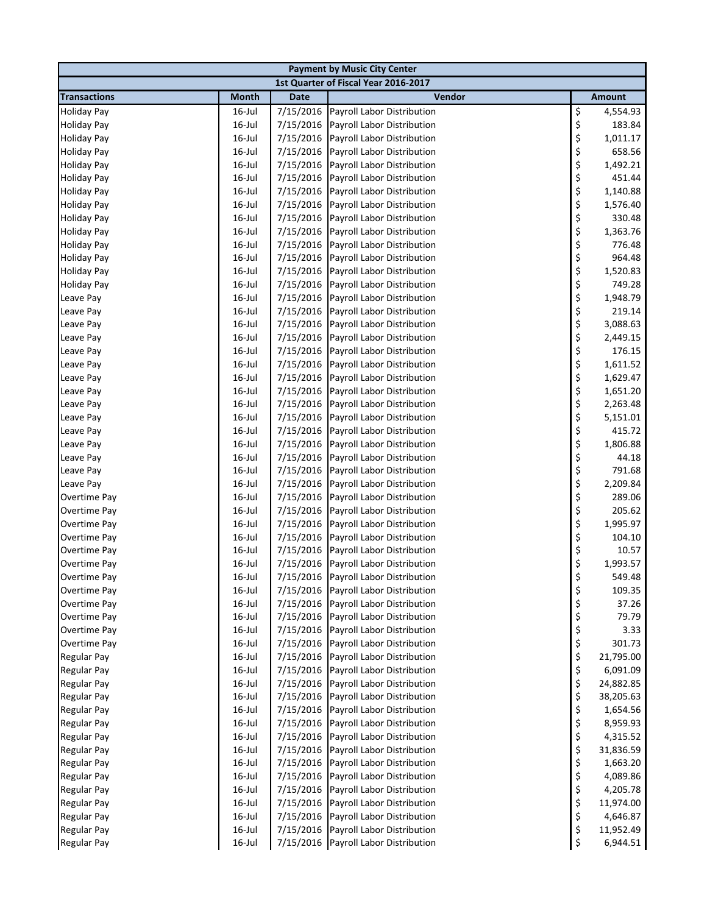| Payment by Music City Center | | | | |
|---|---|---|---|---|
| 1st Quarter of Fiscal Year 2016-2017 | | | | |
| **Transactions** | **Month** | **Date** | **Vendor** | **Amount** |
| Holiday Pay | 16-Jul | 7/15/2016 | Payroll Labor Distribution | $ 4,554.93 |
| Holiday Pay | 16-Jul | 7/15/2016 | Payroll Labor Distribution | $ 183.84 |
| Holiday Pay | 16-Jul | 7/15/2016 | Payroll Labor Distribution | $ 1,011.17 |
| Holiday Pay | 16-Jul | 7/15/2016 | Payroll Labor Distribution | $ 658.56 |
| Holiday Pay | 16-Jul | 7/15/2016 | Payroll Labor Distribution | $ 1,492.21 |
| Holiday Pay | 16-Jul | 7/15/2016 | Payroll Labor Distribution | $ 451.44 |
| Holiday Pay | 16-Jul | 7/15/2016 | Payroll Labor Distribution | $ 1,140.88 |
| Holiday Pay | 16-Jul | 7/15/2016 | Payroll Labor Distribution | $ 1,576.40 |
| Holiday Pay | 16-Jul | 7/15/2016 | Payroll Labor Distribution | $ 330.48 |
| Holiday Pay | 16-Jul | 7/15/2016 | Payroll Labor Distribution | $ 1,363.76 |
| Holiday Pay | 16-Jul | 7/15/2016 | Payroll Labor Distribution | $ 776.48 |
| Holiday Pay | 16-Jul | 7/15/2016 | Payroll Labor Distribution | $ 964.48 |
| Holiday Pay | 16-Jul | 7/15/2016 | Payroll Labor Distribution | $ 1,520.83 |
| Holiday Pay | 16-Jul | 7/15/2016 | Payroll Labor Distribution | $ 749.28 |
| Leave Pay | 16-Jul | 7/15/2016 | Payroll Labor Distribution | $ 1,948.79 |
| Leave Pay | 16-Jul | 7/15/2016 | Payroll Labor Distribution | $ 219.14 |
| Leave Pay | 16-Jul | 7/15/2016 | Payroll Labor Distribution | $ 3,088.63 |
| Leave Pay | 16-Jul | 7/15/2016 | Payroll Labor Distribution | $ 2,449.15 |
| Leave Pay | 16-Jul | 7/15/2016 | Payroll Labor Distribution | $ 176.15 |
| Leave Pay | 16-Jul | 7/15/2016 | Payroll Labor Distribution | $ 1,611.52 |
| Leave Pay | 16-Jul | 7/15/2016 | Payroll Labor Distribution | $ 1,629.47 |
| Leave Pay | 16-Jul | 7/15/2016 | Payroll Labor Distribution | $ 1,651.20 |
| Leave Pay | 16-Jul | 7/15/2016 | Payroll Labor Distribution | $ 2,263.48 |
| Leave Pay | 16-Jul | 7/15/2016 | Payroll Labor Distribution | $ 5,151.01 |
| Leave Pay | 16-Jul | 7/15/2016 | Payroll Labor Distribution | $ 415.72 |
| Leave Pay | 16-Jul | 7/15/2016 | Payroll Labor Distribution | $ 1,806.88 |
| Leave Pay | 16-Jul | 7/15/2016 | Payroll Labor Distribution | $ 44.18 |
| Leave Pay | 16-Jul | 7/15/2016 | Payroll Labor Distribution | $ 791.68 |
| Leave Pay | 16-Jul | 7/15/2016 | Payroll Labor Distribution | $ 2,209.84 |
| Overtime Pay | 16-Jul | 7/15/2016 | Payroll Labor Distribution | $ 289.06 |
| Overtime Pay | 16-Jul | 7/15/2016 | Payroll Labor Distribution | $ 205.62 |
| Overtime Pay | 16-Jul | 7/15/2016 | Payroll Labor Distribution | $ 1,995.97 |
| Overtime Pay | 16-Jul | 7/15/2016 | Payroll Labor Distribution | $ 104.10 |
| Overtime Pay | 16-Jul | 7/15/2016 | Payroll Labor Distribution | $ 10.57 |
| Overtime Pay | 16-Jul | 7/15/2016 | Payroll Labor Distribution | $ 1,993.57 |
| Overtime Pay | 16-Jul | 7/15/2016 | Payroll Labor Distribution | $ 549.48 |
| Overtime Pay | 16-Jul | 7/15/2016 | Payroll Labor Distribution | $ 109.35 |
| Overtime Pay | 16-Jul | 7/15/2016 | Payroll Labor Distribution | $ 37.26 |
| Overtime Pay | 16-Jul | 7/15/2016 | Payroll Labor Distribution | $ 79.79 |
| Overtime Pay | 16-Jul | 7/15/2016 | Payroll Labor Distribution | $ 3.33 |
| Overtime Pay | 16-Jul | 7/15/2016 | Payroll Labor Distribution | $ 301.73 |
| Regular Pay | 16-Jul | 7/15/2016 | Payroll Labor Distribution | $ 21,795.00 |
| Regular Pay | 16-Jul | 7/15/2016 | Payroll Labor Distribution | $ 6,091.09 |
| Regular Pay | 16-Jul | 7/15/2016 | Payroll Labor Distribution | $ 24,882.85 |
| Regular Pay | 16-Jul | 7/15/2016 | Payroll Labor Distribution | $ 38,205.63 |
| Regular Pay | 16-Jul | 7/15/2016 | Payroll Labor Distribution | $ 1,654.56 |
| Regular Pay | 16-Jul | 7/15/2016 | Payroll Labor Distribution | $ 8,959.93 |
| Regular Pay | 16-Jul | 7/15/2016 | Payroll Labor Distribution | $ 4,315.52 |
| Regular Pay | 16-Jul | 7/15/2016 | Payroll Labor Distribution | $ 31,836.59 |
| Regular Pay | 16-Jul | 7/15/2016 | Payroll Labor Distribution | $ 1,663.20 |
| Regular Pay | 16-Jul | 7/15/2016 | Payroll Labor Distribution | $ 4,089.86 |
| Regular Pay | 16-Jul | 7/15/2016 | Payroll Labor Distribution | $ 4,205.78 |
| Regular Pay | 16-Jul | 7/15/2016 | Payroll Labor Distribution | $ 11,974.00 |
| Regular Pay | 16-Jul | 7/15/2016 | Payroll Labor Distribution | $ 4,646.87 |
| Regular Pay | 16-Jul | 7/15/2016 | Payroll Labor Distribution | $ 11,952.49 |
| Regular Pay | 16-Jul | 7/15/2016 | Payroll Labor Distribution | $ 6,944.51 |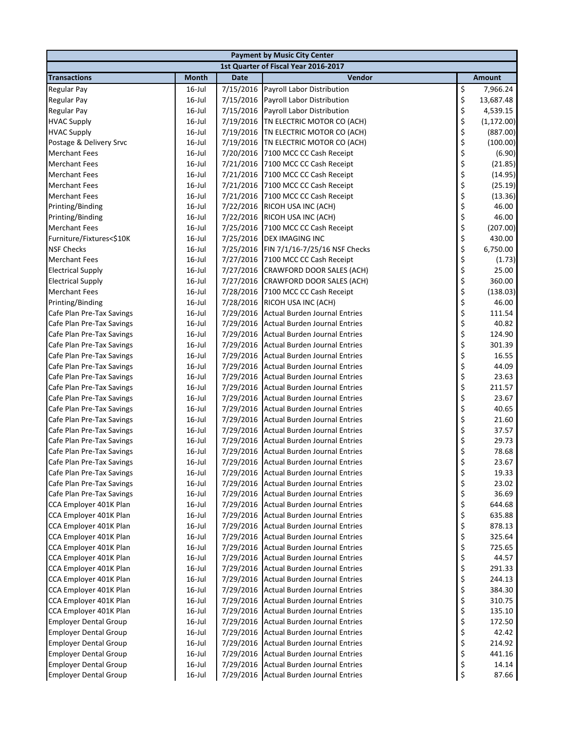| Payment by Music City Center | | | | |
|---|---|---|---|---|
| 1st Quarter of Fiscal Year 2016-2017 | | | | |
| **Transactions** | **Month** | **Date** | **Vendor** | **Amount** |
| Regular Pay | 16-Jul | 7/15/2016 | Payroll Labor Distribution | $ 7,966.24 |
| Regular Pay | 16-Jul | 7/15/2016 | Payroll Labor Distribution | $ 13,687.48 |
| Regular Pay | 16-Jul | 7/15/2016 | Payroll Labor Distribution | $ 4,539.15 |
| HVAC Supply | 16-Jul | 7/19/2016 | TN ELECTRIC MOTOR CO (ACH) | $ (1,172.00) |
| HVAC Supply | 16-Jul | 7/19/2016 | TN ELECTRIC MOTOR CO (ACH) | $ (887.00) |
| Postage & Delivery Srvc | 16-Jul | 7/19/2016 | TN ELECTRIC MOTOR CO (ACH) | $ (100.00) |
| Merchant Fees | 16-Jul | 7/20/2016 | 7100 MCC CC Cash Receipt | $ (6.90) |
| Merchant Fees | 16-Jul | 7/21/2016 | 7100 MCC CC Cash Receipt | $ (21.85) |
| Merchant Fees | 16-Jul | 7/21/2016 | 7100 MCC CC Cash Receipt | $ (14.95) |
| Merchant Fees | 16-Jul | 7/21/2016 | 7100 MCC CC Cash Receipt | $ (25.19) |
| Merchant Fees | 16-Jul | 7/21/2016 | 7100 MCC CC Cash Receipt | $ (13.36) |
| Printing/Binding | 16-Jul | 7/22/2016 | RICOH USA INC (ACH) | $ 46.00 |
| Printing/Binding | 16-Jul | 7/22/2016 | RICOH USA INC (ACH) | $ 46.00 |
| Merchant Fees | 16-Jul | 7/25/2016 | 7100 MCC CC Cash Receipt | $ (207.00) |
| Furniture/Fixtures<$10K | 16-Jul | 7/25/2016 | DEX IMAGING INC | $ 430.00 |
| NSF Checks | 16-Jul | 7/25/2016 | FIN 7/1/16-7/25/16 NSF Checks | $ 6,750.00 |
| Merchant Fees | 16-Jul | 7/27/2016 | 7100 MCC CC Cash Receipt | $ (1.73) |
| Electrical Supply | 16-Jul | 7/27/2016 | CRAWFORD DOOR SALES (ACH) | $ 25.00 |
| Electrical Supply | 16-Jul | 7/27/2016 | CRAWFORD DOOR SALES (ACH) | $ 360.00 |
| Merchant Fees | 16-Jul | 7/28/2016 | 7100 MCC CC Cash Receipt | $ (138.03) |
| Printing/Binding | 16-Jul | 7/28/2016 | RICOH USA INC (ACH) | $ 46.00 |
| Cafe Plan Pre-Tax Savings | 16-Jul | 7/29/2016 | Actual Burden Journal Entries | $ 111.54 |
| Cafe Plan Pre-Tax Savings | 16-Jul | 7/29/2016 | Actual Burden Journal Entries | $ 40.82 |
| Cafe Plan Pre-Tax Savings | 16-Jul | 7/29/2016 | Actual Burden Journal Entries | $ 124.90 |
| Cafe Plan Pre-Tax Savings | 16-Jul | 7/29/2016 | Actual Burden Journal Entries | $ 301.39 |
| Cafe Plan Pre-Tax Savings | 16-Jul | 7/29/2016 | Actual Burden Journal Entries | $ 16.55 |
| Cafe Plan Pre-Tax Savings | 16-Jul | 7/29/2016 | Actual Burden Journal Entries | $ 44.09 |
| Cafe Plan Pre-Tax Savings | 16-Jul | 7/29/2016 | Actual Burden Journal Entries | $ 23.63 |
| Cafe Plan Pre-Tax Savings | 16-Jul | 7/29/2016 | Actual Burden Journal Entries | $ 211.57 |
| Cafe Plan Pre-Tax Savings | 16-Jul | 7/29/2016 | Actual Burden Journal Entries | $ 23.67 |
| Cafe Plan Pre-Tax Savings | 16-Jul | 7/29/2016 | Actual Burden Journal Entries | $ 40.65 |
| Cafe Plan Pre-Tax Savings | 16-Jul | 7/29/2016 | Actual Burden Journal Entries | $ 21.60 |
| Cafe Plan Pre-Tax Savings | 16-Jul | 7/29/2016 | Actual Burden Journal Entries | $ 37.57 |
| Cafe Plan Pre-Tax Savings | 16-Jul | 7/29/2016 | Actual Burden Journal Entries | $ 29.73 |
| Cafe Plan Pre-Tax Savings | 16-Jul | 7/29/2016 | Actual Burden Journal Entries | $ 78.68 |
| Cafe Plan Pre-Tax Savings | 16-Jul | 7/29/2016 | Actual Burden Journal Entries | $ 23.67 |
| Cafe Plan Pre-Tax Savings | 16-Jul | 7/29/2016 | Actual Burden Journal Entries | $ 19.33 |
| Cafe Plan Pre-Tax Savings | 16-Jul | 7/29/2016 | Actual Burden Journal Entries | $ 23.02 |
| Cafe Plan Pre-Tax Savings | 16-Jul | 7/29/2016 | Actual Burden Journal Entries | $ 36.69 |
| CCA Employer 401K Plan | 16-Jul | 7/29/2016 | Actual Burden Journal Entries | $ 644.68 |
| CCA Employer 401K Plan | 16-Jul | 7/29/2016 | Actual Burden Journal Entries | $ 635.88 |
| CCA Employer 401K Plan | 16-Jul | 7/29/2016 | Actual Burden Journal Entries | $ 878.13 |
| CCA Employer 401K Plan | 16-Jul | 7/29/2016 | Actual Burden Journal Entries | $ 325.64 |
| CCA Employer 401K Plan | 16-Jul | 7/29/2016 | Actual Burden Journal Entries | $ 725.65 |
| CCA Employer 401K Plan | 16-Jul | 7/29/2016 | Actual Burden Journal Entries | $ 44.57 |
| CCA Employer 401K Plan | 16-Jul | 7/29/2016 | Actual Burden Journal Entries | $ 291.33 |
| CCA Employer 401K Plan | 16-Jul | 7/29/2016 | Actual Burden Journal Entries | $ 244.13 |
| CCA Employer 401K Plan | 16-Jul | 7/29/2016 | Actual Burden Journal Entries | $ 384.30 |
| CCA Employer 401K Plan | 16-Jul | 7/29/2016 | Actual Burden Journal Entries | $ 310.75 |
| CCA Employer 401K Plan | 16-Jul | 7/29/2016 | Actual Burden Journal Entries | $ 135.10 |
| Employer Dental Group | 16-Jul | 7/29/2016 | Actual Burden Journal Entries | $ 172.50 |
| Employer Dental Group | 16-Jul | 7/29/2016 | Actual Burden Journal Entries | $ 42.42 |
| Employer Dental Group | 16-Jul | 7/29/2016 | Actual Burden Journal Entries | $ 214.92 |
| Employer Dental Group | 16-Jul | 7/29/2016 | Actual Burden Journal Entries | $ 441.16 |
| Employer Dental Group | 16-Jul | 7/29/2016 | Actual Burden Journal Entries | $ 14.14 |
| Employer Dental Group | 16-Jul | 7/29/2016 | Actual Burden Journal Entries | $ 87.66 |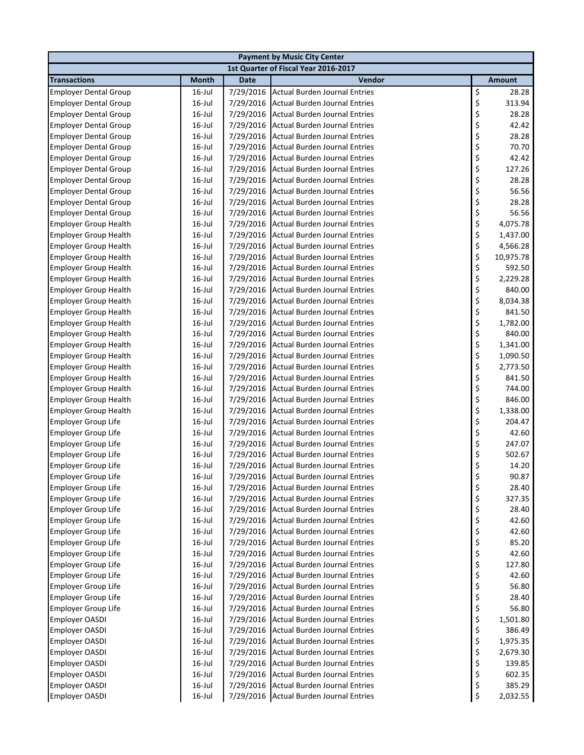| Payment by Music City Center | | | | |
|---|---|---|---|---|
| 1st Quarter of Fiscal Year 2016-2017 | | | | |
| **Transactions** | **Month** | **Date** | **Vendor** | **Amount** |
| Employer Dental Group | 16-Jul | 7/29/2016 | Actual Burden Journal Entries | $ 28.28 |
| Employer Dental Group | 16-Jul | 7/29/2016 | Actual Burden Journal Entries | $ 313.94 |
| Employer Dental Group | 16-Jul | 7/29/2016 | Actual Burden Journal Entries | $ 28.28 |
| Employer Dental Group | 16-Jul | 7/29/2016 | Actual Burden Journal Entries | $ 42.42 |
| Employer Dental Group | 16-Jul | 7/29/2016 | Actual Burden Journal Entries | $ 28.28 |
| Employer Dental Group | 16-Jul | 7/29/2016 | Actual Burden Journal Entries | $ 70.70 |
| Employer Dental Group | 16-Jul | 7/29/2016 | Actual Burden Journal Entries | $ 42.42 |
| Employer Dental Group | 16-Jul | 7/29/2016 | Actual Burden Journal Entries | $ 127.26 |
| Employer Dental Group | 16-Jul | 7/29/2016 | Actual Burden Journal Entries | $ 28.28 |
| Employer Dental Group | 16-Jul | 7/29/2016 | Actual Burden Journal Entries | $ 56.56 |
| Employer Dental Group | 16-Jul | 7/29/2016 | Actual Burden Journal Entries | $ 28.28 |
| Employer Dental Group | 16-Jul | 7/29/2016 | Actual Burden Journal Entries | $ 56.56 |
| Employer Group Health | 16-Jul | 7/29/2016 | Actual Burden Journal Entries | $ 4,075.78 |
| Employer Group Health | 16-Jul | 7/29/2016 | Actual Burden Journal Entries | $ 1,437.00 |
| Employer Group Health | 16-Jul | 7/29/2016 | Actual Burden Journal Entries | $ 4,566.28 |
| Employer Group Health | 16-Jul | 7/29/2016 | Actual Burden Journal Entries | $ 10,975.78 |
| Employer Group Health | 16-Jul | 7/29/2016 | Actual Burden Journal Entries | $ 592.50 |
| Employer Group Health | 16-Jul | 7/29/2016 | Actual Burden Journal Entries | $ 2,229.28 |
| Employer Group Health | 16-Jul | 7/29/2016 | Actual Burden Journal Entries | $ 840.00 |
| Employer Group Health | 16-Jul | 7/29/2016 | Actual Burden Journal Entries | $ 8,034.38 |
| Employer Group Health | 16-Jul | 7/29/2016 | Actual Burden Journal Entries | $ 841.50 |
| Employer Group Health | 16-Jul | 7/29/2016 | Actual Burden Journal Entries | $ 1,782.00 |
| Employer Group Health | 16-Jul | 7/29/2016 | Actual Burden Journal Entries | $ 840.00 |
| Employer Group Health | 16-Jul | 7/29/2016 | Actual Burden Journal Entries | $ 1,341.00 |
| Employer Group Health | 16-Jul | 7/29/2016 | Actual Burden Journal Entries | $ 1,090.50 |
| Employer Group Health | 16-Jul | 7/29/2016 | Actual Burden Journal Entries | $ 2,773.50 |
| Employer Group Health | 16-Jul | 7/29/2016 | Actual Burden Journal Entries | $ 841.50 |
| Employer Group Health | 16-Jul | 7/29/2016 | Actual Burden Journal Entries | $ 744.00 |
| Employer Group Health | 16-Jul | 7/29/2016 | Actual Burden Journal Entries | $ 846.00 |
| Employer Group Health | 16-Jul | 7/29/2016 | Actual Burden Journal Entries | $ 1,338.00 |
| Employer Group Life | 16-Jul | 7/29/2016 | Actual Burden Journal Entries | $ 204.47 |
| Employer Group Life | 16-Jul | 7/29/2016 | Actual Burden Journal Entries | $ 42.60 |
| Employer Group Life | 16-Jul | 7/29/2016 | Actual Burden Journal Entries | $ 247.07 |
| Employer Group Life | 16-Jul | 7/29/2016 | Actual Burden Journal Entries | $ 502.67 |
| Employer Group Life | 16-Jul | 7/29/2016 | Actual Burden Journal Entries | $ 14.20 |
| Employer Group Life | 16-Jul | 7/29/2016 | Actual Burden Journal Entries | $ 90.87 |
| Employer Group Life | 16-Jul | 7/29/2016 | Actual Burden Journal Entries | $ 28.40 |
| Employer Group Life | 16-Jul | 7/29/2016 | Actual Burden Journal Entries | $ 327.35 |
| Employer Group Life | 16-Jul | 7/29/2016 | Actual Burden Journal Entries | $ 28.40 |
| Employer Group Life | 16-Jul | 7/29/2016 | Actual Burden Journal Entries | $ 42.60 |
| Employer Group Life | 16-Jul | 7/29/2016 | Actual Burden Journal Entries | $ 42.60 |
| Employer Group Life | 16-Jul | 7/29/2016 | Actual Burden Journal Entries | $ 85.20 |
| Employer Group Life | 16-Jul | 7/29/2016 | Actual Burden Journal Entries | $ 42.60 |
| Employer Group Life | 16-Jul | 7/29/2016 | Actual Burden Journal Entries | $ 127.80 |
| Employer Group Life | 16-Jul | 7/29/2016 | Actual Burden Journal Entries | $ 42.60 |
| Employer Group Life | 16-Jul | 7/29/2016 | Actual Burden Journal Entries | $ 56.80 |
| Employer Group Life | 16-Jul | 7/29/2016 | Actual Burden Journal Entries | $ 28.40 |
| Employer Group Life | 16-Jul | 7/29/2016 | Actual Burden Journal Entries | $ 56.80 |
| Employer OASDI | 16-Jul | 7/29/2016 | Actual Burden Journal Entries | $ 1,501.80 |
| Employer OASDI | 16-Jul | 7/29/2016 | Actual Burden Journal Entries | $ 386.49 |
| Employer OASDI | 16-Jul | 7/29/2016 | Actual Burden Journal Entries | $ 1,975.35 |
| Employer OASDI | 16-Jul | 7/29/2016 | Actual Burden Journal Entries | $ 2,679.30 |
| Employer OASDI | 16-Jul | 7/29/2016 | Actual Burden Journal Entries | $ 139.85 |
| Employer OASDI | 16-Jul | 7/29/2016 | Actual Burden Journal Entries | $ 602.35 |
| Employer OASDI | 16-Jul | 7/29/2016 | Actual Burden Journal Entries | $ 385.29 |
| Employer OASDI | 16-Jul | 7/29/2016 | Actual Burden Journal Entries | $ 2,032.55 |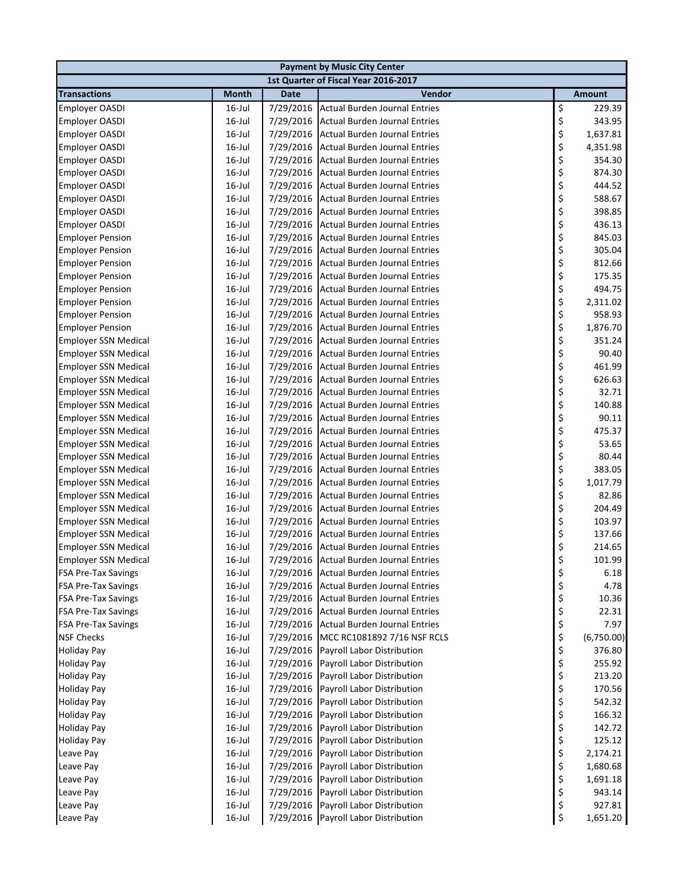| Payment by Music City Center | | | | |
|---|---|---|---|---|
| 1st Quarter of Fiscal Year 2016-2017 | | | | |
| **Transactions** | **Month** | **Date** | **Vendor** | **Amount** |
| Employer OASDI | 16-Jul | 7/29/2016 | Actual Burden Journal Entries | $ 229.39 |
| Employer OASDI | 16-Jul | 7/29/2016 | Actual Burden Journal Entries | $ 343.95 |
| Employer OASDI | 16-Jul | 7/29/2016 | Actual Burden Journal Entries | $ 1,637.81 |
| Employer OASDI | 16-Jul | 7/29/2016 | Actual Burden Journal Entries | $ 4,351.98 |
| Employer OASDI | 16-Jul | 7/29/2016 | Actual Burden Journal Entries | $ 354.30 |
| Employer OASDI | 16-Jul | 7/29/2016 | Actual Burden Journal Entries | $ 874.30 |
| Employer OASDI | 16-Jul | 7/29/2016 | Actual Burden Journal Entries | $ 444.52 |
| Employer OASDI | 16-Jul | 7/29/2016 | Actual Burden Journal Entries | $ 588.67 |
| Employer OASDI | 16-Jul | 7/29/2016 | Actual Burden Journal Entries | $ 398.85 |
| Employer OASDI | 16-Jul | 7/29/2016 | Actual Burden Journal Entries | $ 436.13 |
| Employer Pension | 16-Jul | 7/29/2016 | Actual Burden Journal Entries | $ 845.03 |
| Employer Pension | 16-Jul | 7/29/2016 | Actual Burden Journal Entries | $ 305.04 |
| Employer Pension | 16-Jul | 7/29/2016 | Actual Burden Journal Entries | $ 812.66 |
| Employer Pension | 16-Jul | 7/29/2016 | Actual Burden Journal Entries | $ 175.35 |
| Employer Pension | 16-Jul | 7/29/2016 | Actual Burden Journal Entries | $ 494.75 |
| Employer Pension | 16-Jul | 7/29/2016 | Actual Burden Journal Entries | $ 2,311.02 |
| Employer Pension | 16-Jul | 7/29/2016 | Actual Burden Journal Entries | $ 958.93 |
| Employer Pension | 16-Jul | 7/29/2016 | Actual Burden Journal Entries | $ 1,876.70 |
| Employer SSN Medical | 16-Jul | 7/29/2016 | Actual Burden Journal Entries | $ 351.24 |
| Employer SSN Medical | 16-Jul | 7/29/2016 | Actual Burden Journal Entries | $ 90.40 |
| Employer SSN Medical | 16-Jul | 7/29/2016 | Actual Burden Journal Entries | $ 461.99 |
| Employer SSN Medical | 16-Jul | 7/29/2016 | Actual Burden Journal Entries | $ 626.63 |
| Employer SSN Medical | 16-Jul | 7/29/2016 | Actual Burden Journal Entries | $ 32.71 |
| Employer SSN Medical | 16-Jul | 7/29/2016 | Actual Burden Journal Entries | $ 140.88 |
| Employer SSN Medical | 16-Jul | 7/29/2016 | Actual Burden Journal Entries | $ 90.11 |
| Employer SSN Medical | 16-Jul | 7/29/2016 | Actual Burden Journal Entries | $ 475.37 |
| Employer SSN Medical | 16-Jul | 7/29/2016 | Actual Burden Journal Entries | $ 53.65 |
| Employer SSN Medical | 16-Jul | 7/29/2016 | Actual Burden Journal Entries | $ 80.44 |
| Employer SSN Medical | 16-Jul | 7/29/2016 | Actual Burden Journal Entries | $ 383.05 |
| Employer SSN Medical | 16-Jul | 7/29/2016 | Actual Burden Journal Entries | $ 1,017.79 |
| Employer SSN Medical | 16-Jul | 7/29/2016 | Actual Burden Journal Entries | $ 82.86 |
| Employer SSN Medical | 16-Jul | 7/29/2016 | Actual Burden Journal Entries | $ 204.49 |
| Employer SSN Medical | 16-Jul | 7/29/2016 | Actual Burden Journal Entries | $ 103.97 |
| Employer SSN Medical | 16-Jul | 7/29/2016 | Actual Burden Journal Entries | $ 137.66 |
| Employer SSN Medical | 16-Jul | 7/29/2016 | Actual Burden Journal Entries | $ 214.65 |
| Employer SSN Medical | 16-Jul | 7/29/2016 | Actual Burden Journal Entries | $ 101.99 |
| FSA Pre-Tax Savings | 16-Jul | 7/29/2016 | Actual Burden Journal Entries | $ 6.18 |
| FSA Pre-Tax Savings | 16-Jul | 7/29/2016 | Actual Burden Journal Entries | $ 4.78 |
| FSA Pre-Tax Savings | 16-Jul | 7/29/2016 | Actual Burden Journal Entries | $ 10.36 |
| FSA Pre-Tax Savings | 16-Jul | 7/29/2016 | Actual Burden Journal Entries | $ 22.31 |
| FSA Pre-Tax Savings | 16-Jul | 7/29/2016 | Actual Burden Journal Entries | $ 7.97 |
| NSF Checks | 16-Jul | 7/29/2016 | MCC RC1081892 7/16 NSF RCLS | $ (6,750.00) |
| Holiday Pay | 16-Jul | 7/29/2016 | Payroll Labor Distribution | $ 376.80 |
| Holiday Pay | 16-Jul | 7/29/2016 | Payroll Labor Distribution | $ 255.92 |
| Holiday Pay | 16-Jul | 7/29/2016 | Payroll Labor Distribution | $ 213.20 |
| Holiday Pay | 16-Jul | 7/29/2016 | Payroll Labor Distribution | $ 170.56 |
| Holiday Pay | 16-Jul | 7/29/2016 | Payroll Labor Distribution | $ 542.32 |
| Holiday Pay | 16-Jul | 7/29/2016 | Payroll Labor Distribution | $ 166.32 |
| Holiday Pay | 16-Jul | 7/29/2016 | Payroll Labor Distribution | $ 142.72 |
| Holiday Pay | 16-Jul | 7/29/2016 | Payroll Labor Distribution | $ 125.12 |
| Leave Pay | 16-Jul | 7/29/2016 | Payroll Labor Distribution | $ 2,174.21 |
| Leave Pay | 16-Jul | 7/29/2016 | Payroll Labor Distribution | $ 1,680.68 |
| Leave Pay | 16-Jul | 7/29/2016 | Payroll Labor Distribution | $ 1,691.18 |
| Leave Pay | 16-Jul | 7/29/2016 | Payroll Labor Distribution | $ 943.14 |
| Leave Pay | 16-Jul | 7/29/2016 | Payroll Labor Distribution | $ 927.81 |
| Leave Pay | 16-Jul | 7/29/2016 | Payroll Labor Distribution | $ 1,651.20 |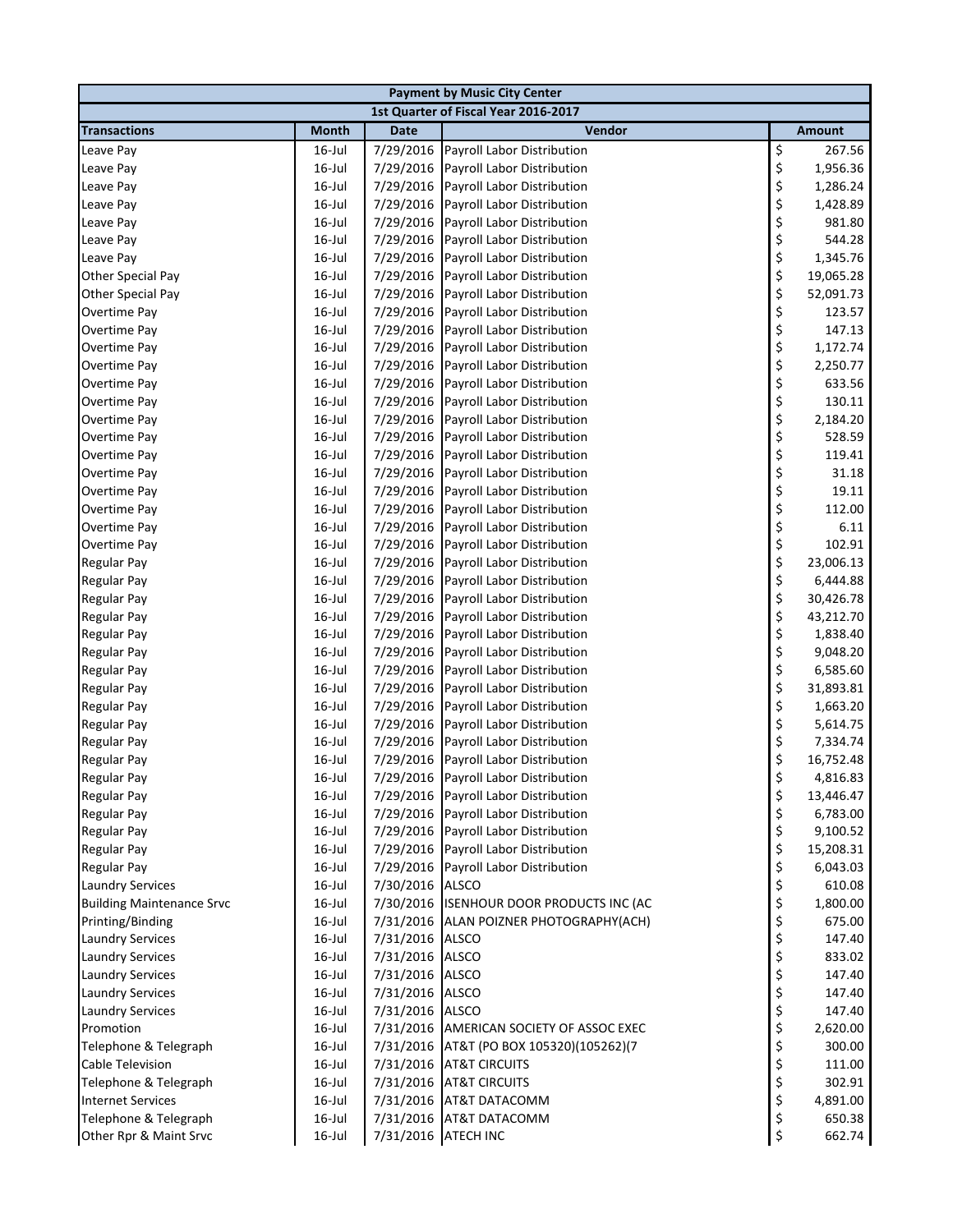| Payment by Music City Center | | | | |
|---|---|---|---|---|
| 1st Quarter of Fiscal Year 2016-2017 | | | | |
| **Transactions** | **Month** | **Date** | **Vendor** | **Amount** |
| Leave Pay | 16-Jul | 7/29/2016 | Payroll Labor Distribution | $ 267.56 |
| Leave Pay | 16-Jul | 7/29/2016 | Payroll Labor Distribution | $ 1,956.36 |
| Leave Pay | 16-Jul | 7/29/2016 | Payroll Labor Distribution | $ 1,286.24 |
| Leave Pay | 16-Jul | 7/29/2016 | Payroll Labor Distribution | $ 1,428.89 |
| Leave Pay | 16-Jul | 7/29/2016 | Payroll Labor Distribution | $ 981.80 |
| Leave Pay | 16-Jul | 7/29/2016 | Payroll Labor Distribution | $ 544.28 |
| Leave Pay | 16-Jul | 7/29/2016 | Payroll Labor Distribution | $ 1,345.76 |
| Other Special Pay | 16-Jul | 7/29/2016 | Payroll Labor Distribution | $ 19,065.28 |
| Other Special Pay | 16-Jul | 7/29/2016 | Payroll Labor Distribution | $ 52,091.73 |
| Overtime Pay | 16-Jul | 7/29/2016 | Payroll Labor Distribution | $ 123.57 |
| Overtime Pay | 16-Jul | 7/29/2016 | Payroll Labor Distribution | $ 147.13 |
| Overtime Pay | 16-Jul | 7/29/2016 | Payroll Labor Distribution | $ 1,172.74 |
| Overtime Pay | 16-Jul | 7/29/2016 | Payroll Labor Distribution | $ 2,250.77 |
| Overtime Pay | 16-Jul | 7/29/2016 | Payroll Labor Distribution | $ 633.56 |
| Overtime Pay | 16-Jul | 7/29/2016 | Payroll Labor Distribution | $ 130.11 |
| Overtime Pay | 16-Jul | 7/29/2016 | Payroll Labor Distribution | $ 2,184.20 |
| Overtime Pay | 16-Jul | 7/29/2016 | Payroll Labor Distribution | $ 528.59 |
| Overtime Pay | 16-Jul | 7/29/2016 | Payroll Labor Distribution | $ 119.41 |
| Overtime Pay | 16-Jul | 7/29/2016 | Payroll Labor Distribution | $ 31.18 |
| Overtime Pay | 16-Jul | 7/29/2016 | Payroll Labor Distribution | $ 19.11 |
| Overtime Pay | 16-Jul | 7/29/2016 | Payroll Labor Distribution | $ 112.00 |
| Overtime Pay | 16-Jul | 7/29/2016 | Payroll Labor Distribution | $ 6.11 |
| Overtime Pay | 16-Jul | 7/29/2016 | Payroll Labor Distribution | $ 102.91 |
| Regular Pay | 16-Jul | 7/29/2016 | Payroll Labor Distribution | $ 23,006.13 |
| Regular Pay | 16-Jul | 7/29/2016 | Payroll Labor Distribution | $ 6,444.88 |
| Regular Pay | 16-Jul | 7/29/2016 | Payroll Labor Distribution | $ 30,426.78 |
| Regular Pay | 16-Jul | 7/29/2016 | Payroll Labor Distribution | $ 43,212.70 |
| Regular Pay | 16-Jul | 7/29/2016 | Payroll Labor Distribution | $ 1,838.40 |
| Regular Pay | 16-Jul | 7/29/2016 | Payroll Labor Distribution | $ 9,048.20 |
| Regular Pay | 16-Jul | 7/29/2016 | Payroll Labor Distribution | $ 6,585.60 |
| Regular Pay | 16-Jul | 7/29/2016 | Payroll Labor Distribution | $ 31,893.81 |
| Regular Pay | 16-Jul | 7/29/2016 | Payroll Labor Distribution | $ 1,663.20 |
| Regular Pay | 16-Jul | 7/29/2016 | Payroll Labor Distribution | $ 5,614.75 |
| Regular Pay | 16-Jul | 7/29/2016 | Payroll Labor Distribution | $ 7,334.74 |
| Regular Pay | 16-Jul | 7/29/2016 | Payroll Labor Distribution | $ 16,752.48 |
| Regular Pay | 16-Jul | 7/29/2016 | Payroll Labor Distribution | $ 4,816.83 |
| Regular Pay | 16-Jul | 7/29/2016 | Payroll Labor Distribution | $ 13,446.47 |
| Regular Pay | 16-Jul | 7/29/2016 | Payroll Labor Distribution | $ 6,783.00 |
| Regular Pay | 16-Jul | 7/29/2016 | Payroll Labor Distribution | $ 9,100.52 |
| Regular Pay | 16-Jul | 7/29/2016 | Payroll Labor Distribution | $ 15,208.31 |
| Regular Pay | 16-Jul | 7/29/2016 | Payroll Labor Distribution | $ 6,043.03 |
| Laundry Services | 16-Jul | 7/30/2016 | ALSCO | $ 610.08 |
| Building Maintenance Srvc | 16-Jul | 7/30/2016 | ISENHOUR DOOR PRODUCTS INC (AC | $ 1,800.00 |
| Printing/Binding | 16-Jul | 7/31/2016 | ALAN POIZNER PHOTOGRAPHY(ACH) | $ 675.00 |
| Laundry Services | 16-Jul | 7/31/2016 | ALSCO | $ 147.40 |
| Laundry Services | 16-Jul | 7/31/2016 | ALSCO | $ 833.02 |
| Laundry Services | 16-Jul | 7/31/2016 | ALSCO | $ 147.40 |
| Laundry Services | 16-Jul | 7/31/2016 | ALSCO | $ 147.40 |
| Laundry Services | 16-Jul | 7/31/2016 | ALSCO | $ 147.40 |
| Promotion | 16-Jul | 7/31/2016 | AMERICAN SOCIETY OF ASSOC EXEC | $ 2,620.00 |
| Telephone & Telegraph | 16-Jul | 7/31/2016 | AT&T (PO BOX 105320)(105262)(7 | $ 300.00 |
| Cable Television | 16-Jul | 7/31/2016 | AT&T CIRCUITS | $ 111.00 |
| Telephone & Telegraph | 16-Jul | 7/31/2016 | AT&T CIRCUITS | $ 302.91 |
| Internet Services | 16-Jul | 7/31/2016 | AT&T DATACOMM | $ 4,891.00 |
| Telephone & Telegraph | 16-Jul | 7/31/2016 | AT&T DATACOMM | $ 650.38 |
| Other Rpr & Maint Srvc | 16-Jul | 7/31/2016 | ATECH INC | $ 662.74 |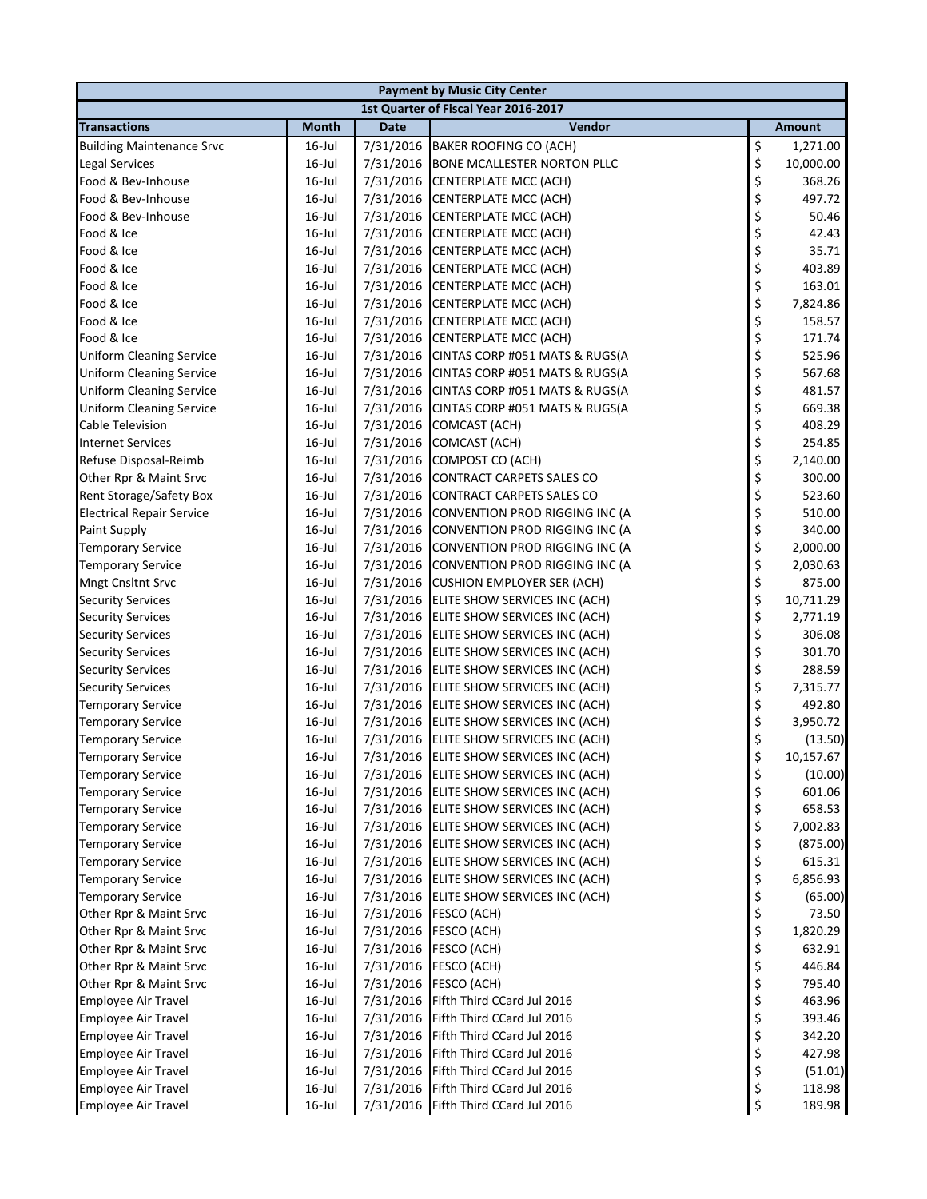| Payment by Music City Center | | | | |
|---|---|---|---|---|
| 1st Quarter of Fiscal Year 2016-2017 | | | | |
| **Transactions** | **Month** | **Date** | **Vendor** | **Amount** |
| Building Maintenance Srvc | 16-Jul | 7/31/2016 | BAKER ROOFING CO (ACH) | $ 1,271.00 |
| Legal Services | 16-Jul | 7/31/2016 | BONE MCALLESTER NORTON PLLC | $ 10,000.00 |
| Food & Bev-Inhouse | 16-Jul | 7/31/2016 | CENTERPLATE MCC (ACH) | $ 368.26 |
| Food & Bev-Inhouse | 16-Jul | 7/31/2016 | CENTERPLATE MCC (ACH) | $ 497.72 |
| Food & Bev-Inhouse | 16-Jul | 7/31/2016 | CENTERPLATE MCC (ACH) | $ 50.46 |
| Food & Ice | 16-Jul | 7/31/2016 | CENTERPLATE MCC (ACH) | $ 42.43 |
| Food & Ice | 16-Jul | 7/31/2016 | CENTERPLATE MCC (ACH) | $ 35.71 |
| Food & Ice | 16-Jul | 7/31/2016 | CENTERPLATE MCC (ACH) | $ 403.89 |
| Food & Ice | 16-Jul | 7/31/2016 | CENTERPLATE MCC (ACH) | $ 163.01 |
| Food & Ice | 16-Jul | 7/31/2016 | CENTERPLATE MCC (ACH) | $ 7,824.86 |
| Food & Ice | 16-Jul | 7/31/2016 | CENTERPLATE MCC (ACH) | $ 158.57 |
| Food & Ice | 16-Jul | 7/31/2016 | CENTERPLATE MCC (ACH) | $ 171.74 |
| Uniform Cleaning Service | 16-Jul | 7/31/2016 | CINTAS CORP #051 MATS & RUGS(A | $ 525.96 |
| Uniform Cleaning Service | 16-Jul | 7/31/2016 | CINTAS CORP #051 MATS & RUGS(A | $ 567.68 |
| Uniform Cleaning Service | 16-Jul | 7/31/2016 | CINTAS CORP #051 MATS & RUGS(A | $ 481.57 |
| Uniform Cleaning Service | 16-Jul | 7/31/2016 | CINTAS CORP #051 MATS & RUGS(A | $ 669.38 |
| Cable Television | 16-Jul | 7/31/2016 | COMCAST (ACH) | $ 408.29 |
| Internet Services | 16-Jul | 7/31/2016 | COMCAST (ACH) | $ 254.85 |
| Refuse Disposal-Reimb | 16-Jul | 7/31/2016 | COMPOST CO (ACH) | $ 2,140.00 |
| Other Rpr & Maint Srvc | 16-Jul | 7/31/2016 | CONTRACT CARPETS SALES CO | $ 300.00 |
| Rent Storage/Safety Box | 16-Jul | 7/31/2016 | CONTRACT CARPETS SALES CO | $ 523.60 |
| Electrical Repair Service | 16-Jul | 7/31/2016 | CONVENTION PROD RIGGING INC (A | $ 510.00 |
| Paint Supply | 16-Jul | 7/31/2016 | CONVENTION PROD RIGGING INC (A | $ 340.00 |
| Temporary Service | 16-Jul | 7/31/2016 | CONVENTION PROD RIGGING INC (A | $ 2,000.00 |
| Temporary Service | 16-Jul | 7/31/2016 | CONVENTION PROD RIGGING INC (A | $ 2,030.63 |
| Mngt Cnsltnt Srvc | 16-Jul | 7/31/2016 | CUSHION EMPLOYER SER (ACH) | $ 875.00 |
| Security Services | 16-Jul | 7/31/2016 | ELITE SHOW SERVICES INC (ACH) | $ 10,711.29 |
| Security Services | 16-Jul | 7/31/2016 | ELITE SHOW SERVICES INC (ACH) | $ 2,771.19 |
| Security Services | 16-Jul | 7/31/2016 | ELITE SHOW SERVICES INC (ACH) | $ 306.08 |
| Security Services | 16-Jul | 7/31/2016 | ELITE SHOW SERVICES INC (ACH) | $ 301.70 |
| Security Services | 16-Jul | 7/31/2016 | ELITE SHOW SERVICES INC (ACH) | $ 288.59 |
| Security Services | 16-Jul | 7/31/2016 | ELITE SHOW SERVICES INC (ACH) | $ 7,315.77 |
| Temporary Service | 16-Jul | 7/31/2016 | ELITE SHOW SERVICES INC (ACH) | $ 492.80 |
| Temporary Service | 16-Jul | 7/31/2016 | ELITE SHOW SERVICES INC (ACH) | $ 3,950.72 |
| Temporary Service | 16-Jul | 7/31/2016 | ELITE SHOW SERVICES INC (ACH) | $ (13.50) |
| Temporary Service | 16-Jul | 7/31/2016 | ELITE SHOW SERVICES INC (ACH) | $ 10,157.67 |
| Temporary Service | 16-Jul | 7/31/2016 | ELITE SHOW SERVICES INC (ACH) | $ (10.00) |
| Temporary Service | 16-Jul | 7/31/2016 | ELITE SHOW SERVICES INC (ACH) | $ 601.06 |
| Temporary Service | 16-Jul | 7/31/2016 | ELITE SHOW SERVICES INC (ACH) | $ 658.53 |
| Temporary Service | 16-Jul | 7/31/2016 | ELITE SHOW SERVICES INC (ACH) | $ 7,002.83 |
| Temporary Service | 16-Jul | 7/31/2016 | ELITE SHOW SERVICES INC (ACH) | $ (875.00) |
| Temporary Service | 16-Jul | 7/31/2016 | ELITE SHOW SERVICES INC (ACH) | $ 615.31 |
| Temporary Service | 16-Jul | 7/31/2016 | ELITE SHOW SERVICES INC (ACH) | $ 6,856.93 |
| Temporary Service | 16-Jul | 7/31/2016 | ELITE SHOW SERVICES INC (ACH) | $ (65.00) |
| Other Rpr & Maint Srvc | 16-Jul | 7/31/2016 | FESCO (ACH) | $ 73.50 |
| Other Rpr & Maint Srvc | 16-Jul | 7/31/2016 | FESCO (ACH) | $ 1,820.29 |
| Other Rpr & Maint Srvc | 16-Jul | 7/31/2016 | FESCO (ACH) | $ 632.91 |
| Other Rpr & Maint Srvc | 16-Jul | 7/31/2016 | FESCO (ACH) | $ 446.84 |
| Other Rpr & Maint Srvc | 16-Jul | 7/31/2016 | FESCO (ACH) | $ 795.40 |
| Employee Air Travel | 16-Jul | 7/31/2016 | Fifth Third CCard Jul 2016 | $ 463.96 |
| Employee Air Travel | 16-Jul | 7/31/2016 | Fifth Third CCard Jul 2016 | $ 393.46 |
| Employee Air Travel | 16-Jul | 7/31/2016 | Fifth Third CCard Jul 2016 | $ 342.20 |
| Employee Air Travel | 16-Jul | 7/31/2016 | Fifth Third CCard Jul 2016 | $ 427.98 |
| Employee Air Travel | 16-Jul | 7/31/2016 | Fifth Third CCard Jul 2016 | $ (51.01) |
| Employee Air Travel | 16-Jul | 7/31/2016 | Fifth Third CCard Jul 2016 | $ 118.98 |
| Employee Air Travel | 16-Jul | 7/31/2016 | Fifth Third CCard Jul 2016 | $ 189.98 |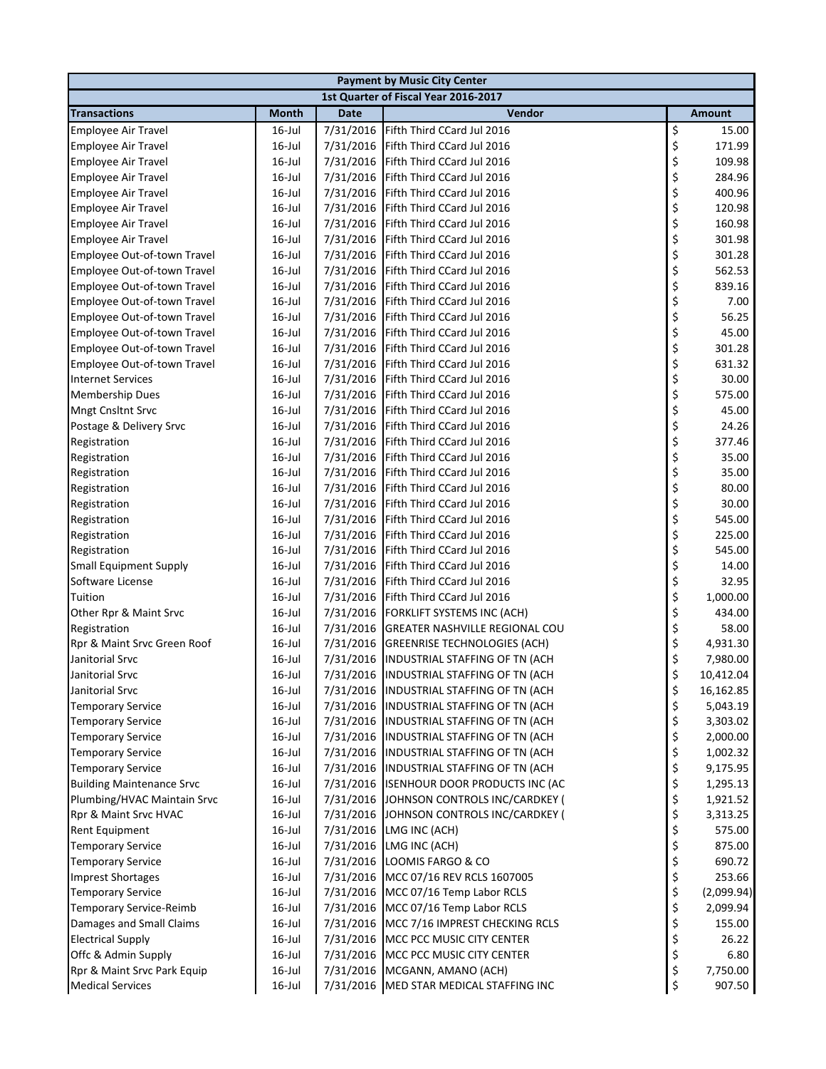| Payment by Music City Center | | | | |
|---|---|---|---|---|
| 1st Quarter of Fiscal Year 2016-2017 | | | | |
| **Transactions** | **Month** | **Date** | **Vendor** | **Amount** |
| Employee Air Travel | 16-Jul | 7/31/2016 | Fifth Third CCard Jul 2016 | $ 15.00 |
| Employee Air Travel | 16-Jul | 7/31/2016 | Fifth Third CCard Jul 2016 | $ 171.99 |
| Employee Air Travel | 16-Jul | 7/31/2016 | Fifth Third CCard Jul 2016 | $ 109.98 |
| Employee Air Travel | 16-Jul | 7/31/2016 | Fifth Third CCard Jul 2016 | $ 284.96 |
| Employee Air Travel | 16-Jul | 7/31/2016 | Fifth Third CCard Jul 2016 | $ 400.96 |
| Employee Air Travel | 16-Jul | 7/31/2016 | Fifth Third CCard Jul 2016 | $ 120.98 |
| Employee Air Travel | 16-Jul | 7/31/2016 | Fifth Third CCard Jul 2016 | $ 160.98 |
| Employee Air Travel | 16-Jul | 7/31/2016 | Fifth Third CCard Jul 2016 | $ 301.98 |
| Employee Out-of-town Travel | 16-Jul | 7/31/2016 | Fifth Third CCard Jul 2016 | $ 301.28 |
| Employee Out-of-town Travel | 16-Jul | 7/31/2016 | Fifth Third CCard Jul 2016 | $ 562.53 |
| Employee Out-of-town Travel | 16-Jul | 7/31/2016 | Fifth Third CCard Jul 2016 | $ 839.16 |
| Employee Out-of-town Travel | 16-Jul | 7/31/2016 | Fifth Third CCard Jul 2016 | $ 7.00 |
| Employee Out-of-town Travel | 16-Jul | 7/31/2016 | Fifth Third CCard Jul 2016 | $ 56.25 |
| Employee Out-of-town Travel | 16-Jul | 7/31/2016 | Fifth Third CCard Jul 2016 | $ 45.00 |
| Employee Out-of-town Travel | 16-Jul | 7/31/2016 | Fifth Third CCard Jul 2016 | $ 301.28 |
| Employee Out-of-town Travel | 16-Jul | 7/31/2016 | Fifth Third CCard Jul 2016 | $ 631.32 |
| Internet Services | 16-Jul | 7/31/2016 | Fifth Third CCard Jul 2016 | $ 30.00 |
| Membership Dues | 16-Jul | 7/31/2016 | Fifth Third CCard Jul 2016 | $ 575.00 |
| Mngt Cnsltnt Srvc | 16-Jul | 7/31/2016 | Fifth Third CCard Jul 2016 | $ 45.00 |
| Postage & Delivery Srvc | 16-Jul | 7/31/2016 | Fifth Third CCard Jul 2016 | $ 24.26 |
| Registration | 16-Jul | 7/31/2016 | Fifth Third CCard Jul 2016 | $ 377.46 |
| Registration | 16-Jul | 7/31/2016 | Fifth Third CCard Jul 2016 | $ 35.00 |
| Registration | 16-Jul | 7/31/2016 | Fifth Third CCard Jul 2016 | $ 35.00 |
| Registration | 16-Jul | 7/31/2016 | Fifth Third CCard Jul 2016 | $ 80.00 |
| Registration | 16-Jul | 7/31/2016 | Fifth Third CCard Jul 2016 | $ 30.00 |
| Registration | 16-Jul | 7/31/2016 | Fifth Third CCard Jul 2016 | $ 545.00 |
| Registration | 16-Jul | 7/31/2016 | Fifth Third CCard Jul 2016 | $ 225.00 |
| Registration | 16-Jul | 7/31/2016 | Fifth Third CCard Jul 2016 | $ 545.00 |
| Small Equipment Supply | 16-Jul | 7/31/2016 | Fifth Third CCard Jul 2016 | $ 14.00 |
| Software License | 16-Jul | 7/31/2016 | Fifth Third CCard Jul 2016 | $ 32.95 |
| Tuition | 16-Jul | 7/31/2016 | Fifth Third CCard Jul 2016 | $ 1,000.00 |
| Other Rpr & Maint Srvc | 16-Jul | 7/31/2016 | FORKLIFT SYSTEMS INC (ACH) | $ 434.00 |
| Registration | 16-Jul | 7/31/2016 | GREATER NASHVILLE REGIONAL COU | $ 58.00 |
| Rpr & Maint Srvc Green Roof | 16-Jul | 7/31/2016 | GREENRISE TECHNOLOGIES (ACH) | $ 4,931.30 |
| Janitorial Srvc | 16-Jul | 7/31/2016 | INDUSTRIAL STAFFING OF TN (ACH | $ 7,980.00 |
| Janitorial Srvc | 16-Jul | 7/31/2016 | INDUSTRIAL STAFFING OF TN (ACH | $ 10,412.04 |
| Janitorial Srvc | 16-Jul | 7/31/2016 | INDUSTRIAL STAFFING OF TN (ACH | $ 16,162.85 |
| Temporary Service | 16-Jul | 7/31/2016 | INDUSTRIAL STAFFING OF TN (ACH | $ 5,043.19 |
| Temporary Service | 16-Jul | 7/31/2016 | INDUSTRIAL STAFFING OF TN (ACH | $ 3,303.02 |
| Temporary Service | 16-Jul | 7/31/2016 | INDUSTRIAL STAFFING OF TN (ACH | $ 2,000.00 |
| Temporary Service | 16-Jul | 7/31/2016 | INDUSTRIAL STAFFING OF TN (ACH | $ 1,002.32 |
| Temporary Service | 16-Jul | 7/31/2016 | INDUSTRIAL STAFFING OF TN (ACH | $ 9,175.95 |
| Building Maintenance Srvc | 16-Jul | 7/31/2016 | ISENHOUR DOOR PRODUCTS INC (AC | $ 1,295.13 |
| Plumbing/HVAC Maintain Srvc | 16-Jul | 7/31/2016 | JOHNSON CONTROLS INC/CARDKEY ( | $ 1,921.52 |
| Rpr & Maint Srvc HVAC | 16-Jul | 7/31/2016 | JOHNSON CONTROLS INC/CARDKEY ( | $ 3,313.25 |
| Rent Equipment | 16-Jul | 7/31/2016 | LMG INC (ACH) | $ 575.00 |
| Temporary Service | 16-Jul | 7/31/2016 | LMG INC (ACH) | $ 875.00 |
| Temporary Service | 16-Jul | 7/31/2016 | LOOMIS FARGO & CO | $ 690.72 |
| Imprest Shortages | 16-Jul | 7/31/2016 | MCC 07/16 REV RCLS 1607005 | $ 253.66 |
| Temporary Service | 16-Jul | 7/31/2016 | MCC 07/16 Temp Labor RCLS | $ (2,099.94) |
| Temporary Service-Reimb | 16-Jul | 7/31/2016 | MCC 07/16 Temp Labor RCLS | $ 2,099.94 |
| Damages and Small Claims | 16-Jul | 7/31/2016 | MCC 7/16 IMPREST CHECKING RCLS | $ 155.00 |
| Electrical Supply | 16-Jul | 7/31/2016 | MCC PCC MUSIC CITY CENTER | $ 26.22 |
| Offc & Admin Supply | 16-Jul | 7/31/2016 | MCC PCC MUSIC CITY CENTER | $ 6.80 |
| Rpr & Maint Srvc Park Equip | 16-Jul | 7/31/2016 | MCGANN, AMANO (ACH) | $ 7,750.00 |
| Medical Services | 16-Jul | 7/31/2016 | MED STAR MEDICAL STAFFING INC | $ 907.50 |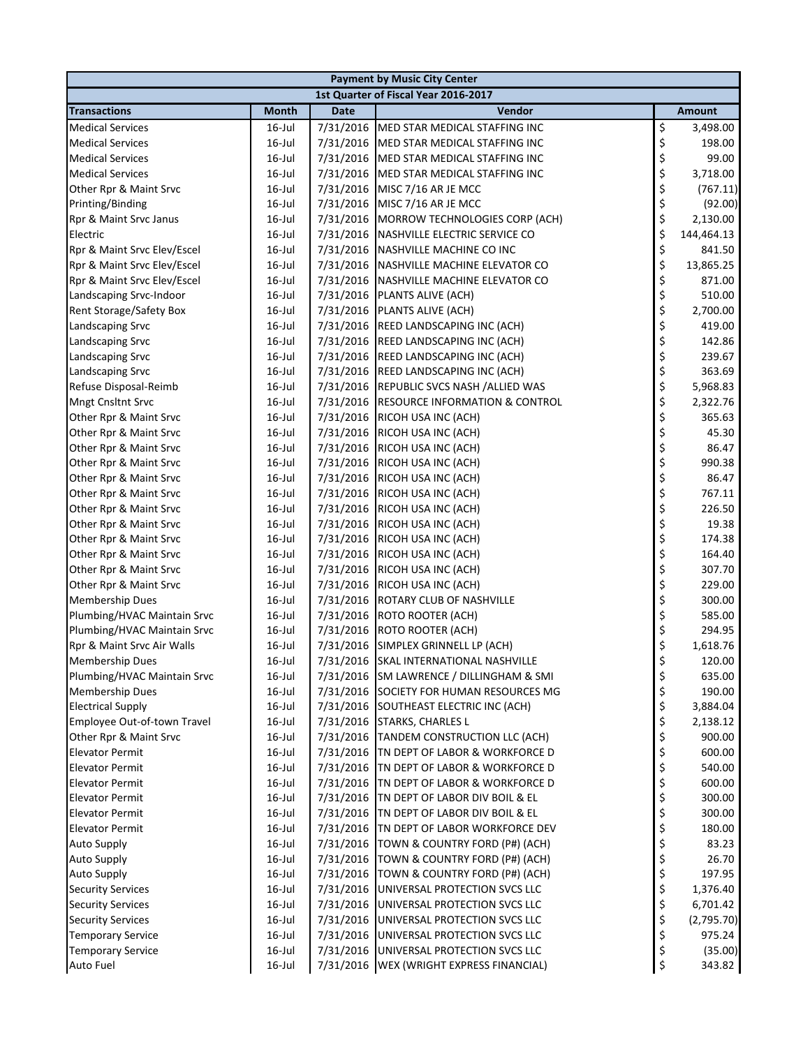| Payment by Music City Center | | | | |
|---|---|---|---|---|
| 1st Quarter of Fiscal Year 2016-2017 | | | | |
| **Transactions** | **Month** | **Date** | **Vendor** | **Amount** |
| Medical Services | 16-Jul | 7/31/2016 | MED STAR MEDICAL STAFFING INC | $ 3,498.00 |
| Medical Services | 16-Jul | 7/31/2016 | MED STAR MEDICAL STAFFING INC | $ 198.00 |
| Medical Services | 16-Jul | 7/31/2016 | MED STAR MEDICAL STAFFING INC | $ 99.00 |
| Medical Services | 16-Jul | 7/31/2016 | MED STAR MEDICAL STAFFING INC | $ 3,718.00 |
| Other Rpr & Maint Srvc | 16-Jul | 7/31/2016 | MISC 7/16 AR JE MCC | $ (767.11) |
| Printing/Binding | 16-Jul | 7/31/2016 | MISC 7/16 AR JE MCC | $ (92.00) |
| Rpr & Maint Srvc Janus | 16-Jul | 7/31/2016 | MORROW TECHNOLOGIES CORP (ACH) | $ 2,130.00 |
| Electric | 16-Jul | 7/31/2016 | NASHVILLE ELECTRIC SERVICE CO | $ 144,464.13 |
| Rpr & Maint Srvc Elev/Escel | 16-Jul | 7/31/2016 | NASHVILLE MACHINE CO INC | $ 841.50 |
| Rpr & Maint Srvc Elev/Escel | 16-Jul | 7/31/2016 | NASHVILLE MACHINE ELEVATOR CO | $ 13,865.25 |
| Rpr & Maint Srvc Elev/Escel | 16-Jul | 7/31/2016 | NASHVILLE MACHINE ELEVATOR CO | $ 871.00 |
| Landscaping Srvc-Indoor | 16-Jul | 7/31/2016 | PLANTS ALIVE (ACH) | $ 510.00 |
| Rent Storage/Safety Box | 16-Jul | 7/31/2016 | PLANTS ALIVE (ACH) | $ 2,700.00 |
| Landscaping Srvc | 16-Jul | 7/31/2016 | REED LANDSCAPING INC (ACH) | $ 419.00 |
| Landscaping Srvc | 16-Jul | 7/31/2016 | REED LANDSCAPING INC (ACH) | $ 142.86 |
| Landscaping Srvc | 16-Jul | 7/31/2016 | REED LANDSCAPING INC (ACH) | $ 239.67 |
| Landscaping Srvc | 16-Jul | 7/31/2016 | REED LANDSCAPING INC (ACH) | $ 363.69 |
| Refuse Disposal-Reimb | 16-Jul | 7/31/2016 | REPUBLIC SVCS NASH /ALLIED WAS | $ 5,968.83 |
| Mngt Cnsltnt Srvc | 16-Jul | 7/31/2016 | RESOURCE INFORMATION & CONTROL | $ 2,322.76 |
| Other Rpr & Maint Srvc | 16-Jul | 7/31/2016 | RICOH USA INC (ACH) | $ 365.63 |
| Other Rpr & Maint Srvc | 16-Jul | 7/31/2016 | RICOH USA INC (ACH) | $ 45.30 |
| Other Rpr & Maint Srvc | 16-Jul | 7/31/2016 | RICOH USA INC (ACH) | $ 86.47 |
| Other Rpr & Maint Srvc | 16-Jul | 7/31/2016 | RICOH USA INC (ACH) | $ 990.38 |
| Other Rpr & Maint Srvc | 16-Jul | 7/31/2016 | RICOH USA INC (ACH) | $ 86.47 |
| Other Rpr & Maint Srvc | 16-Jul | 7/31/2016 | RICOH USA INC (ACH) | $ 767.11 |
| Other Rpr & Maint Srvc | 16-Jul | 7/31/2016 | RICOH USA INC (ACH) | $ 226.50 |
| Other Rpr & Maint Srvc | 16-Jul | 7/31/2016 | RICOH USA INC (ACH) | $ 19.38 |
| Other Rpr & Maint Srvc | 16-Jul | 7/31/2016 | RICOH USA INC (ACH) | $ 174.38 |
| Other Rpr & Maint Srvc | 16-Jul | 7/31/2016 | RICOH USA INC (ACH) | $ 164.40 |
| Other Rpr & Maint Srvc | 16-Jul | 7/31/2016 | RICOH USA INC (ACH) | $ 307.70 |
| Other Rpr & Maint Srvc | 16-Jul | 7/31/2016 | RICOH USA INC (ACH) | $ 229.00 |
| Membership Dues | 16-Jul | 7/31/2016 | ROTARY CLUB OF NASHVILLE | $ 300.00 |
| Plumbing/HVAC Maintain Srvc | 16-Jul | 7/31/2016 | ROTO ROOTER (ACH) | $ 585.00 |
| Plumbing/HVAC Maintain Srvc | 16-Jul | 7/31/2016 | ROTO ROOTER (ACH) | $ 294.95 |
| Rpr & Maint Srvc Air Walls | 16-Jul | 7/31/2016 | SIMPLEX GRINNELL LP (ACH) | $ 1,618.76 |
| Membership Dues | 16-Jul | 7/31/2016 | SKAL INTERNATIONAL NASHVILLE | $ 120.00 |
| Plumbing/HVAC Maintain Srvc | 16-Jul | 7/31/2016 | SM LAWRENCE / DILLINGHAM & SMI | $ 635.00 |
| Membership Dues | 16-Jul | 7/31/2016 | SOCIETY FOR HUMAN RESOURCES MG | $ 190.00 |
| Electrical Supply | 16-Jul | 7/31/2016 | SOUTHEAST ELECTRIC INC (ACH) | $ 3,884.04 |
| Employee Out-of-town Travel | 16-Jul | 7/31/2016 | STARKS, CHARLES L | $ 2,138.12 |
| Other Rpr & Maint Srvc | 16-Jul | 7/31/2016 | TANDEM CONSTRUCTION LLC (ACH) | $ 900.00 |
| Elevator Permit | 16-Jul | 7/31/2016 | TN DEPT OF LABOR & WORKFORCE D | $ 600.00 |
| Elevator Permit | 16-Jul | 7/31/2016 | TN DEPT OF LABOR & WORKFORCE D | $ 540.00 |
| Elevator Permit | 16-Jul | 7/31/2016 | TN DEPT OF LABOR & WORKFORCE D | $ 600.00 |
| Elevator Permit | 16-Jul | 7/31/2016 | TN DEPT OF LABOR DIV BOIL & EL | $ 300.00 |
| Elevator Permit | 16-Jul | 7/31/2016 | TN DEPT OF LABOR DIV BOIL & EL | $ 300.00 |
| Elevator Permit | 16-Jul | 7/31/2016 | TN DEPT OF LABOR WORKFORCE DEV | $ 180.00 |
| Auto Supply | 16-Jul | 7/31/2016 | TOWN & COUNTRY FORD (P#) (ACH) | $ 83.23 |
| Auto Supply | 16-Jul | 7/31/2016 | TOWN & COUNTRY FORD (P#) (ACH) | $ 26.70 |
| Auto Supply | 16-Jul | 7/31/2016 | TOWN & COUNTRY FORD (P#) (ACH) | $ 197.95 |
| Security Services | 16-Jul | 7/31/2016 | UNIVERSAL PROTECTION SVCS LLC | $ 1,376.40 |
| Security Services | 16-Jul | 7/31/2016 | UNIVERSAL PROTECTION SVCS LLC | $ 6,701.42 |
| Security Services | 16-Jul | 7/31/2016 | UNIVERSAL PROTECTION SVCS LLC | $ (2,795.70) |
| Temporary Service | 16-Jul | 7/31/2016 | UNIVERSAL PROTECTION SVCS LLC | $ 975.24 |
| Temporary Service | 16-Jul | 7/31/2016 | UNIVERSAL PROTECTION SVCS LLC | $ (35.00) |
| Auto Fuel | 16-Jul | 7/31/2016 | WEX (WRIGHT EXPRESS FINANCIAL) | $ 343.82 |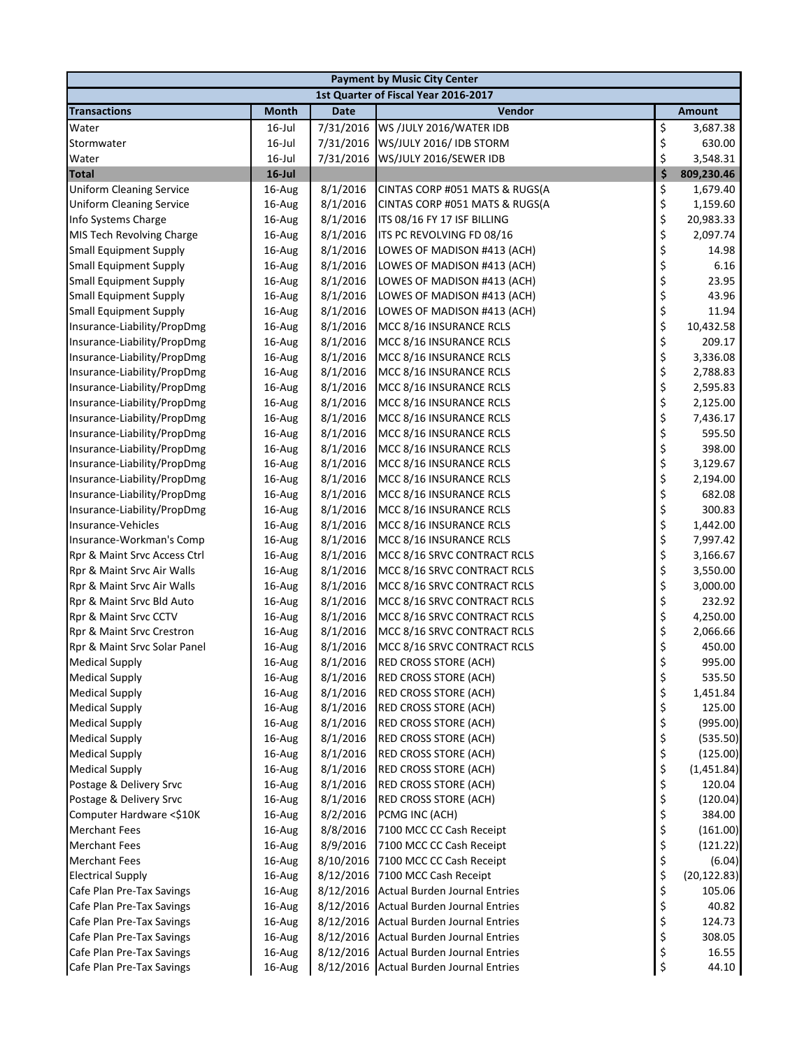| Payment by Music City Center | | | | |
|---|---|---|---|---|
| 1st Quarter of Fiscal Year 2016-2017 | | | | |
| **Transactions** | **Month** | **Date** | **Vendor** | **Amount** |
| Water | 16-Jul | 7/31/2016 | WS /JULY 2016/WATER IDB | $ 3,687.38 |
| Stormwater | 16-Jul | 7/31/2016 | WS/JULY 2016/ IDB STORM | $ 630.00 |
| Water | 16-Jul | 7/31/2016 | WS/JULY 2016/SEWER IDB | $ 3,548.31 |
| **Total** | **16-Jul** | | | **$ 809,230.46** |
| Uniform Cleaning Service | 16-Aug | 8/1/2016 | CINTAS CORP #051 MATS & RUGS(A | $ 1,679.40 |
| Uniform Cleaning Service | 16-Aug | 8/1/2016 | CINTAS CORP #051 MATS & RUGS(A | $ 1,159.60 |
| Info Systems Charge | 16-Aug | 8/1/2016 | ITS 08/16 FY 17 ISF BILLING | $ 20,983.33 |
| MIS Tech Revolving Charge | 16-Aug | 8/1/2016 | ITS PC REVOLVING FD 08/16 | $ 2,097.74 |
| Small Equipment Supply | 16-Aug | 8/1/2016 | LOWES OF MADISON #413 (ACH) | $ 14.98 |
| Small Equipment Supply | 16-Aug | 8/1/2016 | LOWES OF MADISON #413 (ACH) | $ 6.16 |
| Small Equipment Supply | 16-Aug | 8/1/2016 | LOWES OF MADISON #413 (ACH) | $ 23.95 |
| Small Equipment Supply | 16-Aug | 8/1/2016 | LOWES OF MADISON #413 (ACH) | $ 43.96 |
| Small Equipment Supply | 16-Aug | 8/1/2016 | LOWES OF MADISON #413 (ACH) | $ 11.94 |
| Insurance-Liability/PropDmg | 16-Aug | 8/1/2016 | MCC 8/16 INSURANCE RCLS | $ 10,432.58 |
| Insurance-Liability/PropDmg | 16-Aug | 8/1/2016 | MCC 8/16 INSURANCE RCLS | $ 209.17 |
| Insurance-Liability/PropDmg | 16-Aug | 8/1/2016 | MCC 8/16 INSURANCE RCLS | $ 3,336.08 |
| Insurance-Liability/PropDmg | 16-Aug | 8/1/2016 | MCC 8/16 INSURANCE RCLS | $ 2,788.83 |
| Insurance-Liability/PropDmg | 16-Aug | 8/1/2016 | MCC 8/16 INSURANCE RCLS | $ 2,595.83 |
| Insurance-Liability/PropDmg | 16-Aug | 8/1/2016 | MCC 8/16 INSURANCE RCLS | $ 2,125.00 |
| Insurance-Liability/PropDmg | 16-Aug | 8/1/2016 | MCC 8/16 INSURANCE RCLS | $ 7,436.17 |
| Insurance-Liability/PropDmg | 16-Aug | 8/1/2016 | MCC 8/16 INSURANCE RCLS | $ 595.50 |
| Insurance-Liability/PropDmg | 16-Aug | 8/1/2016 | MCC 8/16 INSURANCE RCLS | $ 398.00 |
| Insurance-Liability/PropDmg | 16-Aug | 8/1/2016 | MCC 8/16 INSURANCE RCLS | $ 3,129.67 |
| Insurance-Liability/PropDmg | 16-Aug | 8/1/2016 | MCC 8/16 INSURANCE RCLS | $ 2,194.00 |
| Insurance-Liability/PropDmg | 16-Aug | 8/1/2016 | MCC 8/16 INSURANCE RCLS | $ 682.08 |
| Insurance-Liability/PropDmg | 16-Aug | 8/1/2016 | MCC 8/16 INSURANCE RCLS | $ 300.83 |
| Insurance-Vehicles | 16-Aug | 8/1/2016 | MCC 8/16 INSURANCE RCLS | $ 1,442.00 |
| Insurance-Workman's Comp | 16-Aug | 8/1/2016 | MCC 8/16 INSURANCE RCLS | $ 7,997.42 |
| Rpr & Maint Srvc Access Ctrl | 16-Aug | 8/1/2016 | MCC 8/16 SRVC CONTRACT RCLS | $ 3,166.67 |
| Rpr & Maint Srvc Air Walls | 16-Aug | 8/1/2016 | MCC 8/16 SRVC CONTRACT RCLS | $ 3,550.00 |
| Rpr & Maint Srvc Air Walls | 16-Aug | 8/1/2016 | MCC 8/16 SRVC CONTRACT RCLS | $ 3,000.00 |
| Rpr & Maint Srvc Bld Auto | 16-Aug | 8/1/2016 | MCC 8/16 SRVC CONTRACT RCLS | $ 232.92 |
| Rpr & Maint Srvc CCTV | 16-Aug | 8/1/2016 | MCC 8/16 SRVC CONTRACT RCLS | $ 4,250.00 |
| Rpr & Maint Srvc Crestron | 16-Aug | 8/1/2016 | MCC 8/16 SRVC CONTRACT RCLS | $ 2,066.66 |
| Rpr & Maint Srvc Solar Panel | 16-Aug | 8/1/2016 | MCC 8/16 SRVC CONTRACT RCLS | $ 450.00 |
| Medical Supply | 16-Aug | 8/1/2016 | RED CROSS STORE (ACH) | $ 995.00 |
| Medical Supply | 16-Aug | 8/1/2016 | RED CROSS STORE (ACH) | $ 535.50 |
| Medical Supply | 16-Aug | 8/1/2016 | RED CROSS STORE (ACH) | $ 1,451.84 |
| Medical Supply | 16-Aug | 8/1/2016 | RED CROSS STORE (ACH) | $ 125.00 |
| Medical Supply | 16-Aug | 8/1/2016 | RED CROSS STORE (ACH) | $ (995.00) |
| Medical Supply | 16-Aug | 8/1/2016 | RED CROSS STORE (ACH) | $ (535.50) |
| Medical Supply | 16-Aug | 8/1/2016 | RED CROSS STORE (ACH) | $ (125.00) |
| Medical Supply | 16-Aug | 8/1/2016 | RED CROSS STORE (ACH) | $ (1,451.84) |
| Postage & Delivery Srvc | 16-Aug | 8/1/2016 | RED CROSS STORE (ACH) | $ 120.04 |
| Postage & Delivery Srvc | 16-Aug | 8/1/2016 | RED CROSS STORE (ACH) | $ (120.04) |
| Computer Hardware <$10K | 16-Aug | 8/2/2016 | PCMG INC (ACH) | $ 384.00 |
| Merchant Fees | 16-Aug | 8/8/2016 | 7100 MCC CC Cash Receipt | $ (161.00) |
| Merchant Fees | 16-Aug | 8/9/2016 | 7100 MCC CC Cash Receipt | $ (121.22) |
| Merchant Fees | 16-Aug | 8/10/2016 | 7100 MCC CC Cash Receipt | $ (6.04) |
| Electrical Supply | 16-Aug | 8/12/2016 | 7100 MCC Cash Receipt | $ (20,122.83) |
| Cafe Plan Pre-Tax Savings | 16-Aug | 8/12/2016 | Actual Burden Journal Entries | $ 105.06 |
| Cafe Plan Pre-Tax Savings | 16-Aug | 8/12/2016 | Actual Burden Journal Entries | $ 40.82 |
| Cafe Plan Pre-Tax Savings | 16-Aug | 8/12/2016 | Actual Burden Journal Entries | $ 124.73 |
| Cafe Plan Pre-Tax Savings | 16-Aug | 8/12/2016 | Actual Burden Journal Entries | $ 308.05 |
| Cafe Plan Pre-Tax Savings | 16-Aug | 8/12/2016 | Actual Burden Journal Entries | $ 16.55 |
| Cafe Plan Pre-Tax Savings | 16-Aug | 8/12/2016 | Actual Burden Journal Entries | $ 44.10 |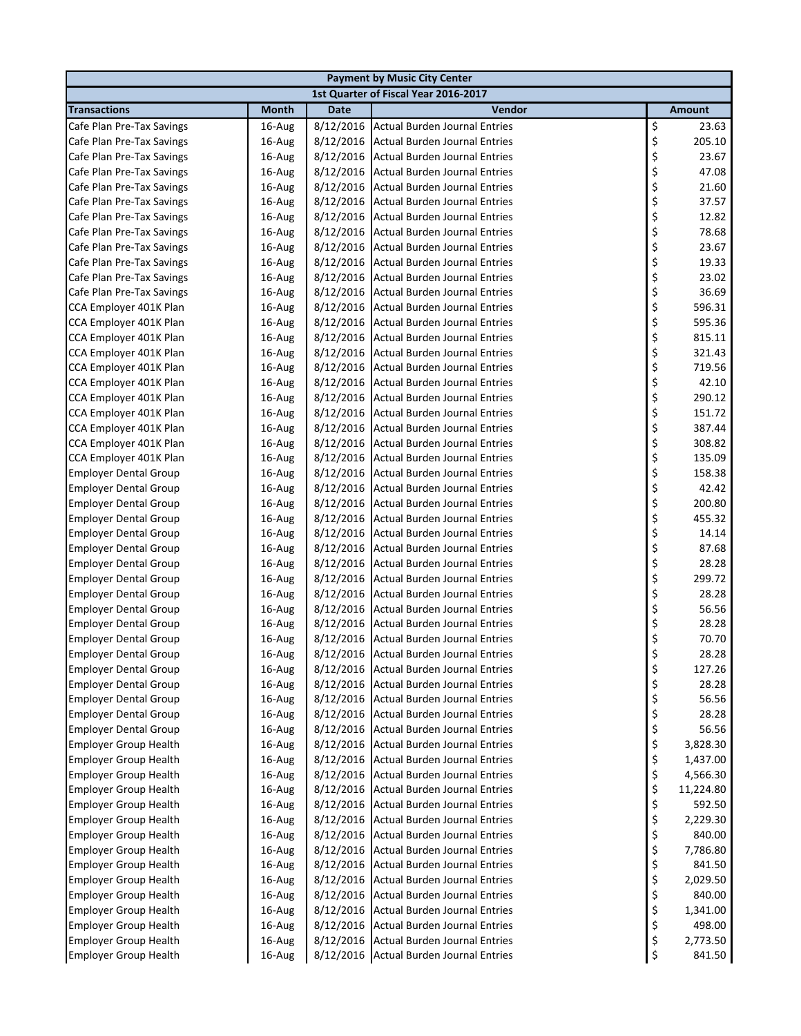| Payment by Music City Center | | | | |
|---|---|---|---|---|
| 1st Quarter of Fiscal Year 2016-2017 | | | | |
| **Transactions** | **Month** | **Date** | **Vendor** | **Amount** |
| Cafe Plan Pre-Tax Savings | 16-Aug | 8/12/2016 | Actual Burden Journal Entries | $ 23.63 |
| Cafe Plan Pre-Tax Savings | 16-Aug | 8/12/2016 | Actual Burden Journal Entries | $ 205.10 |
| Cafe Plan Pre-Tax Savings | 16-Aug | 8/12/2016 | Actual Burden Journal Entries | $ 23.67 |
| Cafe Plan Pre-Tax Savings | 16-Aug | 8/12/2016 | Actual Burden Journal Entries | $ 47.08 |
| Cafe Plan Pre-Tax Savings | 16-Aug | 8/12/2016 | Actual Burden Journal Entries | $ 21.60 |
| Cafe Plan Pre-Tax Savings | 16-Aug | 8/12/2016 | Actual Burden Journal Entries | $ 37.57 |
| Cafe Plan Pre-Tax Savings | 16-Aug | 8/12/2016 | Actual Burden Journal Entries | $ 12.82 |
| Cafe Plan Pre-Tax Savings | 16-Aug | 8/12/2016 | Actual Burden Journal Entries | $ 78.68 |
| Cafe Plan Pre-Tax Savings | 16-Aug | 8/12/2016 | Actual Burden Journal Entries | $ 23.67 |
| Cafe Plan Pre-Tax Savings | 16-Aug | 8/12/2016 | Actual Burden Journal Entries | $ 19.33 |
| Cafe Plan Pre-Tax Savings | 16-Aug | 8/12/2016 | Actual Burden Journal Entries | $ 23.02 |
| Cafe Plan Pre-Tax Savings | 16-Aug | 8/12/2016 | Actual Burden Journal Entries | $ 36.69 |
| CCA Employer 401K Plan | 16-Aug | 8/12/2016 | Actual Burden Journal Entries | $ 596.31 |
| CCA Employer 401K Plan | 16-Aug | 8/12/2016 | Actual Burden Journal Entries | $ 595.36 |
| CCA Employer 401K Plan | 16-Aug | 8/12/2016 | Actual Burden Journal Entries | $ 815.11 |
| CCA Employer 401K Plan | 16-Aug | 8/12/2016 | Actual Burden Journal Entries | $ 321.43 |
| CCA Employer 401K Plan | 16-Aug | 8/12/2016 | Actual Burden Journal Entries | $ 719.56 |
| CCA Employer 401K Plan | 16-Aug | 8/12/2016 | Actual Burden Journal Entries | $ 42.10 |
| CCA Employer 401K Plan | 16-Aug | 8/12/2016 | Actual Burden Journal Entries | $ 290.12 |
| CCA Employer 401K Plan | 16-Aug | 8/12/2016 | Actual Burden Journal Entries | $ 151.72 |
| CCA Employer 401K Plan | 16-Aug | 8/12/2016 | Actual Burden Journal Entries | $ 387.44 |
| CCA Employer 401K Plan | 16-Aug | 8/12/2016 | Actual Burden Journal Entries | $ 308.82 |
| CCA Employer 401K Plan | 16-Aug | 8/12/2016 | Actual Burden Journal Entries | $ 135.09 |
| Employer Dental Group | 16-Aug | 8/12/2016 | Actual Burden Journal Entries | $ 158.38 |
| Employer Dental Group | 16-Aug | 8/12/2016 | Actual Burden Journal Entries | $ 42.42 |
| Employer Dental Group | 16-Aug | 8/12/2016 | Actual Burden Journal Entries | $ 200.80 |
| Employer Dental Group | 16-Aug | 8/12/2016 | Actual Burden Journal Entries | $ 455.32 |
| Employer Dental Group | 16-Aug | 8/12/2016 | Actual Burden Journal Entries | $ 14.14 |
| Employer Dental Group | 16-Aug | 8/12/2016 | Actual Burden Journal Entries | $ 87.68 |
| Employer Dental Group | 16-Aug | 8/12/2016 | Actual Burden Journal Entries | $ 28.28 |
| Employer Dental Group | 16-Aug | 8/12/2016 | Actual Burden Journal Entries | $ 299.72 |
| Employer Dental Group | 16-Aug | 8/12/2016 | Actual Burden Journal Entries | $ 28.28 |
| Employer Dental Group | 16-Aug | 8/12/2016 | Actual Burden Journal Entries | $ 56.56 |
| Employer Dental Group | 16-Aug | 8/12/2016 | Actual Burden Journal Entries | $ 28.28 |
| Employer Dental Group | 16-Aug | 8/12/2016 | Actual Burden Journal Entries | $ 70.70 |
| Employer Dental Group | 16-Aug | 8/12/2016 | Actual Burden Journal Entries | $ 28.28 |
| Employer Dental Group | 16-Aug | 8/12/2016 | Actual Burden Journal Entries | $ 127.26 |
| Employer Dental Group | 16-Aug | 8/12/2016 | Actual Burden Journal Entries | $ 28.28 |
| Employer Dental Group | 16-Aug | 8/12/2016 | Actual Burden Journal Entries | $ 56.56 |
| Employer Dental Group | 16-Aug | 8/12/2016 | Actual Burden Journal Entries | $ 28.28 |
| Employer Dental Group | 16-Aug | 8/12/2016 | Actual Burden Journal Entries | $ 56.56 |
| Employer Group Health | 16-Aug | 8/12/2016 | Actual Burden Journal Entries | $ 3,828.30 |
| Employer Group Health | 16-Aug | 8/12/2016 | Actual Burden Journal Entries | $ 1,437.00 |
| Employer Group Health | 16-Aug | 8/12/2016 | Actual Burden Journal Entries | $ 4,566.30 |
| Employer Group Health | 16-Aug | 8/12/2016 | Actual Burden Journal Entries | $ 11,224.80 |
| Employer Group Health | 16-Aug | 8/12/2016 | Actual Burden Journal Entries | $ 592.50 |
| Employer Group Health | 16-Aug | 8/12/2016 | Actual Burden Journal Entries | $ 2,229.30 |
| Employer Group Health | 16-Aug | 8/12/2016 | Actual Burden Journal Entries | $ 840.00 |
| Employer Group Health | 16-Aug | 8/12/2016 | Actual Burden Journal Entries | $ 7,786.80 |
| Employer Group Health | 16-Aug | 8/12/2016 | Actual Burden Journal Entries | $ 841.50 |
| Employer Group Health | 16-Aug | 8/12/2016 | Actual Burden Journal Entries | $ 2,029.50 |
| Employer Group Health | 16-Aug | 8/12/2016 | Actual Burden Journal Entries | $ 840.00 |
| Employer Group Health | 16-Aug | 8/12/2016 | Actual Burden Journal Entries | $ 1,341.00 |
| Employer Group Health | 16-Aug | 8/12/2016 | Actual Burden Journal Entries | $ 498.00 |
| Employer Group Health | 16-Aug | 8/12/2016 | Actual Burden Journal Entries | $ 2,773.50 |
| Employer Group Health | 16-Aug | 8/12/2016 | Actual Burden Journal Entries | $ 841.50 |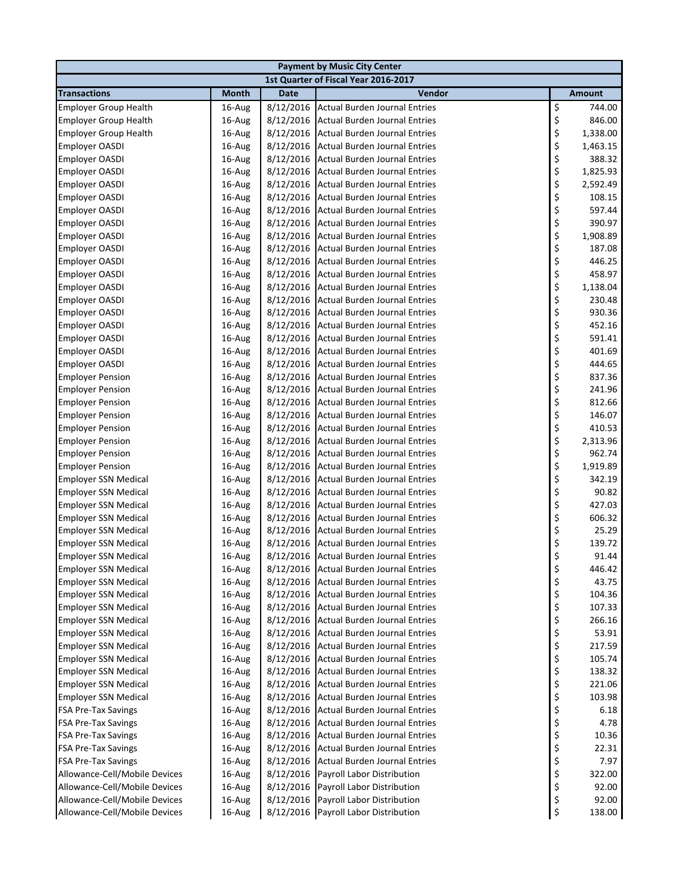| Payment by Music City Center | | | | |
|---|---|---|---|---|
| 1st Quarter of Fiscal Year 2016-2017 | | | | |
| **Transactions** | **Month** | **Date** | **Vendor** | **Amount** |
| Employer Group Health | 16-Aug | 8/12/2016 | Actual Burden Journal Entries | $ 744.00 |
| Employer Group Health | 16-Aug | 8/12/2016 | Actual Burden Journal Entries | $ 846.00 |
| Employer Group Health | 16-Aug | 8/12/2016 | Actual Burden Journal Entries | $ 1,338.00 |
| Employer OASDI | 16-Aug | 8/12/2016 | Actual Burden Journal Entries | $ 1,463.15 |
| Employer OASDI | 16-Aug | 8/12/2016 | Actual Burden Journal Entries | $ 388.32 |
| Employer OASDI | 16-Aug | 8/12/2016 | Actual Burden Journal Entries | $ 1,825.93 |
| Employer OASDI | 16-Aug | 8/12/2016 | Actual Burden Journal Entries | $ 2,592.49 |
| Employer OASDI | 16-Aug | 8/12/2016 | Actual Burden Journal Entries | $ 108.15 |
| Employer OASDI | 16-Aug | 8/12/2016 | Actual Burden Journal Entries | $ 597.44 |
| Employer OASDI | 16-Aug | 8/12/2016 | Actual Burden Journal Entries | $ 390.97 |
| Employer OASDI | 16-Aug | 8/12/2016 | Actual Burden Journal Entries | $ 1,908.89 |
| Employer OASDI | 16-Aug | 8/12/2016 | Actual Burden Journal Entries | $ 187.08 |
| Employer OASDI | 16-Aug | 8/12/2016 | Actual Burden Journal Entries | $ 446.25 |
| Employer OASDI | 16-Aug | 8/12/2016 | Actual Burden Journal Entries | $ 458.97 |
| Employer OASDI | 16-Aug | 8/12/2016 | Actual Burden Journal Entries | $ 1,138.04 |
| Employer OASDI | 16-Aug | 8/12/2016 | Actual Burden Journal Entries | $ 230.48 |
| Employer OASDI | 16-Aug | 8/12/2016 | Actual Burden Journal Entries | $ 930.36 |
| Employer OASDI | 16-Aug | 8/12/2016 | Actual Burden Journal Entries | $ 452.16 |
| Employer OASDI | 16-Aug | 8/12/2016 | Actual Burden Journal Entries | $ 591.41 |
| Employer OASDI | 16-Aug | 8/12/2016 | Actual Burden Journal Entries | $ 401.69 |
| Employer OASDI | 16-Aug | 8/12/2016 | Actual Burden Journal Entries | $ 444.65 |
| Employer Pension | 16-Aug | 8/12/2016 | Actual Burden Journal Entries | $ 837.36 |
| Employer Pension | 16-Aug | 8/12/2016 | Actual Burden Journal Entries | $ 241.96 |
| Employer Pension | 16-Aug | 8/12/2016 | Actual Burden Journal Entries | $ 812.66 |
| Employer Pension | 16-Aug | 8/12/2016 | Actual Burden Journal Entries | $ 146.07 |
| Employer Pension | 16-Aug | 8/12/2016 | Actual Burden Journal Entries | $ 410.53 |
| Employer Pension | 16-Aug | 8/12/2016 | Actual Burden Journal Entries | $ 2,313.96 |
| Employer Pension | 16-Aug | 8/12/2016 | Actual Burden Journal Entries | $ 962.74 |
| Employer Pension | 16-Aug | 8/12/2016 | Actual Burden Journal Entries | $ 1,919.89 |
| Employer SSN Medical | 16-Aug | 8/12/2016 | Actual Burden Journal Entries | $ 342.19 |
| Employer SSN Medical | 16-Aug | 8/12/2016 | Actual Burden Journal Entries | $ 90.82 |
| Employer SSN Medical | 16-Aug | 8/12/2016 | Actual Burden Journal Entries | $ 427.03 |
| Employer SSN Medical | 16-Aug | 8/12/2016 | Actual Burden Journal Entries | $ 606.32 |
| Employer SSN Medical | 16-Aug | 8/12/2016 | Actual Burden Journal Entries | $ 25.29 |
| Employer SSN Medical | 16-Aug | 8/12/2016 | Actual Burden Journal Entries | $ 139.72 |
| Employer SSN Medical | 16-Aug | 8/12/2016 | Actual Burden Journal Entries | $ 91.44 |
| Employer SSN Medical | 16-Aug | 8/12/2016 | Actual Burden Journal Entries | $ 446.42 |
| Employer SSN Medical | 16-Aug | 8/12/2016 | Actual Burden Journal Entries | $ 43.75 |
| Employer SSN Medical | 16-Aug | 8/12/2016 | Actual Burden Journal Entries | $ 104.36 |
| Employer SSN Medical | 16-Aug | 8/12/2016 | Actual Burden Journal Entries | $ 107.33 |
| Employer SSN Medical | 16-Aug | 8/12/2016 | Actual Burden Journal Entries | $ 266.16 |
| Employer SSN Medical | 16-Aug | 8/12/2016 | Actual Burden Journal Entries | $ 53.91 |
| Employer SSN Medical | 16-Aug | 8/12/2016 | Actual Burden Journal Entries | $ 217.59 |
| Employer SSN Medical | 16-Aug | 8/12/2016 | Actual Burden Journal Entries | $ 105.74 |
| Employer SSN Medical | 16-Aug | 8/12/2016 | Actual Burden Journal Entries | $ 138.32 |
| Employer SSN Medical | 16-Aug | 8/12/2016 | Actual Burden Journal Entries | $ 221.06 |
| Employer SSN Medical | 16-Aug | 8/12/2016 | Actual Burden Journal Entries | $ 103.98 |
| FSA Pre-Tax Savings | 16-Aug | 8/12/2016 | Actual Burden Journal Entries | $ 6.18 |
| FSA Pre-Tax Savings | 16-Aug | 8/12/2016 | Actual Burden Journal Entries | $ 4.78 |
| FSA Pre-Tax Savings | 16-Aug | 8/12/2016 | Actual Burden Journal Entries | $ 10.36 |
| FSA Pre-Tax Savings | 16-Aug | 8/12/2016 | Actual Burden Journal Entries | $ 22.31 |
| FSA Pre-Tax Savings | 16-Aug | 8/12/2016 | Actual Burden Journal Entries | $ 7.97 |
| Allowance-Cell/Mobile Devices | 16-Aug | 8/12/2016 | Payroll Labor Distribution | $ 322.00 |
| Allowance-Cell/Mobile Devices | 16-Aug | 8/12/2016 | Payroll Labor Distribution | $ 92.00 |
| Allowance-Cell/Mobile Devices | 16-Aug | 8/12/2016 | Payroll Labor Distribution | $ 92.00 |
| Allowance-Cell/Mobile Devices | 16-Aug | 8/12/2016 | Payroll Labor Distribution | $ 138.00 |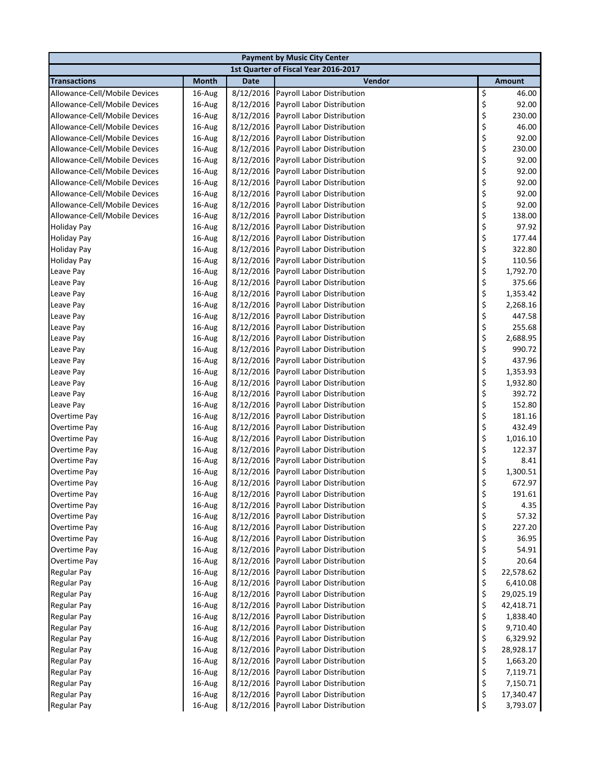| Payment by Music City Center | | | | |
|---|---|---|---|---|
| 1st Quarter of Fiscal Year 2016-2017 | | | | |
| **Transactions** | **Month** | **Date** | **Vendor** | **Amount** |
| Allowance-Cell/Mobile Devices | 16-Aug | 8/12/2016 | Payroll Labor Distribution | $ 46.00 |
| Allowance-Cell/Mobile Devices | 16-Aug | 8/12/2016 | Payroll Labor Distribution | $ 92.00 |
| Allowance-Cell/Mobile Devices | 16-Aug | 8/12/2016 | Payroll Labor Distribution | $ 230.00 |
| Allowance-Cell/Mobile Devices | 16-Aug | 8/12/2016 | Payroll Labor Distribution | $ 46.00 |
| Allowance-Cell/Mobile Devices | 16-Aug | 8/12/2016 | Payroll Labor Distribution | $ 92.00 |
| Allowance-Cell/Mobile Devices | 16-Aug | 8/12/2016 | Payroll Labor Distribution | $ 230.00 |
| Allowance-Cell/Mobile Devices | 16-Aug | 8/12/2016 | Payroll Labor Distribution | $ 92.00 |
| Allowance-Cell/Mobile Devices | 16-Aug | 8/12/2016 | Payroll Labor Distribution | $ 92.00 |
| Allowance-Cell/Mobile Devices | 16-Aug | 8/12/2016 | Payroll Labor Distribution | $ 92.00 |
| Allowance-Cell/Mobile Devices | 16-Aug | 8/12/2016 | Payroll Labor Distribution | $ 92.00 |
| Allowance-Cell/Mobile Devices | 16-Aug | 8/12/2016 | Payroll Labor Distribution | $ 92.00 |
| Allowance-Cell/Mobile Devices | 16-Aug | 8/12/2016 | Payroll Labor Distribution | $ 138.00 |
| Holiday Pay | 16-Aug | 8/12/2016 | Payroll Labor Distribution | $ 97.92 |
| Holiday Pay | 16-Aug | 8/12/2016 | Payroll Labor Distribution | $ 177.44 |
| Holiday Pay | 16-Aug | 8/12/2016 | Payroll Labor Distribution | $ 322.80 |
| Holiday Pay | 16-Aug | 8/12/2016 | Payroll Labor Distribution | $ 110.56 |
| Leave Pay | 16-Aug | 8/12/2016 | Payroll Labor Distribution | $ 1,792.70 |
| Leave Pay | 16-Aug | 8/12/2016 | Payroll Labor Distribution | $ 375.66 |
| Leave Pay | 16-Aug | 8/12/2016 | Payroll Labor Distribution | $ 1,353.42 |
| Leave Pay | 16-Aug | 8/12/2016 | Payroll Labor Distribution | $ 2,268.16 |
| Leave Pay | 16-Aug | 8/12/2016 | Payroll Labor Distribution | $ 447.58 |
| Leave Pay | 16-Aug | 8/12/2016 | Payroll Labor Distribution | $ 255.68 |
| Leave Pay | 16-Aug | 8/12/2016 | Payroll Labor Distribution | $ 2,688.95 |
| Leave Pay | 16-Aug | 8/12/2016 | Payroll Labor Distribution | $ 990.72 |
| Leave Pay | 16-Aug | 8/12/2016 | Payroll Labor Distribution | $ 437.96 |
| Leave Pay | 16-Aug | 8/12/2016 | Payroll Labor Distribution | $ 1,353.93 |
| Leave Pay | 16-Aug | 8/12/2016 | Payroll Labor Distribution | $ 1,932.80 |
| Leave Pay | 16-Aug | 8/12/2016 | Payroll Labor Distribution | $ 392.72 |
| Leave Pay | 16-Aug | 8/12/2016 | Payroll Labor Distribution | $ 152.80 |
| Overtime Pay | 16-Aug | 8/12/2016 | Payroll Labor Distribution | $ 181.16 |
| Overtime Pay | 16-Aug | 8/12/2016 | Payroll Labor Distribution | $ 432.49 |
| Overtime Pay | 16-Aug | 8/12/2016 | Payroll Labor Distribution | $ 1,016.10 |
| Overtime Pay | 16-Aug | 8/12/2016 | Payroll Labor Distribution | $ 122.37 |
| Overtime Pay | 16-Aug | 8/12/2016 | Payroll Labor Distribution | $ 8.41 |
| Overtime Pay | 16-Aug | 8/12/2016 | Payroll Labor Distribution | $ 1,300.51 |
| Overtime Pay | 16-Aug | 8/12/2016 | Payroll Labor Distribution | $ 672.97 |
| Overtime Pay | 16-Aug | 8/12/2016 | Payroll Labor Distribution | $ 191.61 |
| Overtime Pay | 16-Aug | 8/12/2016 | Payroll Labor Distribution | $ 4.35 |
| Overtime Pay | 16-Aug | 8/12/2016 | Payroll Labor Distribution | $ 57.32 |
| Overtime Pay | 16-Aug | 8/12/2016 | Payroll Labor Distribution | $ 227.20 |
| Overtime Pay | 16-Aug | 8/12/2016 | Payroll Labor Distribution | $ 36.95 |
| Overtime Pay | 16-Aug | 8/12/2016 | Payroll Labor Distribution | $ 54.91 |
| Overtime Pay | 16-Aug | 8/12/2016 | Payroll Labor Distribution | $ 20.64 |
| Regular Pay | 16-Aug | 8/12/2016 | Payroll Labor Distribution | $ 22,578.62 |
| Regular Pay | 16-Aug | 8/12/2016 | Payroll Labor Distribution | $ 6,410.08 |
| Regular Pay | 16-Aug | 8/12/2016 | Payroll Labor Distribution | $ 29,025.19 |
| Regular Pay | 16-Aug | 8/12/2016 | Payroll Labor Distribution | $ 42,418.71 |
| Regular Pay | 16-Aug | 8/12/2016 | Payroll Labor Distribution | $ 1,838.40 |
| Regular Pay | 16-Aug | 8/12/2016 | Payroll Labor Distribution | $ 9,710.40 |
| Regular Pay | 16-Aug | 8/12/2016 | Payroll Labor Distribution | $ 6,329.92 |
| Regular Pay | 16-Aug | 8/12/2016 | Payroll Labor Distribution | $ 28,928.17 |
| Regular Pay | 16-Aug | 8/12/2016 | Payroll Labor Distribution | $ 1,663.20 |
| Regular Pay | 16-Aug | 8/12/2016 | Payroll Labor Distribution | $ 7,119.71 |
| Regular Pay | 16-Aug | 8/12/2016 | Payroll Labor Distribution | $ 7,150.71 |
| Regular Pay | 16-Aug | 8/12/2016 | Payroll Labor Distribution | $ 17,340.47 |
| Regular Pay | 16-Aug | 8/12/2016 | Payroll Labor Distribution | $ 3,793.07 |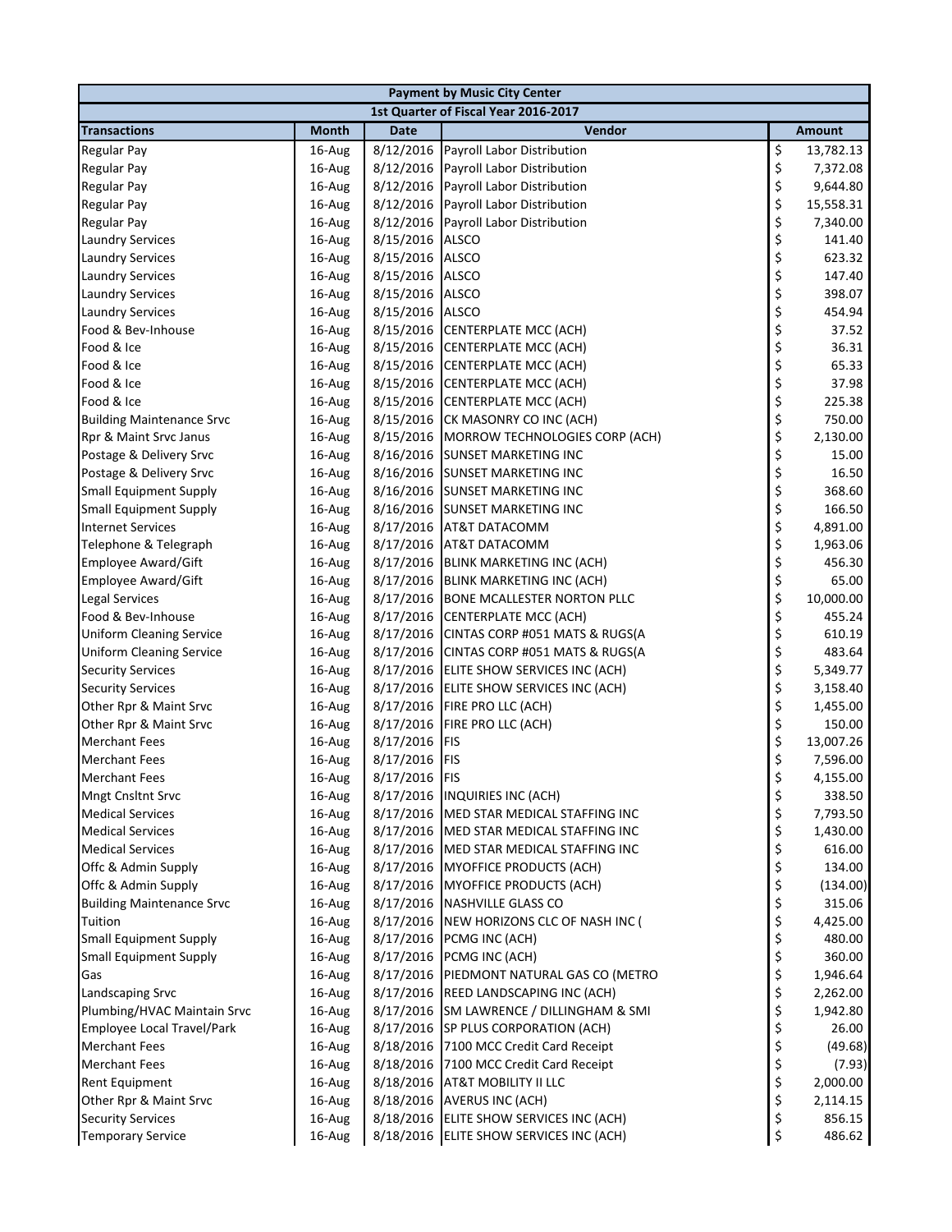| Payment by Music City Center | | | | |
|---|---|---|---|---|
| 1st Quarter of Fiscal Year 2016-2017 | | | | |
| **Transactions** | **Month** | **Date** | **Vendor** | **Amount** |
| Regular Pay | 16-Aug | 8/12/2016 | Payroll Labor Distribution | $ 13,782.13 |
| Regular Pay | 16-Aug | 8/12/2016 | Payroll Labor Distribution | $ 7,372.08 |
| Regular Pay | 16-Aug | 8/12/2016 | Payroll Labor Distribution | $ 9,644.80 |
| Regular Pay | 16-Aug | 8/12/2016 | Payroll Labor Distribution | $ 15,558.31 |
| Regular Pay | 16-Aug | 8/12/2016 | Payroll Labor Distribution | $ 7,340.00 |
| Laundry Services | 16-Aug | 8/15/2016 | ALSCO | $ 141.40 |
| Laundry Services | 16-Aug | 8/15/2016 | ALSCO | $ 623.32 |
| Laundry Services | 16-Aug | 8/15/2016 | ALSCO | $ 147.40 |
| Laundry Services | 16-Aug | 8/15/2016 | ALSCO | $ 398.07 |
| Laundry Services | 16-Aug | 8/15/2016 | ALSCO | $ 454.94 |
| Food & Bev-Inhouse | 16-Aug | 8/15/2016 | CENTERPLATE MCC (ACH) | $ 37.52 |
| Food & Ice | 16-Aug | 8/15/2016 | CENTERPLATE MCC (ACH) | $ 36.31 |
| Food & Ice | 16-Aug | 8/15/2016 | CENTERPLATE MCC (ACH) | $ 65.33 |
| Food & Ice | 16-Aug | 8/15/2016 | CENTERPLATE MCC (ACH) | $ 37.98 |
| Food & Ice | 16-Aug | 8/15/2016 | CENTERPLATE MCC (ACH) | $ 225.38 |
| Building Maintenance Srvc | 16-Aug | 8/15/2016 | CK MASONRY CO INC (ACH) | $ 750.00 |
| Rpr & Maint Srvc Janus | 16-Aug | 8/15/2016 | MORROW TECHNOLOGIES CORP (ACH) | $ 2,130.00 |
| Postage & Delivery Srvc | 16-Aug | 8/16/2016 | SUNSET MARKETING INC | $ 15.00 |
| Postage & Delivery Srvc | 16-Aug | 8/16/2016 | SUNSET MARKETING INC | $ 16.50 |
| Small Equipment Supply | 16-Aug | 8/16/2016 | SUNSET MARKETING INC | $ 368.60 |
| Small Equipment Supply | 16-Aug | 8/16/2016 | SUNSET MARKETING INC | $ 166.50 |
| Internet Services | 16-Aug | 8/17/2016 | AT&T DATACOMM | $ 4,891.00 |
| Telephone & Telegraph | 16-Aug | 8/17/2016 | AT&T DATACOMM | $ 1,963.06 |
| Employee Award/Gift | 16-Aug | 8/17/2016 | BLINK MARKETING INC (ACH) | $ 456.30 |
| Employee Award/Gift | 16-Aug | 8/17/2016 | BLINK MARKETING INC (ACH) | $ 65.00 |
| Legal Services | 16-Aug | 8/17/2016 | BONE MCALLESTER NORTON PLLC | $ 10,000.00 |
| Food & Bev-Inhouse | 16-Aug | 8/17/2016 | CENTERPLATE MCC (ACH) | $ 455.24 |
| Uniform Cleaning Service | 16-Aug | 8/17/2016 | CINTAS CORP #051 MATS & RUGS(A | $ 610.19 |
| Uniform Cleaning Service | 16-Aug | 8/17/2016 | CINTAS CORP #051 MATS & RUGS(A | $ 483.64 |
| Security Services | 16-Aug | 8/17/2016 | ELITE SHOW SERVICES INC (ACH) | $ 5,349.77 |
| Security Services | 16-Aug | 8/17/2016 | ELITE SHOW SERVICES INC (ACH) | $ 3,158.40 |
| Other Rpr & Maint Srvc | 16-Aug | 8/17/2016 | FIRE PRO LLC (ACH) | $ 1,455.00 |
| Other Rpr & Maint Srvc | 16-Aug | 8/17/2016 | FIRE PRO LLC (ACH) | $ 150.00 |
| Merchant Fees | 16-Aug | 8/17/2016 | FIS | $ 13,007.26 |
| Merchant Fees | 16-Aug | 8/17/2016 | FIS | $ 7,596.00 |
| Merchant Fees | 16-Aug | 8/17/2016 | FIS | $ 4,155.00 |
| Mngt Cnsltnt Srvc | 16-Aug | 8/17/2016 | INQUIRIES INC (ACH) | $ 338.50 |
| Medical Services | 16-Aug | 8/17/2016 | MED STAR MEDICAL STAFFING INC | $ 7,793.50 |
| Medical Services | 16-Aug | 8/17/2016 | MED STAR MEDICAL STAFFING INC | $ 1,430.00 |
| Medical Services | 16-Aug | 8/17/2016 | MED STAR MEDICAL STAFFING INC | $ 616.00 |
| Offc & Admin Supply | 16-Aug | 8/17/2016 | MYOFFICE PRODUCTS (ACH) | $ 134.00 |
| Offc & Admin Supply | 16-Aug | 8/17/2016 | MYOFFICE PRODUCTS (ACH) | $ (134.00) |
| Building Maintenance Srvc | 16-Aug | 8/17/2016 | NASHVILLE GLASS CO | $ 315.06 |
| Tuition | 16-Aug | 8/17/2016 | NEW HORIZONS CLC OF NASH INC ( | $ 4,425.00 |
| Small Equipment Supply | 16-Aug | 8/17/2016 | PCMG INC (ACH) | $ 480.00 |
| Small Equipment Supply | 16-Aug | 8/17/2016 | PCMG INC (ACH) | $ 360.00 |
| Gas | 16-Aug | 8/17/2016 | PIEDMONT NATURAL GAS CO (METRO | $ 1,946.64 |
| Landscaping Srvc | 16-Aug | 8/17/2016 | REED LANDSCAPING INC (ACH) | $ 2,262.00 |
| Plumbing/HVAC Maintain Srvc | 16-Aug | 8/17/2016 | SM LAWRENCE / DILLINGHAM & SMI | $ 1,942.80 |
| Employee Local Travel/Park | 16-Aug | 8/17/2016 | SP PLUS CORPORATION (ACH) | $ 26.00 |
| Merchant Fees | 16-Aug | 8/18/2016 | 7100 MCC Credit Card Receipt | $ (49.68) |
| Merchant Fees | 16-Aug | 8/18/2016 | 7100 MCC Credit Card Receipt | $ (7.93) |
| Rent Equipment | 16-Aug | 8/18/2016 | AT&T MOBILITY II LLC | $ 2,000.00 |
| Other Rpr & Maint Srvc | 16-Aug | 8/18/2016 | AVERUS INC (ACH) | $ 2,114.15 |
| Security Services | 16-Aug | 8/18/2016 | ELITE SHOW SERVICES INC (ACH) | $ 856.15 |
| Temporary Service | 16-Aug | 8/18/2016 | ELITE SHOW SERVICES INC (ACH) | $ 486.62 |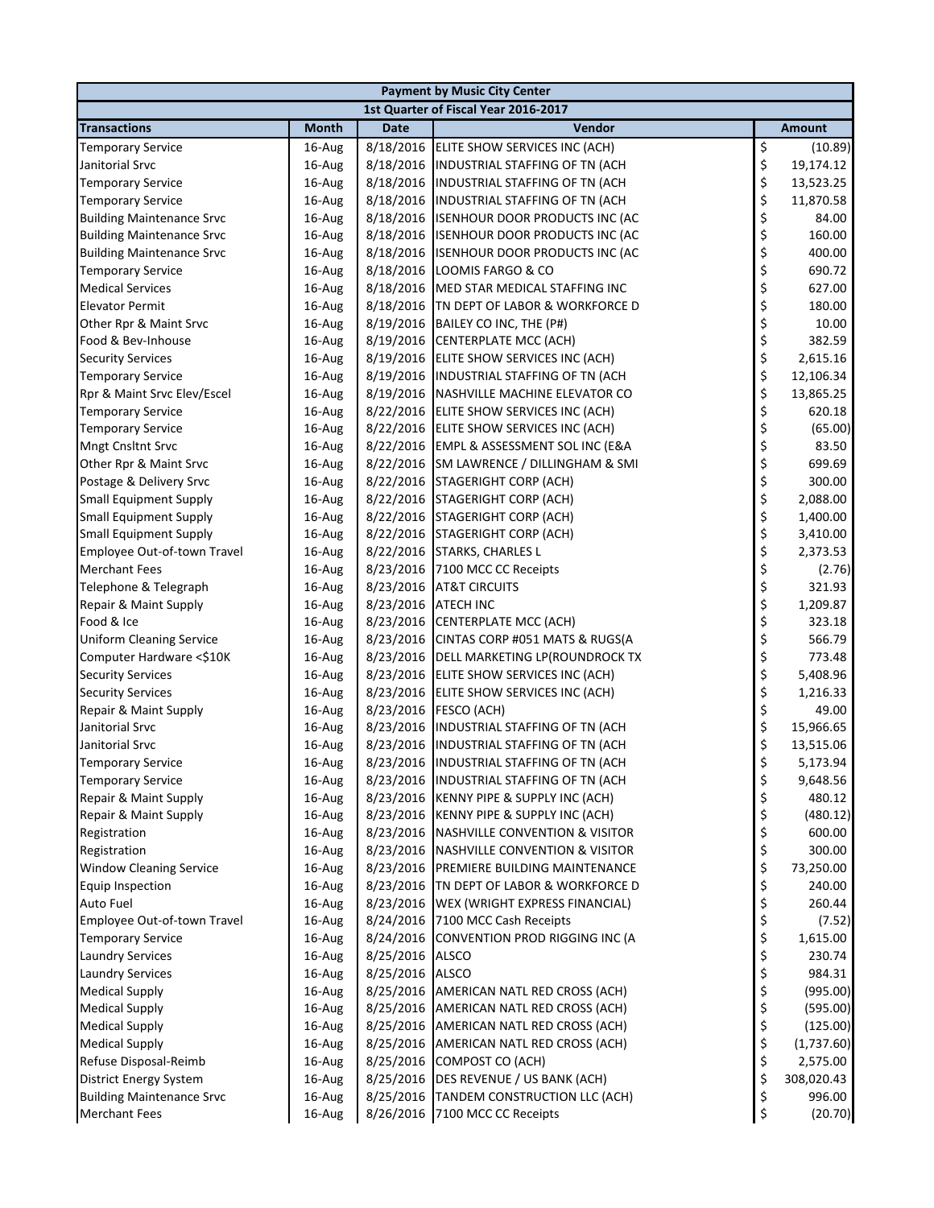| Payment by Music City Center | | | | |
|---|---|---|---|---|
| 1st Quarter of Fiscal Year 2016-2017 | | | | |
| **Transactions** | **Month** | **Date** | **Vendor** | **Amount** |
| Temporary Service | 16-Aug | 8/18/2016 | ELITE SHOW SERVICES INC (ACH) | $ (10.89) |
| Janitorial Srvc | 16-Aug | 8/18/2016 | INDUSTRIAL STAFFING OF TN (ACH | $ 19,174.12 |
| Temporary Service | 16-Aug | 8/18/2016 | INDUSTRIAL STAFFING OF TN (ACH | $ 13,523.25 |
| Temporary Service | 16-Aug | 8/18/2016 | INDUSTRIAL STAFFING OF TN (ACH | $ 11,870.58 |
| Building Maintenance Srvc | 16-Aug | 8/18/2016 | ISENHOUR DOOR PRODUCTS INC (AC | $ 84.00 |
| Building Maintenance Srvc | 16-Aug | 8/18/2016 | ISENHOUR DOOR PRODUCTS INC (AC | $ 160.00 |
| Building Maintenance Srvc | 16-Aug | 8/18/2016 | ISENHOUR DOOR PRODUCTS INC (AC | $ 400.00 |
| Temporary Service | 16-Aug | 8/18/2016 | LOOMIS FARGO & CO | $ 690.72 |
| Medical Services | 16-Aug | 8/18/2016 | MED STAR MEDICAL STAFFING INC | $ 627.00 |
| Elevator Permit | 16-Aug | 8/18/2016 | TN DEPT OF LABOR & WORKFORCE D | $ 180.00 |
| Other Rpr & Maint Srvc | 16-Aug | 8/19/2016 | BAILEY CO INC, THE (P#) | $ 10.00 |
| Food & Bev-Inhouse | 16-Aug | 8/19/2016 | CENTERPLATE MCC (ACH) | $ 382.59 |
| Security Services | 16-Aug | 8/19/2016 | ELITE SHOW SERVICES INC (ACH) | $ 2,615.16 |
| Temporary Service | 16-Aug | 8/19/2016 | INDUSTRIAL STAFFING OF TN (ACH | $ 12,106.34 |
| Rpr & Maint Srvc Elev/Escel | 16-Aug | 8/19/2016 | NASHVILLE MACHINE ELEVATOR CO | $ 13,865.25 |
| Temporary Service | 16-Aug | 8/22/2016 | ELITE SHOW SERVICES INC (ACH) | $ 620.18 |
| Temporary Service | 16-Aug | 8/22/2016 | ELITE SHOW SERVICES INC (ACH) | $ (65.00) |
| Mngt Cnsltnt Srvc | 16-Aug | 8/22/2016 | EMPL & ASSESSMENT SOL INC (E&A | $ 83.50 |
| Other Rpr & Maint Srvc | 16-Aug | 8/22/2016 | SM LAWRENCE / DILLINGHAM & SMI | $ 699.69 |
| Postage & Delivery Srvc | 16-Aug | 8/22/2016 | STAGERIGHT CORP (ACH) | $ 300.00 |
| Small Equipment Supply | 16-Aug | 8/22/2016 | STAGERIGHT CORP (ACH) | $ 2,088.00 |
| Small Equipment Supply | 16-Aug | 8/22/2016 | STAGERIGHT CORP (ACH) | $ 1,400.00 |
| Small Equipment Supply | 16-Aug | 8/22/2016 | STAGERIGHT CORP (ACH) | $ 3,410.00 |
| Employee Out-of-town Travel | 16-Aug | 8/22/2016 | STARKS, CHARLES L | $ 2,373.53 |
| Merchant Fees | 16-Aug | 8/23/2016 | 7100 MCC CC Receipts | $ (2.76) |
| Telephone & Telegraph | 16-Aug | 8/23/2016 | AT&T CIRCUITS | $ 321.93 |
| Repair & Maint Supply | 16-Aug | 8/23/2016 | ATECH INC | $ 1,209.87 |
| Food & Ice | 16-Aug | 8/23/2016 | CENTERPLATE MCC (ACH) | $ 323.18 |
| Uniform Cleaning Service | 16-Aug | 8/23/2016 | CINTAS CORP #051 MATS & RUGS(A | $ 566.79 |
| Computer Hardware <$10K | 16-Aug | 8/23/2016 | DELL MARKETING LP(ROUNDROCK TX | $ 773.48 |
| Security Services | 16-Aug | 8/23/2016 | ELITE SHOW SERVICES INC (ACH) | $ 5,408.96 |
| Security Services | 16-Aug | 8/23/2016 | ELITE SHOW SERVICES INC (ACH) | $ 1,216.33 |
| Repair & Maint Supply | 16-Aug | 8/23/2016 | FESCO (ACH) | $ 49.00 |
| Janitorial Srvc | 16-Aug | 8/23/2016 | INDUSTRIAL STAFFING OF TN (ACH | $ 15,966.65 |
| Janitorial Srvc | 16-Aug | 8/23/2016 | INDUSTRIAL STAFFING OF TN (ACH | $ 13,515.06 |
| Temporary Service | 16-Aug | 8/23/2016 | INDUSTRIAL STAFFING OF TN (ACH | $ 5,173.94 |
| Temporary Service | 16-Aug | 8/23/2016 | INDUSTRIAL STAFFING OF TN (ACH | $ 9,648.56 |
| Repair & Maint Supply | 16-Aug | 8/23/2016 | KENNY PIPE & SUPPLY INC (ACH) | $ 480.12 |
| Repair & Maint Supply | 16-Aug | 8/23/2016 | KENNY PIPE & SUPPLY INC (ACH) | $ (480.12) |
| Registration | 16-Aug | 8/23/2016 | NASHVILLE CONVENTION & VISITOR | $ 600.00 |
| Registration | 16-Aug | 8/23/2016 | NASHVILLE CONVENTION & VISITOR | $ 300.00 |
| Window Cleaning Service | 16-Aug | 8/23/2016 | PREMIERE BUILDING MAINTENANCE | $ 73,250.00 |
| Equip Inspection | 16-Aug | 8/23/2016 | TN DEPT OF LABOR & WORKFORCE D | $ 240.00 |
| Auto Fuel | 16-Aug | 8/23/2016 | WEX (WRIGHT EXPRESS FINANCIAL) | $ 260.44 |
| Employee Out-of-town Travel | 16-Aug | 8/24/2016 | 7100 MCC Cash Receipts | $ (7.52) |
| Temporary Service | 16-Aug | 8/24/2016 | CONVENTION PROD RIGGING INC (A | $ 1,615.00 |
| Laundry Services | 16-Aug | 8/25/2016 | ALSCO | $ 230.74 |
| Laundry Services | 16-Aug | 8/25/2016 | ALSCO | $ 984.31 |
| Medical Supply | 16-Aug | 8/25/2016 | AMERICAN NATL RED CROSS (ACH) | $ (995.00) |
| Medical Supply | 16-Aug | 8/25/2016 | AMERICAN NATL RED CROSS (ACH) | $ (595.00) |
| Medical Supply | 16-Aug | 8/25/2016 | AMERICAN NATL RED CROSS (ACH) | $ (125.00) |
| Medical Supply | 16-Aug | 8/25/2016 | AMERICAN NATL RED CROSS (ACH) | $ (1,737.60) |
| Refuse Disposal-Reimb | 16-Aug | 8/25/2016 | COMPOST CO (ACH) | $ 2,575.00 |
| District Energy System | 16-Aug | 8/25/2016 | DES REVENUE / US BANK (ACH) | $ 308,020.43 |
| Building Maintenance Srvc | 16-Aug | 8/25/2016 | TANDEM CONSTRUCTION LLC (ACH) | $ 996.00 |
| Merchant Fees | 16-Aug | 8/26/2016 | 7100 MCC CC Receipts | $ (20.70) |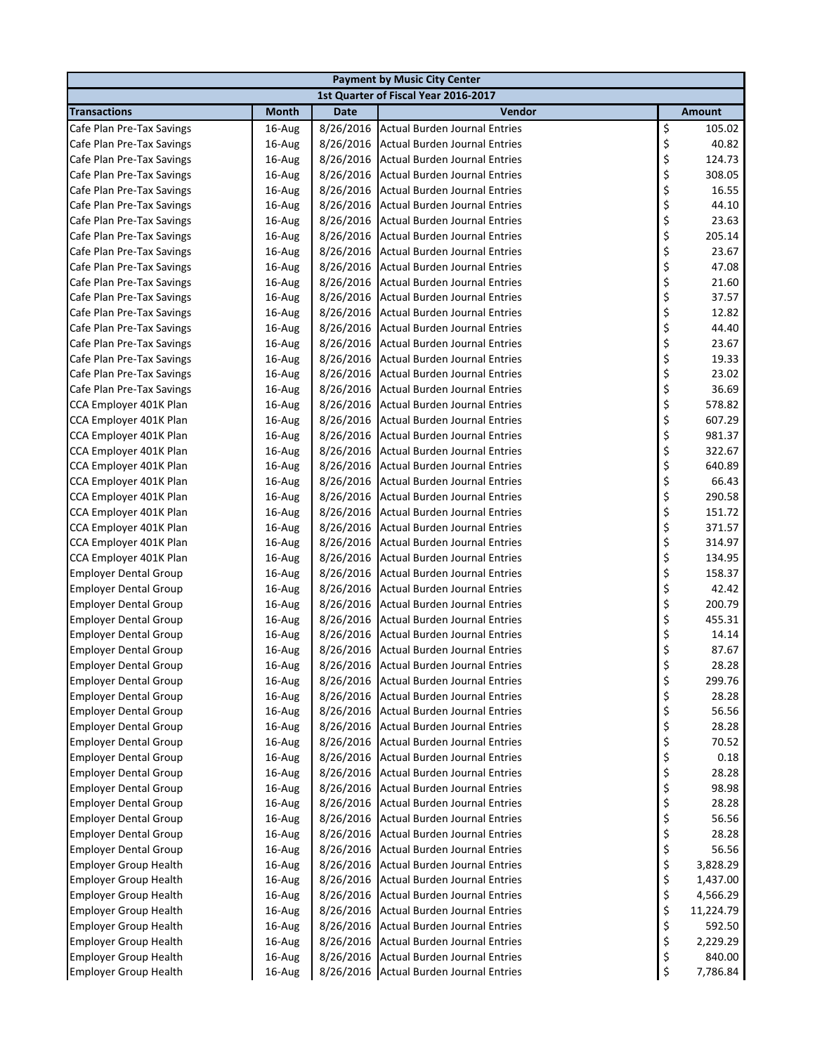| Payment by Music City Center | | | | |
|---|---|---|---|---|
| 1st Quarter of Fiscal Year 2016-2017 | | | | |
| **Transactions** | **Month** | **Date** | **Vendor** | **Amount** |
| Cafe Plan Pre-Tax Savings | 16-Aug | 8/26/2016 | Actual Burden Journal Entries | $ 105.02 |
| Cafe Plan Pre-Tax Savings | 16-Aug | 8/26/2016 | Actual Burden Journal Entries | $ 40.82 |
| Cafe Plan Pre-Tax Savings | 16-Aug | 8/26/2016 | Actual Burden Journal Entries | $ 124.73 |
| Cafe Plan Pre-Tax Savings | 16-Aug | 8/26/2016 | Actual Burden Journal Entries | $ 308.05 |
| Cafe Plan Pre-Tax Savings | 16-Aug | 8/26/2016 | Actual Burden Journal Entries | $ 16.55 |
| Cafe Plan Pre-Tax Savings | 16-Aug | 8/26/2016 | Actual Burden Journal Entries | $ 44.10 |
| Cafe Plan Pre-Tax Savings | 16-Aug | 8/26/2016 | Actual Burden Journal Entries | $ 23.63 |
| Cafe Plan Pre-Tax Savings | 16-Aug | 8/26/2016 | Actual Burden Journal Entries | $ 205.14 |
| Cafe Plan Pre-Tax Savings | 16-Aug | 8/26/2016 | Actual Burden Journal Entries | $ 23.67 |
| Cafe Plan Pre-Tax Savings | 16-Aug | 8/26/2016 | Actual Burden Journal Entries | $ 47.08 |
| Cafe Plan Pre-Tax Savings | 16-Aug | 8/26/2016 | Actual Burden Journal Entries | $ 21.60 |
| Cafe Plan Pre-Tax Savings | 16-Aug | 8/26/2016 | Actual Burden Journal Entries | $ 37.57 |
| Cafe Plan Pre-Tax Savings | 16-Aug | 8/26/2016 | Actual Burden Journal Entries | $ 12.82 |
| Cafe Plan Pre-Tax Savings | 16-Aug | 8/26/2016 | Actual Burden Journal Entries | $ 44.40 |
| Cafe Plan Pre-Tax Savings | 16-Aug | 8/26/2016 | Actual Burden Journal Entries | $ 23.67 |
| Cafe Plan Pre-Tax Savings | 16-Aug | 8/26/2016 | Actual Burden Journal Entries | $ 19.33 |
| Cafe Plan Pre-Tax Savings | 16-Aug | 8/26/2016 | Actual Burden Journal Entries | $ 23.02 |
| Cafe Plan Pre-Tax Savings | 16-Aug | 8/26/2016 | Actual Burden Journal Entries | $ 36.69 |
| CCA Employer 401K Plan | 16-Aug | 8/26/2016 | Actual Burden Journal Entries | $ 578.82 |
| CCA Employer 401K Plan | 16-Aug | 8/26/2016 | Actual Burden Journal Entries | $ 607.29 |
| CCA Employer 401K Plan | 16-Aug | 8/26/2016 | Actual Burden Journal Entries | $ 981.37 |
| CCA Employer 401K Plan | 16-Aug | 8/26/2016 | Actual Burden Journal Entries | $ 322.67 |
| CCA Employer 401K Plan | 16-Aug | 8/26/2016 | Actual Burden Journal Entries | $ 640.89 |
| CCA Employer 401K Plan | 16-Aug | 8/26/2016 | Actual Burden Journal Entries | $ 66.43 |
| CCA Employer 401K Plan | 16-Aug | 8/26/2016 | Actual Burden Journal Entries | $ 290.58 |
| CCA Employer 401K Plan | 16-Aug | 8/26/2016 | Actual Burden Journal Entries | $ 151.72 |
| CCA Employer 401K Plan | 16-Aug | 8/26/2016 | Actual Burden Journal Entries | $ 371.57 |
| CCA Employer 401K Plan | 16-Aug | 8/26/2016 | Actual Burden Journal Entries | $ 314.97 |
| CCA Employer 401K Plan | 16-Aug | 8/26/2016 | Actual Burden Journal Entries | $ 134.95 |
| Employer Dental Group | 16-Aug | 8/26/2016 | Actual Burden Journal Entries | $ 158.37 |
| Employer Dental Group | 16-Aug | 8/26/2016 | Actual Burden Journal Entries | $ 42.42 |
| Employer Dental Group | 16-Aug | 8/26/2016 | Actual Burden Journal Entries | $ 200.79 |
| Employer Dental Group | 16-Aug | 8/26/2016 | Actual Burden Journal Entries | $ 455.31 |
| Employer Dental Group | 16-Aug | 8/26/2016 | Actual Burden Journal Entries | $ 14.14 |
| Employer Dental Group | 16-Aug | 8/26/2016 | Actual Burden Journal Entries | $ 87.67 |
| Employer Dental Group | 16-Aug | 8/26/2016 | Actual Burden Journal Entries | $ 28.28 |
| Employer Dental Group | 16-Aug | 8/26/2016 | Actual Burden Journal Entries | $ 299.76 |
| Employer Dental Group | 16-Aug | 8/26/2016 | Actual Burden Journal Entries | $ 28.28 |
| Employer Dental Group | 16-Aug | 8/26/2016 | Actual Burden Journal Entries | $ 56.56 |
| Employer Dental Group | 16-Aug | 8/26/2016 | Actual Burden Journal Entries | $ 28.28 |
| Employer Dental Group | 16-Aug | 8/26/2016 | Actual Burden Journal Entries | $ 70.52 |
| Employer Dental Group | 16-Aug | 8/26/2016 | Actual Burden Journal Entries | $ 0.18 |
| Employer Dental Group | 16-Aug | 8/26/2016 | Actual Burden Journal Entries | $ 28.28 |
| Employer Dental Group | 16-Aug | 8/26/2016 | Actual Burden Journal Entries | $ 98.98 |
| Employer Dental Group | 16-Aug | 8/26/2016 | Actual Burden Journal Entries | $ 28.28 |
| Employer Dental Group | 16-Aug | 8/26/2016 | Actual Burden Journal Entries | $ 56.56 |
| Employer Dental Group | 16-Aug | 8/26/2016 | Actual Burden Journal Entries | $ 28.28 |
| Employer Dental Group | 16-Aug | 8/26/2016 | Actual Burden Journal Entries | $ 56.56 |
| Employer Group Health | 16-Aug | 8/26/2016 | Actual Burden Journal Entries | $ 3,828.29 |
| Employer Group Health | 16-Aug | 8/26/2016 | Actual Burden Journal Entries | $ 1,437.00 |
| Employer Group Health | 16-Aug | 8/26/2016 | Actual Burden Journal Entries | $ 4,566.29 |
| Employer Group Health | 16-Aug | 8/26/2016 | Actual Burden Journal Entries | $ 11,224.79 |
| Employer Group Health | 16-Aug | 8/26/2016 | Actual Burden Journal Entries | $ 592.50 |
| Employer Group Health | 16-Aug | 8/26/2016 | Actual Burden Journal Entries | $ 2,229.29 |
| Employer Group Health | 16-Aug | 8/26/2016 | Actual Burden Journal Entries | $ 840.00 |
| Employer Group Health | 16-Aug | 8/26/2016 | Actual Burden Journal Entries | $ 7,786.84 |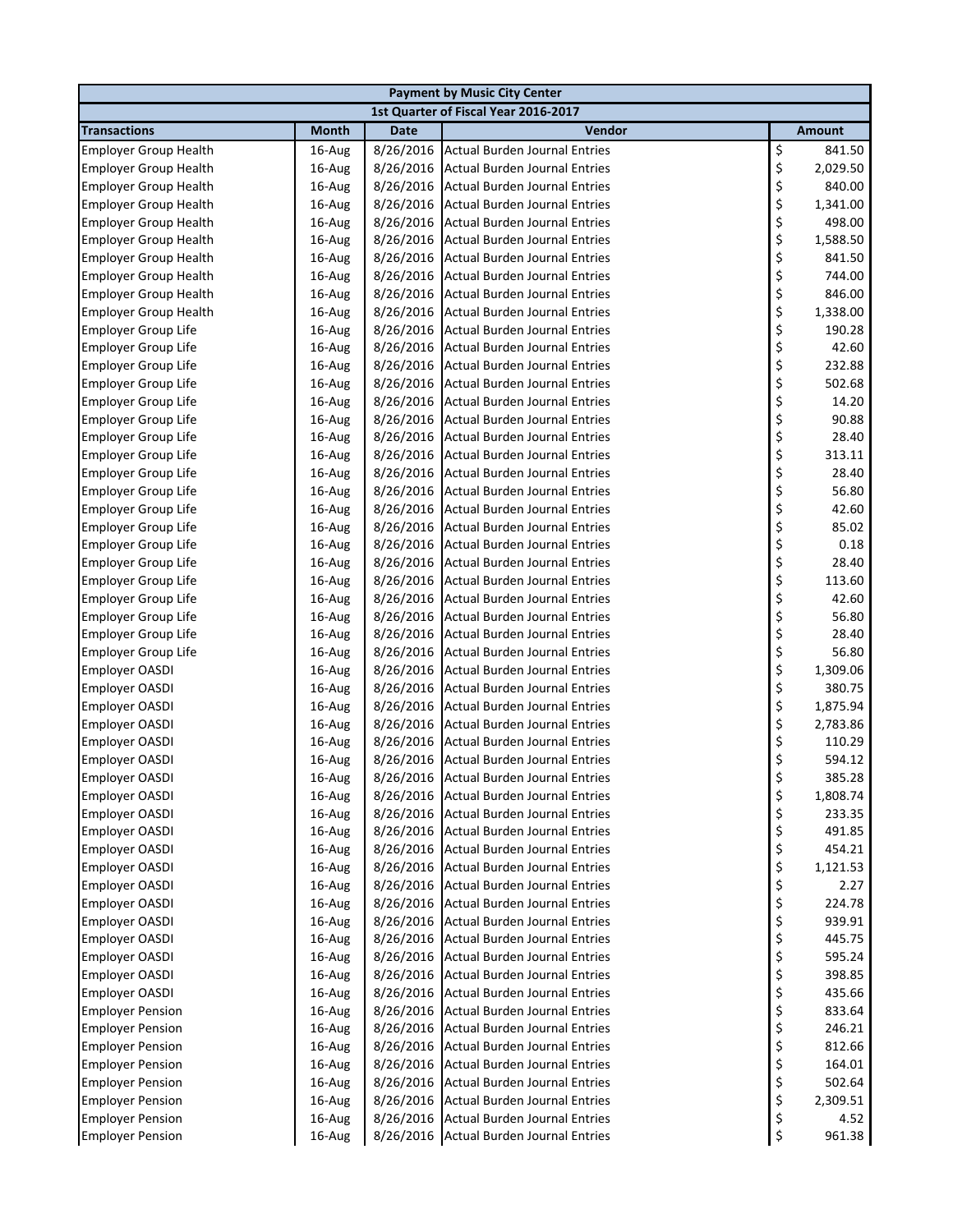| Payment by Music City Center | | | | |
|---|---|---|---|---|
| 1st Quarter of Fiscal Year 2016-2017 | | | | |
| **Transactions** | **Month** | **Date** | **Vendor** | **Amount** |
| Employer Group Health | 16-Aug | 8/26/2016 | Actual Burden Journal Entries | $ 841.50 |
| Employer Group Health | 16-Aug | 8/26/2016 | Actual Burden Journal Entries | $ 2,029.50 |
| Employer Group Health | 16-Aug | 8/26/2016 | Actual Burden Journal Entries | $ 840.00 |
| Employer Group Health | 16-Aug | 8/26/2016 | Actual Burden Journal Entries | $ 1,341.00 |
| Employer Group Health | 16-Aug | 8/26/2016 | Actual Burden Journal Entries | $ 498.00 |
| Employer Group Health | 16-Aug | 8/26/2016 | Actual Burden Journal Entries | $ 1,588.50 |
| Employer Group Health | 16-Aug | 8/26/2016 | Actual Burden Journal Entries | $ 841.50 |
| Employer Group Health | 16-Aug | 8/26/2016 | Actual Burden Journal Entries | $ 744.00 |
| Employer Group Health | 16-Aug | 8/26/2016 | Actual Burden Journal Entries | $ 846.00 |
| Employer Group Health | 16-Aug | 8/26/2016 | Actual Burden Journal Entries | $ 1,338.00 |
| Employer Group Life | 16-Aug | 8/26/2016 | Actual Burden Journal Entries | $ 190.28 |
| Employer Group Life | 16-Aug | 8/26/2016 | Actual Burden Journal Entries | $ 42.60 |
| Employer Group Life | 16-Aug | 8/26/2016 | Actual Burden Journal Entries | $ 232.88 |
| Employer Group Life | 16-Aug | 8/26/2016 | Actual Burden Journal Entries | $ 502.68 |
| Employer Group Life | 16-Aug | 8/26/2016 | Actual Burden Journal Entries | $ 14.20 |
| Employer Group Life | 16-Aug | 8/26/2016 | Actual Burden Journal Entries | $ 90.88 |
| Employer Group Life | 16-Aug | 8/26/2016 | Actual Burden Journal Entries | $ 28.40 |
| Employer Group Life | 16-Aug | 8/26/2016 | Actual Burden Journal Entries | $ 313.11 |
| Employer Group Life | 16-Aug | 8/26/2016 | Actual Burden Journal Entries | $ 28.40 |
| Employer Group Life | 16-Aug | 8/26/2016 | Actual Burden Journal Entries | $ 56.80 |
| Employer Group Life | 16-Aug | 8/26/2016 | Actual Burden Journal Entries | $ 42.60 |
| Employer Group Life | 16-Aug | 8/26/2016 | Actual Burden Journal Entries | $ 85.02 |
| Employer Group Life | 16-Aug | 8/26/2016 | Actual Burden Journal Entries | $ 0.18 |
| Employer Group Life | 16-Aug | 8/26/2016 | Actual Burden Journal Entries | $ 28.40 |
| Employer Group Life | 16-Aug | 8/26/2016 | Actual Burden Journal Entries | $ 113.60 |
| Employer Group Life | 16-Aug | 8/26/2016 | Actual Burden Journal Entries | $ 42.60 |
| Employer Group Life | 16-Aug | 8/26/2016 | Actual Burden Journal Entries | $ 56.80 |
| Employer Group Life | 16-Aug | 8/26/2016 | Actual Burden Journal Entries | $ 28.40 |
| Employer Group Life | 16-Aug | 8/26/2016 | Actual Burden Journal Entries | $ 56.80 |
| Employer OASDI | 16-Aug | 8/26/2016 | Actual Burden Journal Entries | $ 1,309.06 |
| Employer OASDI | 16-Aug | 8/26/2016 | Actual Burden Journal Entries | $ 380.75 |
| Employer OASDI | 16-Aug | 8/26/2016 | Actual Burden Journal Entries | $ 1,875.94 |
| Employer OASDI | 16-Aug | 8/26/2016 | Actual Burden Journal Entries | $ 2,783.86 |
| Employer OASDI | 16-Aug | 8/26/2016 | Actual Burden Journal Entries | $ 110.29 |
| Employer OASDI | 16-Aug | 8/26/2016 | Actual Burden Journal Entries | $ 594.12 |
| Employer OASDI | 16-Aug | 8/26/2016 | Actual Burden Journal Entries | $ 385.28 |
| Employer OASDI | 16-Aug | 8/26/2016 | Actual Burden Journal Entries | $ 1,808.74 |
| Employer OASDI | 16-Aug | 8/26/2016 | Actual Burden Journal Entries | $ 233.35 |
| Employer OASDI | 16-Aug | 8/26/2016 | Actual Burden Journal Entries | $ 491.85 |
| Employer OASDI | 16-Aug | 8/26/2016 | Actual Burden Journal Entries | $ 454.21 |
| Employer OASDI | 16-Aug | 8/26/2016 | Actual Burden Journal Entries | $ 1,121.53 |
| Employer OASDI | 16-Aug | 8/26/2016 | Actual Burden Journal Entries | $ 2.27 |
| Employer OASDI | 16-Aug | 8/26/2016 | Actual Burden Journal Entries | $ 224.78 |
| Employer OASDI | 16-Aug | 8/26/2016 | Actual Burden Journal Entries | $ 939.91 |
| Employer OASDI | 16-Aug | 8/26/2016 | Actual Burden Journal Entries | $ 445.75 |
| Employer OASDI | 16-Aug | 8/26/2016 | Actual Burden Journal Entries | $ 595.24 |
| Employer OASDI | 16-Aug | 8/26/2016 | Actual Burden Journal Entries | $ 398.85 |
| Employer OASDI | 16-Aug | 8/26/2016 | Actual Burden Journal Entries | $ 435.66 |
| Employer Pension | 16-Aug | 8/26/2016 | Actual Burden Journal Entries | $ 833.64 |
| Employer Pension | 16-Aug | 8/26/2016 | Actual Burden Journal Entries | $ 246.21 |
| Employer Pension | 16-Aug | 8/26/2016 | Actual Burden Journal Entries | $ 812.66 |
| Employer Pension | 16-Aug | 8/26/2016 | Actual Burden Journal Entries | $ 164.01 |
| Employer Pension | 16-Aug | 8/26/2016 | Actual Burden Journal Entries | $ 502.64 |
| Employer Pension | 16-Aug | 8/26/2016 | Actual Burden Journal Entries | $ 2,309.51 |
| Employer Pension | 16-Aug | 8/26/2016 | Actual Burden Journal Entries | $ 4.52 |
| Employer Pension | 16-Aug | 8/26/2016 | Actual Burden Journal Entries | $ 961.38 |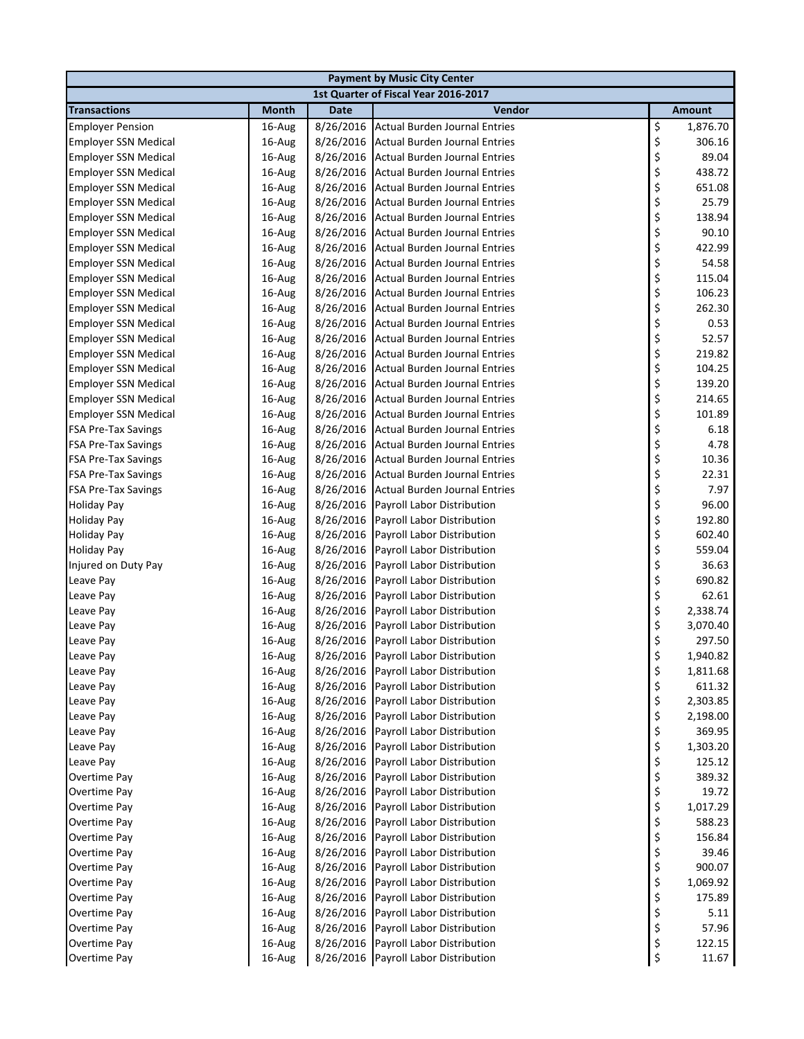| Payment by Music City Center | | | | |
|---|---|---|---|---|
| 1st Quarter of Fiscal Year 2016-2017 | | | | |
| **Transactions** | **Month** | **Date** | **Vendor** | **Amount** |
| Employer Pension | 16-Aug | 8/26/2016 | Actual Burden Journal Entries | $ 1,876.70 |
| Employer SSN Medical | 16-Aug | 8/26/2016 | Actual Burden Journal Entries | $ 306.16 |
| Employer SSN Medical | 16-Aug | 8/26/2016 | Actual Burden Journal Entries | $ 89.04 |
| Employer SSN Medical | 16-Aug | 8/26/2016 | Actual Burden Journal Entries | $ 438.72 |
| Employer SSN Medical | 16-Aug | 8/26/2016 | Actual Burden Journal Entries | $ 651.08 |
| Employer SSN Medical | 16-Aug | 8/26/2016 | Actual Burden Journal Entries | $ 25.79 |
| Employer SSN Medical | 16-Aug | 8/26/2016 | Actual Burden Journal Entries | $ 138.94 |
| Employer SSN Medical | 16-Aug | 8/26/2016 | Actual Burden Journal Entries | $ 90.10 |
| Employer SSN Medical | 16-Aug | 8/26/2016 | Actual Burden Journal Entries | $ 422.99 |
| Employer SSN Medical | 16-Aug | 8/26/2016 | Actual Burden Journal Entries | $ 54.58 |
| Employer SSN Medical | 16-Aug | 8/26/2016 | Actual Burden Journal Entries | $ 115.04 |
| Employer SSN Medical | 16-Aug | 8/26/2016 | Actual Burden Journal Entries | $ 106.23 |
| Employer SSN Medical | 16-Aug | 8/26/2016 | Actual Burden Journal Entries | $ 262.30 |
| Employer SSN Medical | 16-Aug | 8/26/2016 | Actual Burden Journal Entries | $ 0.53 |
| Employer SSN Medical | 16-Aug | 8/26/2016 | Actual Burden Journal Entries | $ 52.57 |
| Employer SSN Medical | 16-Aug | 8/26/2016 | Actual Burden Journal Entries | $ 219.82 |
| Employer SSN Medical | 16-Aug | 8/26/2016 | Actual Burden Journal Entries | $ 104.25 |
| Employer SSN Medical | 16-Aug | 8/26/2016 | Actual Burden Journal Entries | $ 139.20 |
| Employer SSN Medical | 16-Aug | 8/26/2016 | Actual Burden Journal Entries | $ 214.65 |
| Employer SSN Medical | 16-Aug | 8/26/2016 | Actual Burden Journal Entries | $ 101.89 |
| FSA Pre-Tax Savings | 16-Aug | 8/26/2016 | Actual Burden Journal Entries | $ 6.18 |
| FSA Pre-Tax Savings | 16-Aug | 8/26/2016 | Actual Burden Journal Entries | $ 4.78 |
| FSA Pre-Tax Savings | 16-Aug | 8/26/2016 | Actual Burden Journal Entries | $ 10.36 |
| FSA Pre-Tax Savings | 16-Aug | 8/26/2016 | Actual Burden Journal Entries | $ 22.31 |
| FSA Pre-Tax Savings | 16-Aug | 8/26/2016 | Actual Burden Journal Entries | $ 7.97 |
| Holiday Pay | 16-Aug | 8/26/2016 | Payroll Labor Distribution | $ 96.00 |
| Holiday Pay | 16-Aug | 8/26/2016 | Payroll Labor Distribution | $ 192.80 |
| Holiday Pay | 16-Aug | 8/26/2016 | Payroll Labor Distribution | $ 602.40 |
| Holiday Pay | 16-Aug | 8/26/2016 | Payroll Labor Distribution | $ 559.04 |
| Injured on Duty Pay | 16-Aug | 8/26/2016 | Payroll Labor Distribution | $ 36.63 |
| Leave Pay | 16-Aug | 8/26/2016 | Payroll Labor Distribution | $ 690.82 |
| Leave Pay | 16-Aug | 8/26/2016 | Payroll Labor Distribution | $ 62.61 |
| Leave Pay | 16-Aug | 8/26/2016 | Payroll Labor Distribution | $ 2,338.74 |
| Leave Pay | 16-Aug | 8/26/2016 | Payroll Labor Distribution | $ 3,070.40 |
| Leave Pay | 16-Aug | 8/26/2016 | Payroll Labor Distribution | $ 297.50 |
| Leave Pay | 16-Aug | 8/26/2016 | Payroll Labor Distribution | $ 1,940.82 |
| Leave Pay | 16-Aug | 8/26/2016 | Payroll Labor Distribution | $ 1,811.68 |
| Leave Pay | 16-Aug | 8/26/2016 | Payroll Labor Distribution | $ 611.32 |
| Leave Pay | 16-Aug | 8/26/2016 | Payroll Labor Distribution | $ 2,303.85 |
| Leave Pay | 16-Aug | 8/26/2016 | Payroll Labor Distribution | $ 2,198.00 |
| Leave Pay | 16-Aug | 8/26/2016 | Payroll Labor Distribution | $ 369.95 |
| Leave Pay | 16-Aug | 8/26/2016 | Payroll Labor Distribution | $ 1,303.20 |
| Leave Pay | 16-Aug | 8/26/2016 | Payroll Labor Distribution | $ 125.12 |
| Overtime Pay | 16-Aug | 8/26/2016 | Payroll Labor Distribution | $ 389.32 |
| Overtime Pay | 16-Aug | 8/26/2016 | Payroll Labor Distribution | $ 19.72 |
| Overtime Pay | 16-Aug | 8/26/2016 | Payroll Labor Distribution | $ 1,017.29 |
| Overtime Pay | 16-Aug | 8/26/2016 | Payroll Labor Distribution | $ 588.23 |
| Overtime Pay | 16-Aug | 8/26/2016 | Payroll Labor Distribution | $ 156.84 |
| Overtime Pay | 16-Aug | 8/26/2016 | Payroll Labor Distribution | $ 39.46 |
| Overtime Pay | 16-Aug | 8/26/2016 | Payroll Labor Distribution | $ 900.07 |
| Overtime Pay | 16-Aug | 8/26/2016 | Payroll Labor Distribution | $ 1,069.92 |
| Overtime Pay | 16-Aug | 8/26/2016 | Payroll Labor Distribution | $ 175.89 |
| Overtime Pay | 16-Aug | 8/26/2016 | Payroll Labor Distribution | $ 5.11 |
| Overtime Pay | 16-Aug | 8/26/2016 | Payroll Labor Distribution | $ 57.96 |
| Overtime Pay | 16-Aug | 8/26/2016 | Payroll Labor Distribution | $ 122.15 |
| Overtime Pay | 16-Aug | 8/26/2016 | Payroll Labor Distribution | $ 11.67 |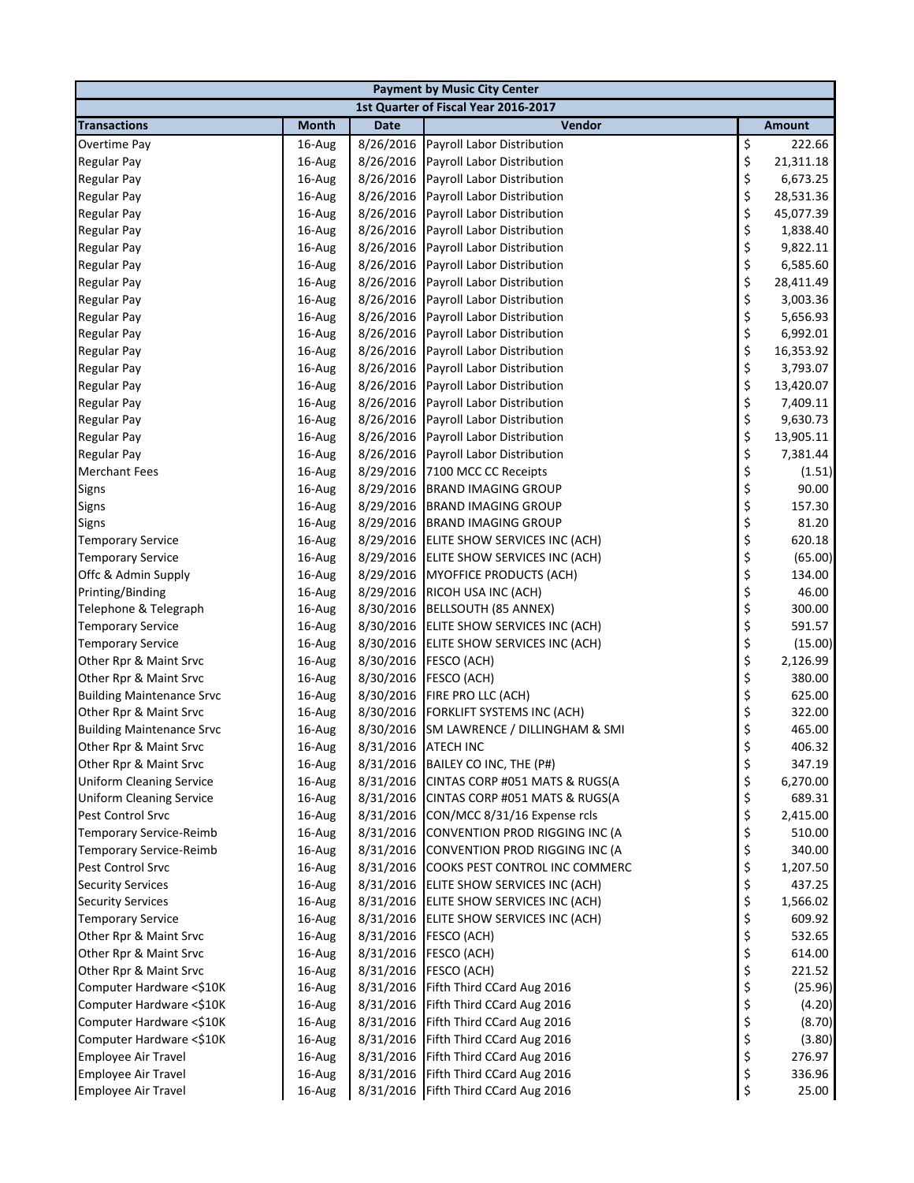| Payment by Music City Center | | | | |
|---|---|---|---|---|
| 1st Quarter of Fiscal Year 2016-2017 | | | | |
| **Transactions** | **Month** | **Date** | **Vendor** | **Amount** |
| Overtime Pay | 16-Aug | 8/26/2016 | Payroll Labor Distribution | $ 222.66 |
| Regular Pay | 16-Aug | 8/26/2016 | Payroll Labor Distribution | $ 21,311.18 |
| Regular Pay | 16-Aug | 8/26/2016 | Payroll Labor Distribution | $ 6,673.25 |
| Regular Pay | 16-Aug | 8/26/2016 | Payroll Labor Distribution | $ 28,531.36 |
| Regular Pay | 16-Aug | 8/26/2016 | Payroll Labor Distribution | $ 45,077.39 |
| Regular Pay | 16-Aug | 8/26/2016 | Payroll Labor Distribution | $ 1,838.40 |
| Regular Pay | 16-Aug | 8/26/2016 | Payroll Labor Distribution | $ 9,822.11 |
| Regular Pay | 16-Aug | 8/26/2016 | Payroll Labor Distribution | $ 6,585.60 |
| Regular Pay | 16-Aug | 8/26/2016 | Payroll Labor Distribution | $ 28,411.49 |
| Regular Pay | 16-Aug | 8/26/2016 | Payroll Labor Distribution | $ 3,003.36 |
| Regular Pay | 16-Aug | 8/26/2016 | Payroll Labor Distribution | $ 5,656.93 |
| Regular Pay | 16-Aug | 8/26/2016 | Payroll Labor Distribution | $ 6,992.01 |
| Regular Pay | 16-Aug | 8/26/2016 | Payroll Labor Distribution | $ 16,353.92 |
| Regular Pay | 16-Aug | 8/26/2016 | Payroll Labor Distribution | $ 3,793.07 |
| Regular Pay | 16-Aug | 8/26/2016 | Payroll Labor Distribution | $ 13,420.07 |
| Regular Pay | 16-Aug | 8/26/2016 | Payroll Labor Distribution | $ 7,409.11 |
| Regular Pay | 16-Aug | 8/26/2016 | Payroll Labor Distribution | $ 9,630.73 |
| Regular Pay | 16-Aug | 8/26/2016 | Payroll Labor Distribution | $ 13,905.11 |
| Regular Pay | 16-Aug | 8/26/2016 | Payroll Labor Distribution | $ 7,381.44 |
| Merchant Fees | 16-Aug | 8/29/2016 | 7100 MCC CC Receipts | $ (1.51) |
| Signs | 16-Aug | 8/29/2016 | BRAND IMAGING GROUP | $ 90.00 |
| Signs | 16-Aug | 8/29/2016 | BRAND IMAGING GROUP | $ 157.30 |
| Signs | 16-Aug | 8/29/2016 | BRAND IMAGING GROUP | $ 81.20 |
| Temporary Service | 16-Aug | 8/29/2016 | ELITE SHOW SERVICES INC (ACH) | $ 620.18 |
| Temporary Service | 16-Aug | 8/29/2016 | ELITE SHOW SERVICES INC (ACH) | $ (65.00) |
| Offc & Admin Supply | 16-Aug | 8/29/2016 | MYOFFICE PRODUCTS (ACH) | $ 134.00 |
| Printing/Binding | 16-Aug | 8/29/2016 | RICOH USA INC (ACH) | $ 46.00 |
| Telephone & Telegraph | 16-Aug | 8/30/2016 | BELLSOUTH (85 ANNEX) | $ 300.00 |
| Temporary Service | 16-Aug | 8/30/2016 | ELITE SHOW SERVICES INC (ACH) | $ 591.57 |
| Temporary Service | 16-Aug | 8/30/2016 | ELITE SHOW SERVICES INC (ACH) | $ (15.00) |
| Other Rpr & Maint Srvc | 16-Aug | 8/30/2016 | FESCO (ACH) | $ 2,126.99 |
| Other Rpr & Maint Srvc | 16-Aug | 8/30/2016 | FESCO (ACH) | $ 380.00 |
| Building Maintenance Srvc | 16-Aug | 8/30/2016 | FIRE PRO LLC (ACH) | $ 625.00 |
| Other Rpr & Maint Srvc | 16-Aug | 8/30/2016 | FORKLIFT SYSTEMS INC (ACH) | $ 322.00 |
| Building Maintenance Srvc | 16-Aug | 8/30/2016 | SM LAWRENCE / DILLINGHAM & SMI | $ 465.00 |
| Other Rpr & Maint Srvc | 16-Aug | 8/31/2016 | ATECH INC | $ 406.32 |
| Other Rpr & Maint Srvc | 16-Aug | 8/31/2016 | BAILEY CO INC, THE (P#) | $ 347.19 |
| Uniform Cleaning Service | 16-Aug | 8/31/2016 | CINTAS CORP #051 MATS & RUGS(A | $ 6,270.00 |
| Uniform Cleaning Service | 16-Aug | 8/31/2016 | CINTAS CORP #051 MATS & RUGS(A | $ 689.31 |
| Pest Control Srvc | 16-Aug | 8/31/2016 | CON/MCC 8/31/16 Expense rcls | $ 2,415.00 |
| Temporary Service-Reimb | 16-Aug | 8/31/2016 | CONVENTION PROD RIGGING INC (A | $ 510.00 |
| Temporary Service-Reimb | 16-Aug | 8/31/2016 | CONVENTION PROD RIGGING INC (A | $ 340.00 |
| Pest Control Srvc | 16-Aug | 8/31/2016 | COOKS PEST CONTROL INC COMMERC | $ 1,207.50 |
| Security Services | 16-Aug | 8/31/2016 | ELITE SHOW SERVICES INC (ACH) | $ 437.25 |
| Security Services | 16-Aug | 8/31/2016 | ELITE SHOW SERVICES INC (ACH) | $ 1,566.02 |
| Temporary Service | 16-Aug | 8/31/2016 | ELITE SHOW SERVICES INC (ACH) | $ 609.92 |
| Other Rpr & Maint Srvc | 16-Aug | 8/31/2016 | FESCO (ACH) | $ 532.65 |
| Other Rpr & Maint Srvc | 16-Aug | 8/31/2016 | FESCO (ACH) | $ 614.00 |
| Other Rpr & Maint Srvc | 16-Aug | 8/31/2016 | FESCO (ACH) | $ 221.52 |
| Computer Hardware <$10K | 16-Aug | 8/31/2016 | Fifth Third CCard Aug 2016 | $ (25.96) |
| Computer Hardware <$10K | 16-Aug | 8/31/2016 | Fifth Third CCard Aug 2016 | $ (4.20) |
| Computer Hardware <$10K | 16-Aug | 8/31/2016 | Fifth Third CCard Aug 2016 | $ (8.70) |
| Computer Hardware <$10K | 16-Aug | 8/31/2016 | Fifth Third CCard Aug 2016 | $ (3.80) |
| Employee Air Travel | 16-Aug | 8/31/2016 | Fifth Third CCard Aug 2016 | $ 276.97 |
| Employee Air Travel | 16-Aug | 8/31/2016 | Fifth Third CCard Aug 2016 | $ 336.96 |
| Employee Air Travel | 16-Aug | 8/31/2016 | Fifth Third CCard Aug 2016 | $ 25.00 |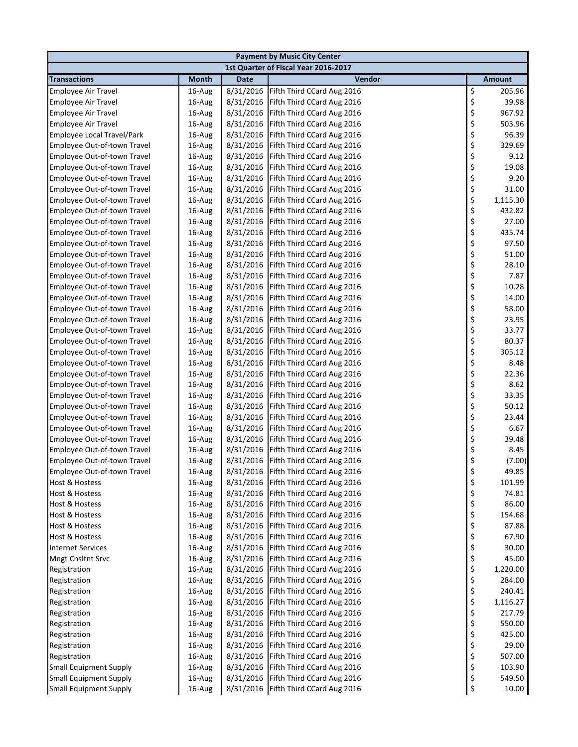| Payment by Music City Center | | | | |
|---|---|---|---|---|
| 1st Quarter of Fiscal Year 2016-2017 | | | | |
| **Transactions** | **Month** | **Date** | **Vendor** | **Amount** |
| Employee Air Travel | 16-Aug | 8/31/2016 | Fifth Third CCard Aug 2016 | $ 205.96 |
| Employee Air Travel | 16-Aug | 8/31/2016 | Fifth Third CCard Aug 2016 | $ 39.98 |
| Employee Air Travel | 16-Aug | 8/31/2016 | Fifth Third CCard Aug 2016 | $ 967.92 |
| Employee Air Travel | 16-Aug | 8/31/2016 | Fifth Third CCard Aug 2016 | $ 503.96 |
| Employee Local Travel/Park | 16-Aug | 8/31/2016 | Fifth Third CCard Aug 2016 | $ 96.39 |
| Employee Out-of-town Travel | 16-Aug | 8/31/2016 | Fifth Third CCard Aug 2016 | $ 329.69 |
| Employee Out-of-town Travel | 16-Aug | 8/31/2016 | Fifth Third CCard Aug 2016 | $ 9.12 |
| Employee Out-of-town Travel | 16-Aug | 8/31/2016 | Fifth Third CCard Aug 2016 | $ 19.08 |
| Employee Out-of-town Travel | 16-Aug | 8/31/2016 | Fifth Third CCard Aug 2016 | $ 9.20 |
| Employee Out-of-town Travel | 16-Aug | 8/31/2016 | Fifth Third CCard Aug 2016 | $ 31.00 |
| Employee Out-of-town Travel | 16-Aug | 8/31/2016 | Fifth Third CCard Aug 2016 | $ 1,115.30 |
| Employee Out-of-town Travel | 16-Aug | 8/31/2016 | Fifth Third CCard Aug 2016 | $ 432.82 |
| Employee Out-of-town Travel | 16-Aug | 8/31/2016 | Fifth Third CCard Aug 2016 | $ 27.00 |
| Employee Out-of-town Travel | 16-Aug | 8/31/2016 | Fifth Third CCard Aug 2016 | $ 435.74 |
| Employee Out-of-town Travel | 16-Aug | 8/31/2016 | Fifth Third CCard Aug 2016 | $ 97.50 |
| Employee Out-of-town Travel | 16-Aug | 8/31/2016 | Fifth Third CCard Aug 2016 | $ 51.00 |
| Employee Out-of-town Travel | 16-Aug | 8/31/2016 | Fifth Third CCard Aug 2016 | $ 28.10 |
| Employee Out-of-town Travel | 16-Aug | 8/31/2016 | Fifth Third CCard Aug 2016 | $ 7.87 |
| Employee Out-of-town Travel | 16-Aug | 8/31/2016 | Fifth Third CCard Aug 2016 | $ 10.28 |
| Employee Out-of-town Travel | 16-Aug | 8/31/2016 | Fifth Third CCard Aug 2016 | $ 14.00 |
| Employee Out-of-town Travel | 16-Aug | 8/31/2016 | Fifth Third CCard Aug 2016 | $ 58.00 |
| Employee Out-of-town Travel | 16-Aug | 8/31/2016 | Fifth Third CCard Aug 2016 | $ 23.95 |
| Employee Out-of-town Travel | 16-Aug | 8/31/2016 | Fifth Third CCard Aug 2016 | $ 33.77 |
| Employee Out-of-town Travel | 16-Aug | 8/31/2016 | Fifth Third CCard Aug 2016 | $ 80.37 |
| Employee Out-of-town Travel | 16-Aug | 8/31/2016 | Fifth Third CCard Aug 2016 | $ 305.12 |
| Employee Out-of-town Travel | 16-Aug | 8/31/2016 | Fifth Third CCard Aug 2016 | $ 8.48 |
| Employee Out-of-town Travel | 16-Aug | 8/31/2016 | Fifth Third CCard Aug 2016 | $ 22.36 |
| Employee Out-of-town Travel | 16-Aug | 8/31/2016 | Fifth Third CCard Aug 2016 | $ 8.62 |
| Employee Out-of-town Travel | 16-Aug | 8/31/2016 | Fifth Third CCard Aug 2016 | $ 33.35 |
| Employee Out-of-town Travel | 16-Aug | 8/31/2016 | Fifth Third CCard Aug 2016 | $ 50.12 |
| Employee Out-of-town Travel | 16-Aug | 8/31/2016 | Fifth Third CCard Aug 2016 | $ 23.44 |
| Employee Out-of-town Travel | 16-Aug | 8/31/2016 | Fifth Third CCard Aug 2016 | $ 6.67 |
| Employee Out-of-town Travel | 16-Aug | 8/31/2016 | Fifth Third CCard Aug 2016 | $ 39.48 |
| Employee Out-of-town Travel | 16-Aug | 8/31/2016 | Fifth Third CCard Aug 2016 | $ 8.45 |
| Employee Out-of-town Travel | 16-Aug | 8/31/2016 | Fifth Third CCard Aug 2016 | $ (7.00) |
| Employee Out-of-town Travel | 16-Aug | 8/31/2016 | Fifth Third CCard Aug 2016 | $ 49.85 |
| Host & Hostess | 16-Aug | 8/31/2016 | Fifth Third CCard Aug 2016 | $ 101.99 |
| Host & Hostess | 16-Aug | 8/31/2016 | Fifth Third CCard Aug 2016 | $ 74.81 |
| Host & Hostess | 16-Aug | 8/31/2016 | Fifth Third CCard Aug 2016 | $ 86.00 |
| Host & Hostess | 16-Aug | 8/31/2016 | Fifth Third CCard Aug 2016 | $ 154.68 |
| Host & Hostess | 16-Aug | 8/31/2016 | Fifth Third CCard Aug 2016 | $ 87.88 |
| Host & Hostess | 16-Aug | 8/31/2016 | Fifth Third CCard Aug 2016 | $ 67.90 |
| Internet Services | 16-Aug | 8/31/2016 | Fifth Third CCard Aug 2016 | $ 30.00 |
| Mngt Cnsltnt Srvc | 16-Aug | 8/31/2016 | Fifth Third CCard Aug 2016 | $ 45.00 |
| Registration | 16-Aug | 8/31/2016 | Fifth Third CCard Aug 2016 | $ 1,220.00 |
| Registration | 16-Aug | 8/31/2016 | Fifth Third CCard Aug 2016 | $ 284.00 |
| Registration | 16-Aug | 8/31/2016 | Fifth Third CCard Aug 2016 | $ 240.41 |
| Registration | 16-Aug | 8/31/2016 | Fifth Third CCard Aug 2016 | $ 1,116.27 |
| Registration | 16-Aug | 8/31/2016 | Fifth Third CCard Aug 2016 | $ 217.79 |
| Registration | 16-Aug | 8/31/2016 | Fifth Third CCard Aug 2016 | $ 550.00 |
| Registration | 16-Aug | 8/31/2016 | Fifth Third CCard Aug 2016 | $ 425.00 |
| Registration | 16-Aug | 8/31/2016 | Fifth Third CCard Aug 2016 | $ 29.00 |
| Registration | 16-Aug | 8/31/2016 | Fifth Third CCard Aug 2016 | $ 507.00 |
| Small Equipment Supply | 16-Aug | 8/31/2016 | Fifth Third CCard Aug 2016 | $ 103.90 |
| Small Equipment Supply | 16-Aug | 8/31/2016 | Fifth Third CCard Aug 2016 | $ 549.50 |
| Small Equipment Supply | 16-Aug | 8/31/2016 | Fifth Third CCard Aug 2016 | $ 10.00 |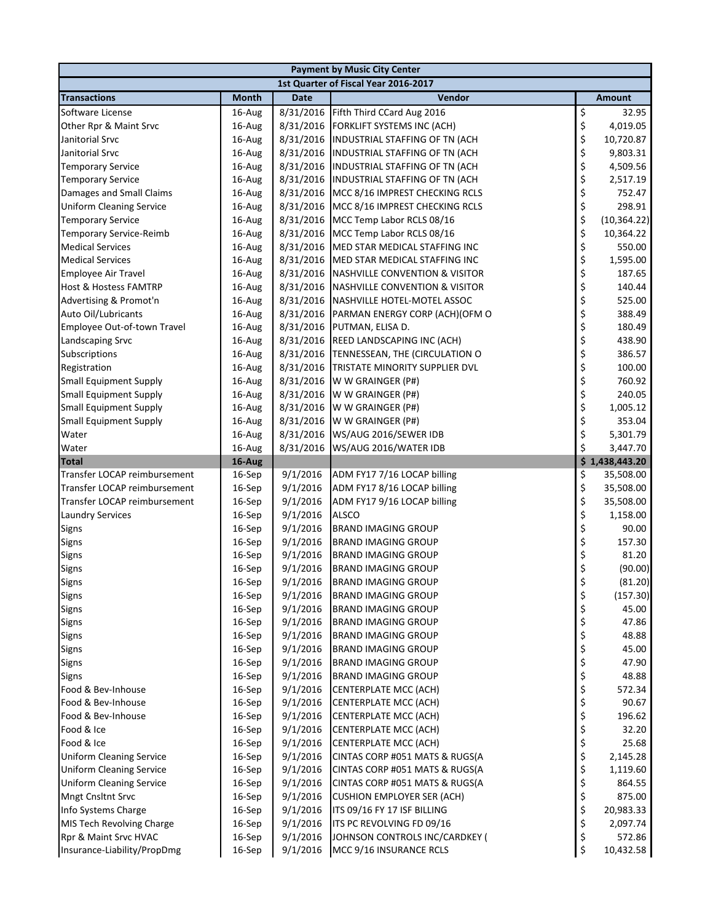| Payment by Music City Center | | | | |
|---|---|---|---|---|
| 1st Quarter of Fiscal Year 2016-2017 | | | | |
| **Transactions** | **Month** | **Date** | **Vendor** | **Amount** |
| Software License | 16-Aug | 8/31/2016 | Fifth Third CCard Aug 2016 | $ 32.95 |
| Other Rpr & Maint Srvc | 16-Aug | 8/31/2016 | FORKLIFT SYSTEMS INC (ACH) | $ 4,019.05 |
| Janitorial Srvc | 16-Aug | 8/31/2016 | INDUSTRIAL STAFFING OF TN (ACH | $ 10,720.87 |
| Janitorial Srvc | 16-Aug | 8/31/2016 | INDUSTRIAL STAFFING OF TN (ACH | $ 9,803.31 |
| Temporary Service | 16-Aug | 8/31/2016 | INDUSTRIAL STAFFING OF TN (ACH | $ 4,509.56 |
| Temporary Service | 16-Aug | 8/31/2016 | INDUSTRIAL STAFFING OF TN (ACH | $ 2,517.19 |
| Damages and Small Claims | 16-Aug | 8/31/2016 | MCC 8/16 IMPREST CHECKING RCLS | $ 752.47 |
| Uniform Cleaning Service | 16-Aug | 8/31/2016 | MCC 8/16 IMPREST CHECKING RCLS | $ 298.91 |
| Temporary Service | 16-Aug | 8/31/2016 | MCC Temp Labor RCLS 08/16 | $ (10,364.22) |
| Temporary Service-Reimb | 16-Aug | 8/31/2016 | MCC Temp Labor RCLS 08/16 | $ 10,364.22 |
| Medical Services | 16-Aug | 8/31/2016 | MED STAR MEDICAL STAFFING INC | $ 550.00 |
| Medical Services | 16-Aug | 8/31/2016 | MED STAR MEDICAL STAFFING INC | $ 1,595.00 |
| Employee Air Travel | 16-Aug | 8/31/2016 | NASHVILLE CONVENTION & VISITOR | $ 187.65 |
| Host & Hostess FAMTRP | 16-Aug | 8/31/2016 | NASHVILLE CONVENTION & VISITOR | $ 140.44 |
| Advertising & Promot'n | 16-Aug | 8/31/2016 | NASHVILLE HOTEL-MOTEL ASSOC | $ 525.00 |
| Auto Oil/Lubricants | 16-Aug | 8/31/2016 | PARMAN ENERGY CORP (ACH)(OFM O | $ 388.49 |
| Employee Out-of-town Travel | 16-Aug | 8/31/2016 | PUTMAN, ELISA D. | $ 180.49 |
| Landscaping Srvc | 16-Aug | 8/31/2016 | REED LANDSCAPING INC (ACH) | $ 438.90 |
| Subscriptions | 16-Aug | 8/31/2016 | TENNESSEAN, THE (CIRCULATION O | $ 386.57 |
| Registration | 16-Aug | 8/31/2016 | TRISTATE MINORITY SUPPLIER DVL | $ 100.00 |
| Small Equipment Supply | 16-Aug | 8/31/2016 | W W GRAINGER (P#) | $ 760.92 |
| Small Equipment Supply | 16-Aug | 8/31/2016 | W W GRAINGER (P#) | $ 240.05 |
| Small Equipment Supply | 16-Aug | 8/31/2016 | W W GRAINGER (P#) | $ 1,005.12 |
| Small Equipment Supply | 16-Aug | 8/31/2016 | W W GRAINGER (P#) | $ 353.04 |
| Water | 16-Aug | 8/31/2016 | WS/AUG 2016/SEWER IDB | $ 5,301.79 |
| Water | 16-Aug | 8/31/2016 | WS/AUG 2016/WATER IDB | $ 3,447.70 |
| **Total** | **16-Aug** | | | **$ 1,438,443.20** |
| Transfer LOCAP reimbursement | 16-Sep | 9/1/2016 | ADM FY17 7/16 LOCAP billing | $ 35,508.00 |
| Transfer LOCAP reimbursement | 16-Sep | 9/1/2016 | ADM FY17 8/16 LOCAP billing | $ 35,508.00 |
| Transfer LOCAP reimbursement | 16-Sep | 9/1/2016 | ADM FY17 9/16 LOCAP billing | $ 35,508.00 |
| Laundry Services | 16-Sep | 9/1/2016 | ALSCO | $ 1,158.00 |
| Signs | 16-Sep | 9/1/2016 | BRAND IMAGING GROUP | $ 90.00 |
| Signs | 16-Sep | 9/1/2016 | BRAND IMAGING GROUP | $ 157.30 |
| Signs | 16-Sep | 9/1/2016 | BRAND IMAGING GROUP | $ 81.20 |
| Signs | 16-Sep | 9/1/2016 | BRAND IMAGING GROUP | $ (90.00) |
| Signs | 16-Sep | 9/1/2016 | BRAND IMAGING GROUP | $ (81.20) |
| Signs | 16-Sep | 9/1/2016 | BRAND IMAGING GROUP | $ (157.30) |
| Signs | 16-Sep | 9/1/2016 | BRAND IMAGING GROUP | $ 45.00 |
| Signs | 16-Sep | 9/1/2016 | BRAND IMAGING GROUP | $ 47.86 |
| Signs | 16-Sep | 9/1/2016 | BRAND IMAGING GROUP | $ 48.88 |
| Signs | 16-Sep | 9/1/2016 | BRAND IMAGING GROUP | $ 45.00 |
| Signs | 16-Sep | 9/1/2016 | BRAND IMAGING GROUP | $ 47.90 |
| Signs | 16-Sep | 9/1/2016 | BRAND IMAGING GROUP | $ 48.88 |
| Food & Bev-Inhouse | 16-Sep | 9/1/2016 | CENTERPLATE MCC (ACH) | $ 572.34 |
| Food & Bev-Inhouse | 16-Sep | 9/1/2016 | CENTERPLATE MCC (ACH) | $ 90.67 |
| Food & Bev-Inhouse | 16-Sep | 9/1/2016 | CENTERPLATE MCC (ACH) | $ 196.62 |
| Food & Ice | 16-Sep | 9/1/2016 | CENTERPLATE MCC (ACH) | $ 32.20 |
| Food & Ice | 16-Sep | 9/1/2016 | CENTERPLATE MCC (ACH) | $ 25.68 |
| Uniform Cleaning Service | 16-Sep | 9/1/2016 | CINTAS CORP #051 MATS & RUGS(A | $ 2,145.28 |
| Uniform Cleaning Service | 16-Sep | 9/1/2016 | CINTAS CORP #051 MATS & RUGS(A | $ 1,119.60 |
| Uniform Cleaning Service | 16-Sep | 9/1/2016 | CINTAS CORP #051 MATS & RUGS(A | $ 864.55 |
| Mngt Cnsltnt Srvc | 16-Sep | 9/1/2016 | CUSHION EMPLOYER SER (ACH) | $ 875.00 |
| Info Systems Charge | 16-Sep | 9/1/2016 | ITS 09/16 FY 17 ISF BILLING | $ 20,983.33 |
| MIS Tech Revolving Charge | 16-Sep | 9/1/2016 | ITS PC REVOLVING FD 09/16 | $ 2,097.74 |
| Rpr & Maint Srvc HVAC | 16-Sep | 9/1/2016 | JOHNSON CONTROLS INC/CARDKEY ( | $ 572.86 |
| Insurance-Liability/PropDmg | 16-Sep | 9/1/2016 | MCC 9/16 INSURANCE RCLS | $ 10,432.58 |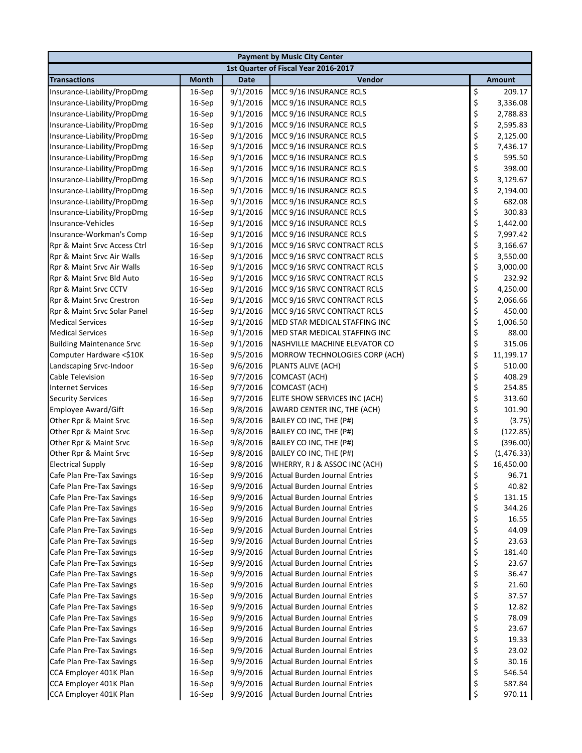| Payment by Music City Center | | | | |
|---|---|---|---|---|
| 1st Quarter of Fiscal Year 2016-2017 | | | | |
| **Transactions** | **Month** | **Date** | **Vendor** | **Amount** |
| Insurance-Liability/PropDmg | 16-Sep | 9/1/2016 | MCC 9/16 INSURANCE RCLS | $ 209.17 |
| Insurance-Liability/PropDmg | 16-Sep | 9/1/2016 | MCC 9/16 INSURANCE RCLS | $ 3,336.08 |
| Insurance-Liability/PropDmg | 16-Sep | 9/1/2016 | MCC 9/16 INSURANCE RCLS | $ 2,788.83 |
| Insurance-Liability/PropDmg | 16-Sep | 9/1/2016 | MCC 9/16 INSURANCE RCLS | $ 2,595.83 |
| Insurance-Liability/PropDmg | 16-Sep | 9/1/2016 | MCC 9/16 INSURANCE RCLS | $ 2,125.00 |
| Insurance-Liability/PropDmg | 16-Sep | 9/1/2016 | MCC 9/16 INSURANCE RCLS | $ 7,436.17 |
| Insurance-Liability/PropDmg | 16-Sep | 9/1/2016 | MCC 9/16 INSURANCE RCLS | $ 595.50 |
| Insurance-Liability/PropDmg | 16-Sep | 9/1/2016 | MCC 9/16 INSURANCE RCLS | $ 398.00 |
| Insurance-Liability/PropDmg | 16-Sep | 9/1/2016 | MCC 9/16 INSURANCE RCLS | $ 3,129.67 |
| Insurance-Liability/PropDmg | 16-Sep | 9/1/2016 | MCC 9/16 INSURANCE RCLS | $ 2,194.00 |
| Insurance-Liability/PropDmg | 16-Sep | 9/1/2016 | MCC 9/16 INSURANCE RCLS | $ 682.08 |
| Insurance-Liability/PropDmg | 16-Sep | 9/1/2016 | MCC 9/16 INSURANCE RCLS | $ 300.83 |
| Insurance-Vehicles | 16-Sep | 9/1/2016 | MCC 9/16 INSURANCE RCLS | $ 1,442.00 |
| Insurance-Workman's Comp | 16-Sep | 9/1/2016 | MCC 9/16 INSURANCE RCLS | $ 7,997.42 |
| Rpr & Maint Srvc Access Ctrl | 16-Sep | 9/1/2016 | MCC 9/16 SRVC CONTRACT RCLS | $ 3,166.67 |
| Rpr & Maint Srvc Air Walls | 16-Sep | 9/1/2016 | MCC 9/16 SRVC CONTRACT RCLS | $ 3,550.00 |
| Rpr & Maint Srvc Air Walls | 16-Sep | 9/1/2016 | MCC 9/16 SRVC CONTRACT RCLS | $ 3,000.00 |
| Rpr & Maint Srvc Bld Auto | 16-Sep | 9/1/2016 | MCC 9/16 SRVC CONTRACT RCLS | $ 232.92 |
| Rpr & Maint Srvc CCTV | 16-Sep | 9/1/2016 | MCC 9/16 SRVC CONTRACT RCLS | $ 4,250.00 |
| Rpr & Maint Srvc Crestron | 16-Sep | 9/1/2016 | MCC 9/16 SRVC CONTRACT RCLS | $ 2,066.66 |
| Rpr & Maint Srvc Solar Panel | 16-Sep | 9/1/2016 | MCC 9/16 SRVC CONTRACT RCLS | $ 450.00 |
| Medical Services | 16-Sep | 9/1/2016 | MED STAR MEDICAL STAFFING INC | $ 1,006.50 |
| Medical Services | 16-Sep | 9/1/2016 | MED STAR MEDICAL STAFFING INC | $ 88.00 |
| Building Maintenance Srvc | 16-Sep | 9/1/2016 | NASHVILLE MACHINE ELEVATOR CO | $ 315.06 |
| Computer Hardware <$10K | 16-Sep | 9/5/2016 | MORROW TECHNOLOGIES CORP (ACH) | $ 11,199.17 |
| Landscaping Srvc-Indoor | 16-Sep | 9/6/2016 | PLANTS ALIVE (ACH) | $ 510.00 |
| Cable Television | 16-Sep | 9/7/2016 | COMCAST (ACH) | $ 408.29 |
| Internet Services | 16-Sep | 9/7/2016 | COMCAST (ACH) | $ 254.85 |
| Security Services | 16-Sep | 9/7/2016 | ELITE SHOW SERVICES INC (ACH) | $ 313.60 |
| Employee Award/Gift | 16-Sep | 9/8/2016 | AWARD CENTER INC, THE (ACH) | $ 101.90 |
| Other Rpr & Maint Srvc | 16-Sep | 9/8/2016 | BAILEY CO INC, THE (P#) | $ (3.75) |
| Other Rpr & Maint Srvc | 16-Sep | 9/8/2016 | BAILEY CO INC, THE (P#) | $ (122.85) |
| Other Rpr & Maint Srvc | 16-Sep | 9/8/2016 | BAILEY CO INC, THE (P#) | $ (396.00) |
| Other Rpr & Maint Srvc | 16-Sep | 9/8/2016 | BAILEY CO INC, THE (P#) | $ (1,476.33) |
| Electrical Supply | 16-Sep | 9/8/2016 | WHERRY, R J & ASSOC INC (ACH) | $ 16,450.00 |
| Cafe Plan Pre-Tax Savings | 16-Sep | 9/9/2016 | Actual Burden Journal Entries | $ 96.71 |
| Cafe Plan Pre-Tax Savings | 16-Sep | 9/9/2016 | Actual Burden Journal Entries | $ 40.82 |
| Cafe Plan Pre-Tax Savings | 16-Sep | 9/9/2016 | Actual Burden Journal Entries | $ 131.15 |
| Cafe Plan Pre-Tax Savings | 16-Sep | 9/9/2016 | Actual Burden Journal Entries | $ 344.26 |
| Cafe Plan Pre-Tax Savings | 16-Sep | 9/9/2016 | Actual Burden Journal Entries | $ 16.55 |
| Cafe Plan Pre-Tax Savings | 16-Sep | 9/9/2016 | Actual Burden Journal Entries | $ 44.09 |
| Cafe Plan Pre-Tax Savings | 16-Sep | 9/9/2016 | Actual Burden Journal Entries | $ 23.63 |
| Cafe Plan Pre-Tax Savings | 16-Sep | 9/9/2016 | Actual Burden Journal Entries | $ 181.40 |
| Cafe Plan Pre-Tax Savings | 16-Sep | 9/9/2016 | Actual Burden Journal Entries | $ 23.67 |
| Cafe Plan Pre-Tax Savings | 16-Sep | 9/9/2016 | Actual Burden Journal Entries | $ 36.47 |
| Cafe Plan Pre-Tax Savings | 16-Sep | 9/9/2016 | Actual Burden Journal Entries | $ 21.60 |
| Cafe Plan Pre-Tax Savings | 16-Sep | 9/9/2016 | Actual Burden Journal Entries | $ 37.57 |
| Cafe Plan Pre-Tax Savings | 16-Sep | 9/9/2016 | Actual Burden Journal Entries | $ 12.82 |
| Cafe Plan Pre-Tax Savings | 16-Sep | 9/9/2016 | Actual Burden Journal Entries | $ 78.09 |
| Cafe Plan Pre-Tax Savings | 16-Sep | 9/9/2016 | Actual Burden Journal Entries | $ 23.67 |
| Cafe Plan Pre-Tax Savings | 16-Sep | 9/9/2016 | Actual Burden Journal Entries | $ 19.33 |
| Cafe Plan Pre-Tax Savings | 16-Sep | 9/9/2016 | Actual Burden Journal Entries | $ 23.02 |
| Cafe Plan Pre-Tax Savings | 16-Sep | 9/9/2016 | Actual Burden Journal Entries | $ 30.16 |
| CCA Employer 401K Plan | 16-Sep | 9/9/2016 | Actual Burden Journal Entries | $ 546.54 |
| CCA Employer 401K Plan | 16-Sep | 9/9/2016 | Actual Burden Journal Entries | $ 587.84 |
| CCA Employer 401K Plan | 16-Sep | 9/9/2016 | Actual Burden Journal Entries | $ 970.11 |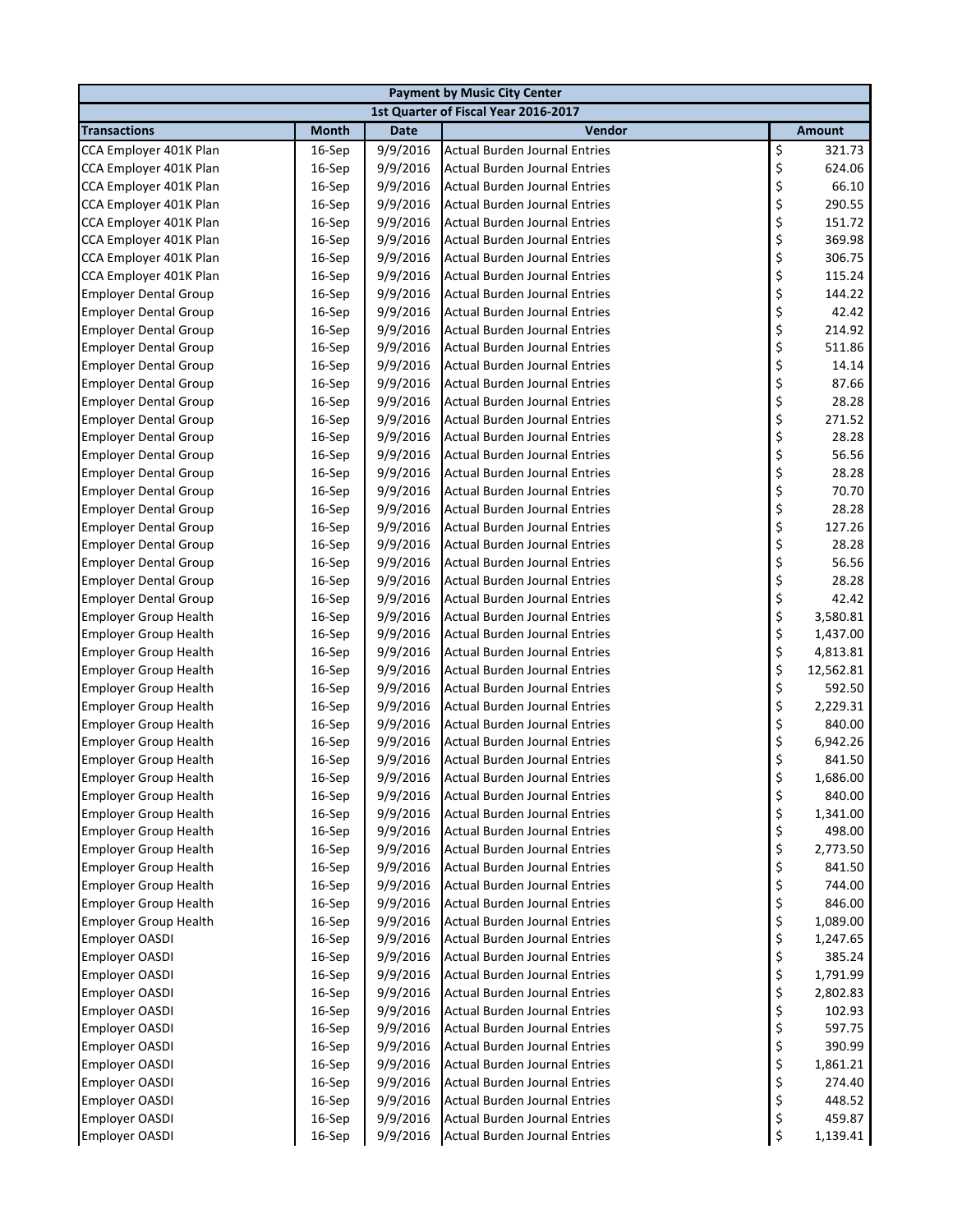| Payment by Music City Center | | | | |
|---|---|---|---|---|
| 1st Quarter of Fiscal Year 2016-2017 | | | | |
| **Transactions** | **Month** | **Date** | **Vendor** | **Amount** |
| CCA Employer 401K Plan | 16-Sep | 9/9/2016 | Actual Burden Journal Entries | $ 321.73 |
| CCA Employer 401K Plan | 16-Sep | 9/9/2016 | Actual Burden Journal Entries | $ 624.06 |
| CCA Employer 401K Plan | 16-Sep | 9/9/2016 | Actual Burden Journal Entries | $ 66.10 |
| CCA Employer 401K Plan | 16-Sep | 9/9/2016 | Actual Burden Journal Entries | $ 290.55 |
| CCA Employer 401K Plan | 16-Sep | 9/9/2016 | Actual Burden Journal Entries | $ 151.72 |
| CCA Employer 401K Plan | 16-Sep | 9/9/2016 | Actual Burden Journal Entries | $ 369.98 |
| CCA Employer 401K Plan | 16-Sep | 9/9/2016 | Actual Burden Journal Entries | $ 306.75 |
| CCA Employer 401K Plan | 16-Sep | 9/9/2016 | Actual Burden Journal Entries | $ 115.24 |
| Employer Dental Group | 16-Sep | 9/9/2016 | Actual Burden Journal Entries | $ 144.22 |
| Employer Dental Group | 16-Sep | 9/9/2016 | Actual Burden Journal Entries | $ 42.42 |
| Employer Dental Group | 16-Sep | 9/9/2016 | Actual Burden Journal Entries | $ 214.92 |
| Employer Dental Group | 16-Sep | 9/9/2016 | Actual Burden Journal Entries | $ 511.86 |
| Employer Dental Group | 16-Sep | 9/9/2016 | Actual Burden Journal Entries | $ 14.14 |
| Employer Dental Group | 16-Sep | 9/9/2016 | Actual Burden Journal Entries | $ 87.66 |
| Employer Dental Group | 16-Sep | 9/9/2016 | Actual Burden Journal Entries | $ 28.28 |
| Employer Dental Group | 16-Sep | 9/9/2016 | Actual Burden Journal Entries | $ 271.52 |
| Employer Dental Group | 16-Sep | 9/9/2016 | Actual Burden Journal Entries | $ 28.28 |
| Employer Dental Group | 16-Sep | 9/9/2016 | Actual Burden Journal Entries | $ 56.56 |
| Employer Dental Group | 16-Sep | 9/9/2016 | Actual Burden Journal Entries | $ 28.28 |
| Employer Dental Group | 16-Sep | 9/9/2016 | Actual Burden Journal Entries | $ 70.70 |
| Employer Dental Group | 16-Sep | 9/9/2016 | Actual Burden Journal Entries | $ 28.28 |
| Employer Dental Group | 16-Sep | 9/9/2016 | Actual Burden Journal Entries | $ 127.26 |
| Employer Dental Group | 16-Sep | 9/9/2016 | Actual Burden Journal Entries | $ 28.28 |
| Employer Dental Group | 16-Sep | 9/9/2016 | Actual Burden Journal Entries | $ 56.56 |
| Employer Dental Group | 16-Sep | 9/9/2016 | Actual Burden Journal Entries | $ 28.28 |
| Employer Dental Group | 16-Sep | 9/9/2016 | Actual Burden Journal Entries | $ 42.42 |
| Employer Group Health | 16-Sep | 9/9/2016 | Actual Burden Journal Entries | $ 3,580.81 |
| Employer Group Health | 16-Sep | 9/9/2016 | Actual Burden Journal Entries | $ 1,437.00 |
| Employer Group Health | 16-Sep | 9/9/2016 | Actual Burden Journal Entries | $ 4,813.81 |
| Employer Group Health | 16-Sep | 9/9/2016 | Actual Burden Journal Entries | $ 12,562.81 |
| Employer Group Health | 16-Sep | 9/9/2016 | Actual Burden Journal Entries | $ 592.50 |
| Employer Group Health | 16-Sep | 9/9/2016 | Actual Burden Journal Entries | $ 2,229.31 |
| Employer Group Health | 16-Sep | 9/9/2016 | Actual Burden Journal Entries | $ 840.00 |
| Employer Group Health | 16-Sep | 9/9/2016 | Actual Burden Journal Entries | $ 6,942.26 |
| Employer Group Health | 16-Sep | 9/9/2016 | Actual Burden Journal Entries | $ 841.50 |
| Employer Group Health | 16-Sep | 9/9/2016 | Actual Burden Journal Entries | $ 1,686.00 |
| Employer Group Health | 16-Sep | 9/9/2016 | Actual Burden Journal Entries | $ 840.00 |
| Employer Group Health | 16-Sep | 9/9/2016 | Actual Burden Journal Entries | $ 1,341.00 |
| Employer Group Health | 16-Sep | 9/9/2016 | Actual Burden Journal Entries | $ 498.00 |
| Employer Group Health | 16-Sep | 9/9/2016 | Actual Burden Journal Entries | $ 2,773.50 |
| Employer Group Health | 16-Sep | 9/9/2016 | Actual Burden Journal Entries | $ 841.50 |
| Employer Group Health | 16-Sep | 9/9/2016 | Actual Burden Journal Entries | $ 744.00 |
| Employer Group Health | 16-Sep | 9/9/2016 | Actual Burden Journal Entries | $ 846.00 |
| Employer Group Health | 16-Sep | 9/9/2016 | Actual Burden Journal Entries | $ 1,089.00 |
| Employer OASDI | 16-Sep | 9/9/2016 | Actual Burden Journal Entries | $ 1,247.65 |
| Employer OASDI | 16-Sep | 9/9/2016 | Actual Burden Journal Entries | $ 385.24 |
| Employer OASDI | 16-Sep | 9/9/2016 | Actual Burden Journal Entries | $ 1,791.99 |
| Employer OASDI | 16-Sep | 9/9/2016 | Actual Burden Journal Entries | $ 2,802.83 |
| Employer OASDI | 16-Sep | 9/9/2016 | Actual Burden Journal Entries | $ 102.93 |
| Employer OASDI | 16-Sep | 9/9/2016 | Actual Burden Journal Entries | $ 597.75 |
| Employer OASDI | 16-Sep | 9/9/2016 | Actual Burden Journal Entries | $ 390.99 |
| Employer OASDI | 16-Sep | 9/9/2016 | Actual Burden Journal Entries | $ 1,861.21 |
| Employer OASDI | 16-Sep | 9/9/2016 | Actual Burden Journal Entries | $ 274.40 |
| Employer OASDI | 16-Sep | 9/9/2016 | Actual Burden Journal Entries | $ 448.52 |
| Employer OASDI | 16-Sep | 9/9/2016 | Actual Burden Journal Entries | $ 459.87 |
| Employer OASDI | 16-Sep | 9/9/2016 | Actual Burden Journal Entries | $ 1,139.41 |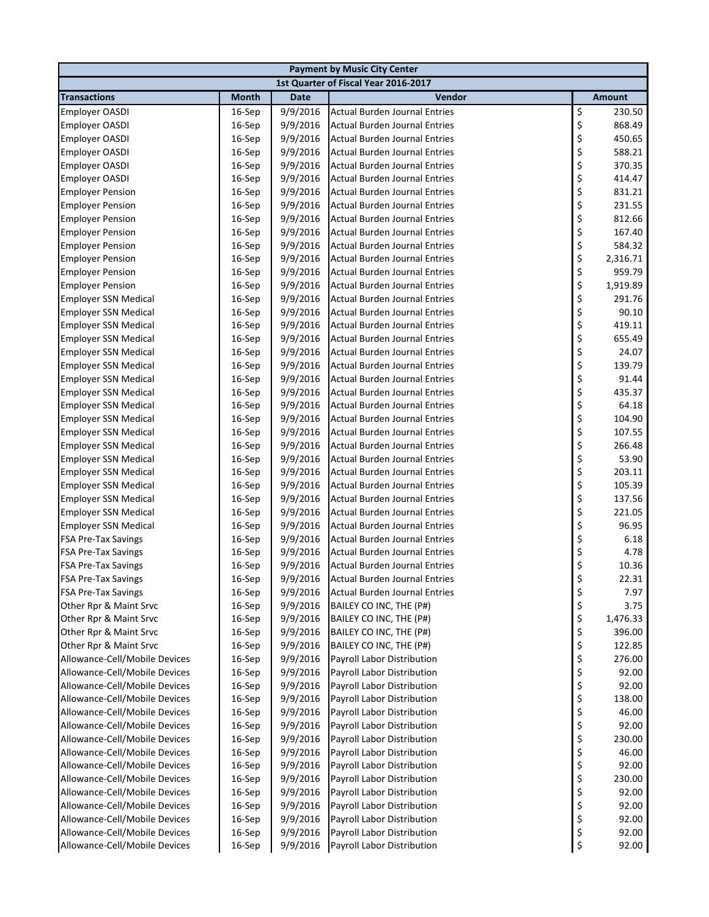| Payment by Music City Center | | | | |
|---|---|---|---|---|
| 1st Quarter of Fiscal Year 2016-2017 | | | | |
| **Transactions** | **Month** | **Date** | **Vendor** | **Amount** |
| Employer OASDI | 16-Sep | 9/9/2016 | Actual Burden Journal Entries | $ 230.50 |
| Employer OASDI | 16-Sep | 9/9/2016 | Actual Burden Journal Entries | $ 868.49 |
| Employer OASDI | 16-Sep | 9/9/2016 | Actual Burden Journal Entries | $ 450.65 |
| Employer OASDI | 16-Sep | 9/9/2016 | Actual Burden Journal Entries | $ 588.21 |
| Employer OASDI | 16-Sep | 9/9/2016 | Actual Burden Journal Entries | $ 370.35 |
| Employer OASDI | 16-Sep | 9/9/2016 | Actual Burden Journal Entries | $ 414.47 |
| Employer Pension | 16-Sep | 9/9/2016 | Actual Burden Journal Entries | $ 831.21 |
| Employer Pension | 16-Sep | 9/9/2016 | Actual Burden Journal Entries | $ 231.55 |
| Employer Pension | 16-Sep | 9/9/2016 | Actual Burden Journal Entries | $ 812.66 |
| Employer Pension | 16-Sep | 9/9/2016 | Actual Burden Journal Entries | $ 167.40 |
| Employer Pension | 16-Sep | 9/9/2016 | Actual Burden Journal Entries | $ 584.32 |
| Employer Pension | 16-Sep | 9/9/2016 | Actual Burden Journal Entries | $ 2,316.71 |
| Employer Pension | 16-Sep | 9/9/2016 | Actual Burden Journal Entries | $ 959.79 |
| Employer Pension | 16-Sep | 9/9/2016 | Actual Burden Journal Entries | $ 1,919.89 |
| Employer SSN Medical | 16-Sep | 9/9/2016 | Actual Burden Journal Entries | $ 291.76 |
| Employer SSN Medical | 16-Sep | 9/9/2016 | Actual Burden Journal Entries | $ 90.10 |
| Employer SSN Medical | 16-Sep | 9/9/2016 | Actual Burden Journal Entries | $ 419.11 |
| Employer SSN Medical | 16-Sep | 9/9/2016 | Actual Burden Journal Entries | $ 655.49 |
| Employer SSN Medical | 16-Sep | 9/9/2016 | Actual Burden Journal Entries | $ 24.07 |
| Employer SSN Medical | 16-Sep | 9/9/2016 | Actual Burden Journal Entries | $ 139.79 |
| Employer SSN Medical | 16-Sep | 9/9/2016 | Actual Burden Journal Entries | $ 91.44 |
| Employer SSN Medical | 16-Sep | 9/9/2016 | Actual Burden Journal Entries | $ 435.37 |
| Employer SSN Medical | 16-Sep | 9/9/2016 | Actual Burden Journal Entries | $ 64.18 |
| Employer SSN Medical | 16-Sep | 9/9/2016 | Actual Burden Journal Entries | $ 104.90 |
| Employer SSN Medical | 16-Sep | 9/9/2016 | Actual Burden Journal Entries | $ 107.55 |
| Employer SSN Medical | 16-Sep | 9/9/2016 | Actual Burden Journal Entries | $ 266.48 |
| Employer SSN Medical | 16-Sep | 9/9/2016 | Actual Burden Journal Entries | $ 53.90 |
| Employer SSN Medical | 16-Sep | 9/9/2016 | Actual Burden Journal Entries | $ 203.11 |
| Employer SSN Medical | 16-Sep | 9/9/2016 | Actual Burden Journal Entries | $ 105.39 |
| Employer SSN Medical | 16-Sep | 9/9/2016 | Actual Burden Journal Entries | $ 137.56 |
| Employer SSN Medical | 16-Sep | 9/9/2016 | Actual Burden Journal Entries | $ 221.05 |
| Employer SSN Medical | 16-Sep | 9/9/2016 | Actual Burden Journal Entries | $ 96.95 |
| FSA Pre-Tax Savings | 16-Sep | 9/9/2016 | Actual Burden Journal Entries | $ 6.18 |
| FSA Pre-Tax Savings | 16-Sep | 9/9/2016 | Actual Burden Journal Entries | $ 4.78 |
| FSA Pre-Tax Savings | 16-Sep | 9/9/2016 | Actual Burden Journal Entries | $ 10.36 |
| FSA Pre-Tax Savings | 16-Sep | 9/9/2016 | Actual Burden Journal Entries | $ 22.31 |
| FSA Pre-Tax Savings | 16-Sep | 9/9/2016 | Actual Burden Journal Entries | $ 7.97 |
| Other Rpr & Maint Srvc | 16-Sep | 9/9/2016 | BAILEY CO INC, THE (P#) | $ 3.75 |
| Other Rpr & Maint Srvc | 16-Sep | 9/9/2016 | BAILEY CO INC, THE (P#) | $ 1,476.33 |
| Other Rpr & Maint Srvc | 16-Sep | 9/9/2016 | BAILEY CO INC, THE (P#) | $ 396.00 |
| Other Rpr & Maint Srvc | 16-Sep | 9/9/2016 | BAILEY CO INC, THE (P#) | $ 122.85 |
| Allowance-Cell/Mobile Devices | 16-Sep | 9/9/2016 | Payroll Labor Distribution | $ 276.00 |
| Allowance-Cell/Mobile Devices | 16-Sep | 9/9/2016 | Payroll Labor Distribution | $ 92.00 |
| Allowance-Cell/Mobile Devices | 16-Sep | 9/9/2016 | Payroll Labor Distribution | $ 92.00 |
| Allowance-Cell/Mobile Devices | 16-Sep | 9/9/2016 | Payroll Labor Distribution | $ 138.00 |
| Allowance-Cell/Mobile Devices | 16-Sep | 9/9/2016 | Payroll Labor Distribution | $ 46.00 |
| Allowance-Cell/Mobile Devices | 16-Sep | 9/9/2016 | Payroll Labor Distribution | $ 92.00 |
| Allowance-Cell/Mobile Devices | 16-Sep | 9/9/2016 | Payroll Labor Distribution | $ 230.00 |
| Allowance-Cell/Mobile Devices | 16-Sep | 9/9/2016 | Payroll Labor Distribution | $ 46.00 |
| Allowance-Cell/Mobile Devices | 16-Sep | 9/9/2016 | Payroll Labor Distribution | $ 92.00 |
| Allowance-Cell/Mobile Devices | 16-Sep | 9/9/2016 | Payroll Labor Distribution | $ 230.00 |
| Allowance-Cell/Mobile Devices | 16-Sep | 9/9/2016 | Payroll Labor Distribution | $ 92.00 |
| Allowance-Cell/Mobile Devices | 16-Sep | 9/9/2016 | Payroll Labor Distribution | $ 92.00 |
| Allowance-Cell/Mobile Devices | 16-Sep | 9/9/2016 | Payroll Labor Distribution | $ 92.00 |
| Allowance-Cell/Mobile Devices | 16-Sep | 9/9/2016 | Payroll Labor Distribution | $ 92.00 |
| Allowance-Cell/Mobile Devices | 16-Sep | 9/9/2016 | Payroll Labor Distribution | $ 92.00 |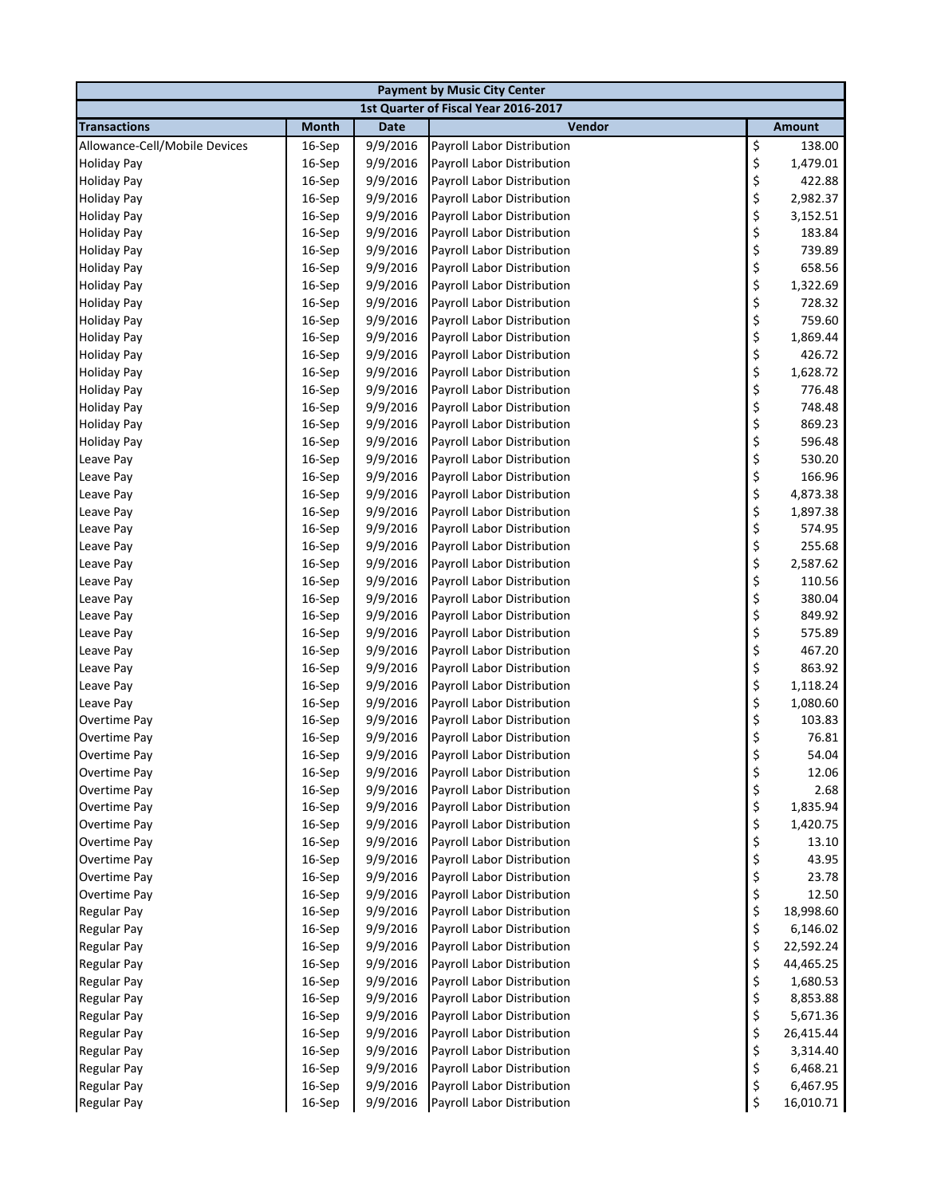| Payment by Music City Center | | | | |
|---|---|---|---|---|
| 1st Quarter of Fiscal Year 2016-2017 | | | | |
| **Transactions** | **Month** | **Date** | **Vendor** | **Amount** |
| Allowance-Cell/Mobile Devices | 16-Sep | 9/9/2016 | Payroll Labor Distribution | $ 138.00 |
| Holiday Pay | 16-Sep | 9/9/2016 | Payroll Labor Distribution | $ 1,479.01 |
| Holiday Pay | 16-Sep | 9/9/2016 | Payroll Labor Distribution | $ 422.88 |
| Holiday Pay | 16-Sep | 9/9/2016 | Payroll Labor Distribution | $ 2,982.37 |
| Holiday Pay | 16-Sep | 9/9/2016 | Payroll Labor Distribution | $ 3,152.51 |
| Holiday Pay | 16-Sep | 9/9/2016 | Payroll Labor Distribution | $ 183.84 |
| Holiday Pay | 16-Sep | 9/9/2016 | Payroll Labor Distribution | $ 739.89 |
| Holiday Pay | 16-Sep | 9/9/2016 | Payroll Labor Distribution | $ 658.56 |
| Holiday Pay | 16-Sep | 9/9/2016 | Payroll Labor Distribution | $ 1,322.69 |
| Holiday Pay | 16-Sep | 9/9/2016 | Payroll Labor Distribution | $ 728.32 |
| Holiday Pay | 16-Sep | 9/9/2016 | Payroll Labor Distribution | $ 759.60 |
| Holiday Pay | 16-Sep | 9/9/2016 | Payroll Labor Distribution | $ 1,869.44 |
| Holiday Pay | 16-Sep | 9/9/2016 | Payroll Labor Distribution | $ 426.72 |
| Holiday Pay | 16-Sep | 9/9/2016 | Payroll Labor Distribution | $ 1,628.72 |
| Holiday Pay | 16-Sep | 9/9/2016 | Payroll Labor Distribution | $ 776.48 |
| Holiday Pay | 16-Sep | 9/9/2016 | Payroll Labor Distribution | $ 748.48 |
| Holiday Pay | 16-Sep | 9/9/2016 | Payroll Labor Distribution | $ 869.23 |
| Holiday Pay | 16-Sep | 9/9/2016 | Payroll Labor Distribution | $ 596.48 |
| Leave Pay | 16-Sep | 9/9/2016 | Payroll Labor Distribution | $ 530.20 |
| Leave Pay | 16-Sep | 9/9/2016 | Payroll Labor Distribution | $ 166.96 |
| Leave Pay | 16-Sep | 9/9/2016 | Payroll Labor Distribution | $ 4,873.38 |
| Leave Pay | 16-Sep | 9/9/2016 | Payroll Labor Distribution | $ 1,897.38 |
| Leave Pay | 16-Sep | 9/9/2016 | Payroll Labor Distribution | $ 574.95 |
| Leave Pay | 16-Sep | 9/9/2016 | Payroll Labor Distribution | $ 255.68 |
| Leave Pay | 16-Sep | 9/9/2016 | Payroll Labor Distribution | $ 2,587.62 |
| Leave Pay | 16-Sep | 9/9/2016 | Payroll Labor Distribution | $ 110.56 |
| Leave Pay | 16-Sep | 9/9/2016 | Payroll Labor Distribution | $ 380.04 |
| Leave Pay | 16-Sep | 9/9/2016 | Payroll Labor Distribution | $ 849.92 |
| Leave Pay | 16-Sep | 9/9/2016 | Payroll Labor Distribution | $ 575.89 |
| Leave Pay | 16-Sep | 9/9/2016 | Payroll Labor Distribution | $ 467.20 |
| Leave Pay | 16-Sep | 9/9/2016 | Payroll Labor Distribution | $ 863.92 |
| Leave Pay | 16-Sep | 9/9/2016 | Payroll Labor Distribution | $ 1,118.24 |
| Leave Pay | 16-Sep | 9/9/2016 | Payroll Labor Distribution | $ 1,080.60 |
| Overtime Pay | 16-Sep | 9/9/2016 | Payroll Labor Distribution | $ 103.83 |
| Overtime Pay | 16-Sep | 9/9/2016 | Payroll Labor Distribution | $ 76.81 |
| Overtime Pay | 16-Sep | 9/9/2016 | Payroll Labor Distribution | $ 54.04 |
| Overtime Pay | 16-Sep | 9/9/2016 | Payroll Labor Distribution | $ 12.06 |
| Overtime Pay | 16-Sep | 9/9/2016 | Payroll Labor Distribution | $ 2.68 |
| Overtime Pay | 16-Sep | 9/9/2016 | Payroll Labor Distribution | $ 1,835.94 |
| Overtime Pay | 16-Sep | 9/9/2016 | Payroll Labor Distribution | $ 1,420.75 |
| Overtime Pay | 16-Sep | 9/9/2016 | Payroll Labor Distribution | $ 13.10 |
| Overtime Pay | 16-Sep | 9/9/2016 | Payroll Labor Distribution | $ 43.95 |
| Overtime Pay | 16-Sep | 9/9/2016 | Payroll Labor Distribution | $ 23.78 |
| Overtime Pay | 16-Sep | 9/9/2016 | Payroll Labor Distribution | $ 12.50 |
| Regular Pay | 16-Sep | 9/9/2016 | Payroll Labor Distribution | $ 18,998.60 |
| Regular Pay | 16-Sep | 9/9/2016 | Payroll Labor Distribution | $ 6,146.02 |
| Regular Pay | 16-Sep | 9/9/2016 | Payroll Labor Distribution | $ 22,592.24 |
| Regular Pay | 16-Sep | 9/9/2016 | Payroll Labor Distribution | $ 44,465.25 |
| Regular Pay | 16-Sep | 9/9/2016 | Payroll Labor Distribution | $ 1,680.53 |
| Regular Pay | 16-Sep | 9/9/2016 | Payroll Labor Distribution | $ 8,853.88 |
| Regular Pay | 16-Sep | 9/9/2016 | Payroll Labor Distribution | $ 5,671.36 |
| Regular Pay | 16-Sep | 9/9/2016 | Payroll Labor Distribution | $ 26,415.44 |
| Regular Pay | 16-Sep | 9/9/2016 | Payroll Labor Distribution | $ 3,314.40 |
| Regular Pay | 16-Sep | 9/9/2016 | Payroll Labor Distribution | $ 6,468.21 |
| Regular Pay | 16-Sep | 9/9/2016 | Payroll Labor Distribution | $ 6,467.95 |
| Regular Pay | 16-Sep | 9/9/2016 | Payroll Labor Distribution | $ 16,010.71 |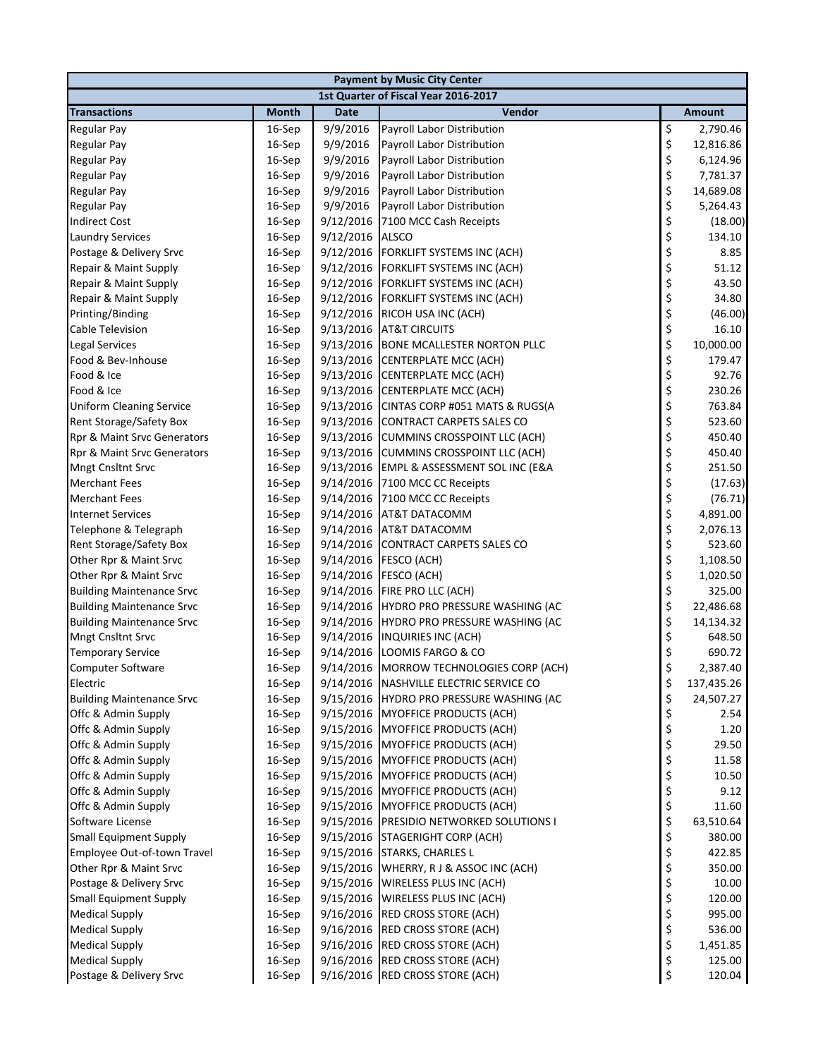| Payment by Music City Center | | | | |
|---|---|---|---|---|
| 1st Quarter of Fiscal Year 2016-2017 | | | | |
| **Transactions** | **Month** | **Date** | **Vendor** | **Amount** |
| Regular Pay | 16-Sep | 9/9/2016 | Payroll Labor Distribution | $ 2,790.46 |
| Regular Pay | 16-Sep | 9/9/2016 | Payroll Labor Distribution | $ 12,816.86 |
| Regular Pay | 16-Sep | 9/9/2016 | Payroll Labor Distribution | $ 6,124.96 |
| Regular Pay | 16-Sep | 9/9/2016 | Payroll Labor Distribution | $ 7,781.37 |
| Regular Pay | 16-Sep | 9/9/2016 | Payroll Labor Distribution | $ 14,689.08 |
| Regular Pay | 16-Sep | 9/9/2016 | Payroll Labor Distribution | $ 5,264.43 |
| Indirect Cost | 16-Sep | 9/12/2016 | 7100 MCC Cash Receipts | $ (18.00) |
| Laundry Services | 16-Sep | 9/12/2016 | ALSCO | $ 134.10 |
| Postage & Delivery Srvc | 16-Sep | 9/12/2016 | FORKLIFT SYSTEMS INC (ACH) | $ 8.85 |
| Repair & Maint Supply | 16-Sep | 9/12/2016 | FORKLIFT SYSTEMS INC (ACH) | $ 51.12 |
| Repair & Maint Supply | 16-Sep | 9/12/2016 | FORKLIFT SYSTEMS INC (ACH) | $ 43.50 |
| Repair & Maint Supply | 16-Sep | 9/12/2016 | FORKLIFT SYSTEMS INC (ACH) | $ 34.80 |
| Printing/Binding | 16-Sep | 9/12/2016 | RICOH USA INC (ACH) | $ (46.00) |
| Cable Television | 16-Sep | 9/13/2016 | AT&T CIRCUITS | $ 16.10 |
| Legal Services | 16-Sep | 9/13/2016 | BONE MCALLESTER NORTON PLLC | $ 10,000.00 |
| Food & Bev-Inhouse | 16-Sep | 9/13/2016 | CENTERPLATE MCC (ACH) | $ 179.47 |
| Food & Ice | 16-Sep | 9/13/2016 | CENTERPLATE MCC (ACH) | $ 92.76 |
| Food & Ice | 16-Sep | 9/13/2016 | CENTERPLATE MCC (ACH) | $ 230.26 |
| Uniform Cleaning Service | 16-Sep | 9/13/2016 | CINTAS CORP #051 MATS & RUGS(A | $ 763.84 |
| Rent Storage/Safety Box | 16-Sep | 9/13/2016 | CONTRACT CARPETS SALES CO | $ 523.60 |
| Rpr & Maint Srvc Generators | 16-Sep | 9/13/2016 | CUMMINS CROSSPOINT LLC (ACH) | $ 450.40 |
| Rpr & Maint Srvc Generators | 16-Sep | 9/13/2016 | CUMMINS CROSSPOINT LLC (ACH) | $ 450.40 |
| Mngt Cnsltnt Srvc | 16-Sep | 9/13/2016 | EMPL & ASSESSMENT SOL INC (E&A | $ 251.50 |
| Merchant Fees | 16-Sep | 9/14/2016 | 7100 MCC CC Receipts | $ (17.63) |
| Merchant Fees | 16-Sep | 9/14/2016 | 7100 MCC CC Receipts | $ (76.71) |
| Internet Services | 16-Sep | 9/14/2016 | AT&T DATACOMM | $ 4,891.00 |
| Telephone & Telegraph | 16-Sep | 9/14/2016 | AT&T DATACOMM | $ 2,076.13 |
| Rent Storage/Safety Box | 16-Sep | 9/14/2016 | CONTRACT CARPETS SALES CO | $ 523.60 |
| Other Rpr & Maint Srvc | 16-Sep | 9/14/2016 | FESCO (ACH) | $ 1,108.50 |
| Other Rpr & Maint Srvc | 16-Sep | 9/14/2016 | FESCO (ACH) | $ 1,020.50 |
| Building Maintenance Srvc | 16-Sep | 9/14/2016 | FIRE PRO LLC (ACH) | $ 325.00 |
| Building Maintenance Srvc | 16-Sep | 9/14/2016 | HYDRO PRO PRESSURE WASHING (AC | $ 22,486.68 |
| Building Maintenance Srvc | 16-Sep | 9/14/2016 | HYDRO PRO PRESSURE WASHING (AC | $ 14,134.32 |
| Mngt Cnsltnt Srvc | 16-Sep | 9/14/2016 | INQUIRIES INC (ACH) | $ 648.50 |
| Temporary Service | 16-Sep | 9/14/2016 | LOOMIS FARGO & CO | $ 690.72 |
| Computer Software | 16-Sep | 9/14/2016 | MORROW TECHNOLOGIES CORP (ACH) | $ 2,387.40 |
| Electric | 16-Sep | 9/14/2016 | NASHVILLE ELECTRIC SERVICE CO | $ 137,435.26 |
| Building Maintenance Srvc | 16-Sep | 9/15/2016 | HYDRO PRO PRESSURE WASHING (AC | $ 24,507.27 |
| Offc & Admin Supply | 16-Sep | 9/15/2016 | MYOFFICE PRODUCTS (ACH) | $ 2.54 |
| Offc & Admin Supply | 16-Sep | 9/15/2016 | MYOFFICE PRODUCTS (ACH) | $ 1.20 |
| Offc & Admin Supply | 16-Sep | 9/15/2016 | MYOFFICE PRODUCTS (ACH) | $ 29.50 |
| Offc & Admin Supply | 16-Sep | 9/15/2016 | MYOFFICE PRODUCTS (ACH) | $ 11.58 |
| Offc & Admin Supply | 16-Sep | 9/15/2016 | MYOFFICE PRODUCTS (ACH) | $ 10.50 |
| Offc & Admin Supply | 16-Sep | 9/15/2016 | MYOFFICE PRODUCTS (ACH) | $ 9.12 |
| Offc & Admin Supply | 16-Sep | 9/15/2016 | MYOFFICE PRODUCTS (ACH) | $ 11.60 |
| Software License | 16-Sep | 9/15/2016 | PRESIDIO NETWORKED SOLUTIONS I | $ 63,510.64 |
| Small Equipment Supply | 16-Sep | 9/15/2016 | STAGERIGHT CORP (ACH) | $ 380.00 |
| Employee Out-of-town Travel | 16-Sep | 9/15/2016 | STARKS, CHARLES L | $ 422.85 |
| Other Rpr & Maint Srvc | 16-Sep | 9/15/2016 | WHERRY, R J & ASSOC INC (ACH) | $ 350.00 |
| Postage & Delivery Srvc | 16-Sep | 9/15/2016 | WIRELESS PLUS INC (ACH) | $ 10.00 |
| Small Equipment Supply | 16-Sep | 9/15/2016 | WIRELESS PLUS INC (ACH) | $ 120.00 |
| Medical Supply | 16-Sep | 9/16/2016 | RED CROSS STORE (ACH) | $ 995.00 |
| Medical Supply | 16-Sep | 9/16/2016 | RED CROSS STORE (ACH) | $ 536.00 |
| Medical Supply | 16-Sep | 9/16/2016 | RED CROSS STORE (ACH) | $ 1,451.85 |
| Medical Supply | 16-Sep | 9/16/2016 | RED CROSS STORE (ACH) | $ 125.00 |
| Postage & Delivery Srvc | 16-Sep | 9/16/2016 | RED CROSS STORE (ACH) | $ 120.04 |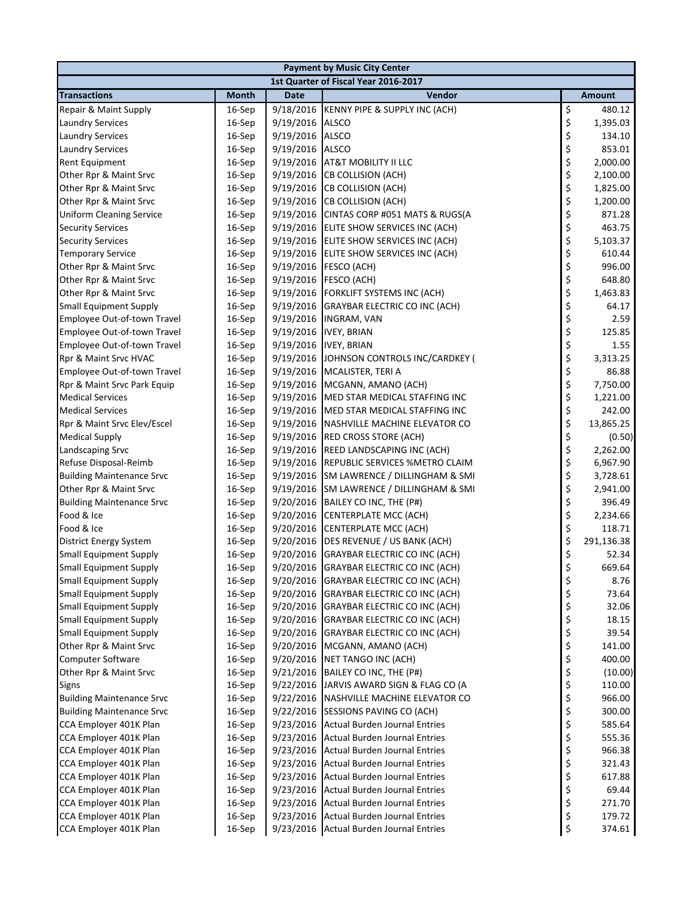| Payment by Music City Center | | | | |
|---|---|---|---|---|
| 1st Quarter of Fiscal Year 2016-2017 | | | | |
| **Transactions** | **Month** | **Date** | **Vendor** | **Amount** |
| Repair & Maint Supply | 16-Sep | 9/18/2016 | KENNY PIPE & SUPPLY INC (ACH) | $ 480.12 |
| Laundry Services | 16-Sep | 9/19/2016 | ALSCO | $ 1,395.03 |
| Laundry Services | 16-Sep | 9/19/2016 | ALSCO | $ 134.10 |
| Laundry Services | 16-Sep | 9/19/2016 | ALSCO | $ 853.01 |
| Rent Equipment | 16-Sep | 9/19/2016 | AT&T MOBILITY II LLC | $ 2,000.00 |
| Other Rpr & Maint Srvc | 16-Sep | 9/19/2016 | CB COLLISION (ACH) | $ 2,100.00 |
| Other Rpr & Maint Srvc | 16-Sep | 9/19/2016 | CB COLLISION (ACH) | $ 1,825.00 |
| Other Rpr & Maint Srvc | 16-Sep | 9/19/2016 | CB COLLISION (ACH) | $ 1,200.00 |
| Uniform Cleaning Service | 16-Sep | 9/19/2016 | CINTAS CORP #051 MATS & RUGS(A | $ 871.28 |
| Security Services | 16-Sep | 9/19/2016 | ELITE SHOW SERVICES INC (ACH) | $ 463.75 |
| Security Services | 16-Sep | 9/19/2016 | ELITE SHOW SERVICES INC (ACH) | $ 5,103.37 |
| Temporary Service | 16-Sep | 9/19/2016 | ELITE SHOW SERVICES INC (ACH) | $ 610.44 |
| Other Rpr & Maint Srvc | 16-Sep | 9/19/2016 | FESCO (ACH) | $ 996.00 |
| Other Rpr & Maint Srvc | 16-Sep | 9/19/2016 | FESCO (ACH) | $ 648.80 |
| Other Rpr & Maint Srvc | 16-Sep | 9/19/2016 | FORKLIFT SYSTEMS INC (ACH) | $ 1,463.83 |
| Small Equipment Supply | 16-Sep | 9/19/2016 | GRAYBAR ELECTRIC CO INC (ACH) | $ 64.17 |
| Employee Out-of-town Travel | 16-Sep | 9/19/2016 | INGRAM, VAN | $ 2.59 |
| Employee Out-of-town Travel | 16-Sep | 9/19/2016 | IVEY, BRIAN | $ 125.85 |
| Employee Out-of-town Travel | 16-Sep | 9/19/2016 | IVEY, BRIAN | $ 1.55 |
| Rpr & Maint Srvc HVAC | 16-Sep | 9/19/2016 | JOHNSON CONTROLS INC/CARDKEY ( | $ 3,313.25 |
| Employee Out-of-town Travel | 16-Sep | 9/19/2016 | MCALISTER, TERI A | $ 86.88 |
| Rpr & Maint Srvc Park Equip | 16-Sep | 9/19/2016 | MCGANN, AMANO (ACH) | $ 7,750.00 |
| Medical Services | 16-Sep | 9/19/2016 | MED STAR MEDICAL STAFFING INC | $ 1,221.00 |
| Medical Services | 16-Sep | 9/19/2016 | MED STAR MEDICAL STAFFING INC | $ 242.00 |
| Rpr & Maint Srvc Elev/Escel | 16-Sep | 9/19/2016 | NASHVILLE MACHINE ELEVATOR CO | $ 13,865.25 |
| Medical Supply | 16-Sep | 9/19/2016 | RED CROSS STORE (ACH) | $ (0.50) |
| Landscaping Srvc | 16-Sep | 9/19/2016 | REED LANDSCAPING INC (ACH) | $ 2,262.00 |
| Refuse Disposal-Reimb | 16-Sep | 9/19/2016 | REPUBLIC SERVICES %METRO CLAIM | $ 6,967.90 |
| Building Maintenance Srvc | 16-Sep | 9/19/2016 | SM LAWRENCE / DILLINGHAM & SMI | $ 3,728.61 |
| Other Rpr & Maint Srvc | 16-Sep | 9/19/2016 | SM LAWRENCE / DILLINGHAM & SMI | $ 2,941.00 |
| Building Maintenance Srvc | 16-Sep | 9/20/2016 | BAILEY CO INC, THE (P#) | $ 396.49 |
| Food & Ice | 16-Sep | 9/20/2016 | CENTERPLATE MCC (ACH) | $ 2,234.66 |
| Food & Ice | 16-Sep | 9/20/2016 | CENTERPLATE MCC (ACH) | $ 118.71 |
| District Energy System | 16-Sep | 9/20/2016 | DES REVENUE / US BANK (ACH) | $ 291,136.38 |
| Small Equipment Supply | 16-Sep | 9/20/2016 | GRAYBAR ELECTRIC CO INC (ACH) | $ 52.34 |
| Small Equipment Supply | 16-Sep | 9/20/2016 | GRAYBAR ELECTRIC CO INC (ACH) | $ 669.64 |
| Small Equipment Supply | 16-Sep | 9/20/2016 | GRAYBAR ELECTRIC CO INC (ACH) | $ 8.76 |
| Small Equipment Supply | 16-Sep | 9/20/2016 | GRAYBAR ELECTRIC CO INC (ACH) | $ 73.64 |
| Small Equipment Supply | 16-Sep | 9/20/2016 | GRAYBAR ELECTRIC CO INC (ACH) | $ 32.06 |
| Small Equipment Supply | 16-Sep | 9/20/2016 | GRAYBAR ELECTRIC CO INC (ACH) | $ 18.15 |
| Small Equipment Supply | 16-Sep | 9/20/2016 | GRAYBAR ELECTRIC CO INC (ACH) | $ 39.54 |
| Other Rpr & Maint Srvc | 16-Sep | 9/20/2016 | MCGANN, AMANO (ACH) | $ 141.00 |
| Computer Software | 16-Sep | 9/20/2016 | NET TANGO INC (ACH) | $ 400.00 |
| Other Rpr & Maint Srvc | 16-Sep | 9/21/2016 | BAILEY CO INC, THE (P#) | $ (10.00) |
| Signs | 16-Sep | 9/22/2016 | JARVIS AWARD SIGN & FLAG CO (A | $ 110.00 |
| Building Maintenance Srvc | 16-Sep | 9/22/2016 | NASHVILLE MACHINE ELEVATOR CO | $ 966.00 |
| Building Maintenance Srvc | 16-Sep | 9/22/2016 | SESSIONS PAVING CO (ACH) | $ 300.00 |
| CCA Employer 401K Plan | 16-Sep | 9/23/2016 | Actual Burden Journal Entries | $ 585.64 |
| CCA Employer 401K Plan | 16-Sep | 9/23/2016 | Actual Burden Journal Entries | $ 555.36 |
| CCA Employer 401K Plan | 16-Sep | 9/23/2016 | Actual Burden Journal Entries | $ 966.38 |
| CCA Employer 401K Plan | 16-Sep | 9/23/2016 | Actual Burden Journal Entries | $ 321.43 |
| CCA Employer 401K Plan | 16-Sep | 9/23/2016 | Actual Burden Journal Entries | $ 617.88 |
| CCA Employer 401K Plan | 16-Sep | 9/23/2016 | Actual Burden Journal Entries | $ 69.44 |
| CCA Employer 401K Plan | 16-Sep | 9/23/2016 | Actual Burden Journal Entries | $ 271.70 |
| CCA Employer 401K Plan | 16-Sep | 9/23/2016 | Actual Burden Journal Entries | $ 179.72 |
| CCA Employer 401K Plan | 16-Sep | 9/23/2016 | Actual Burden Journal Entries | $ 374.61 |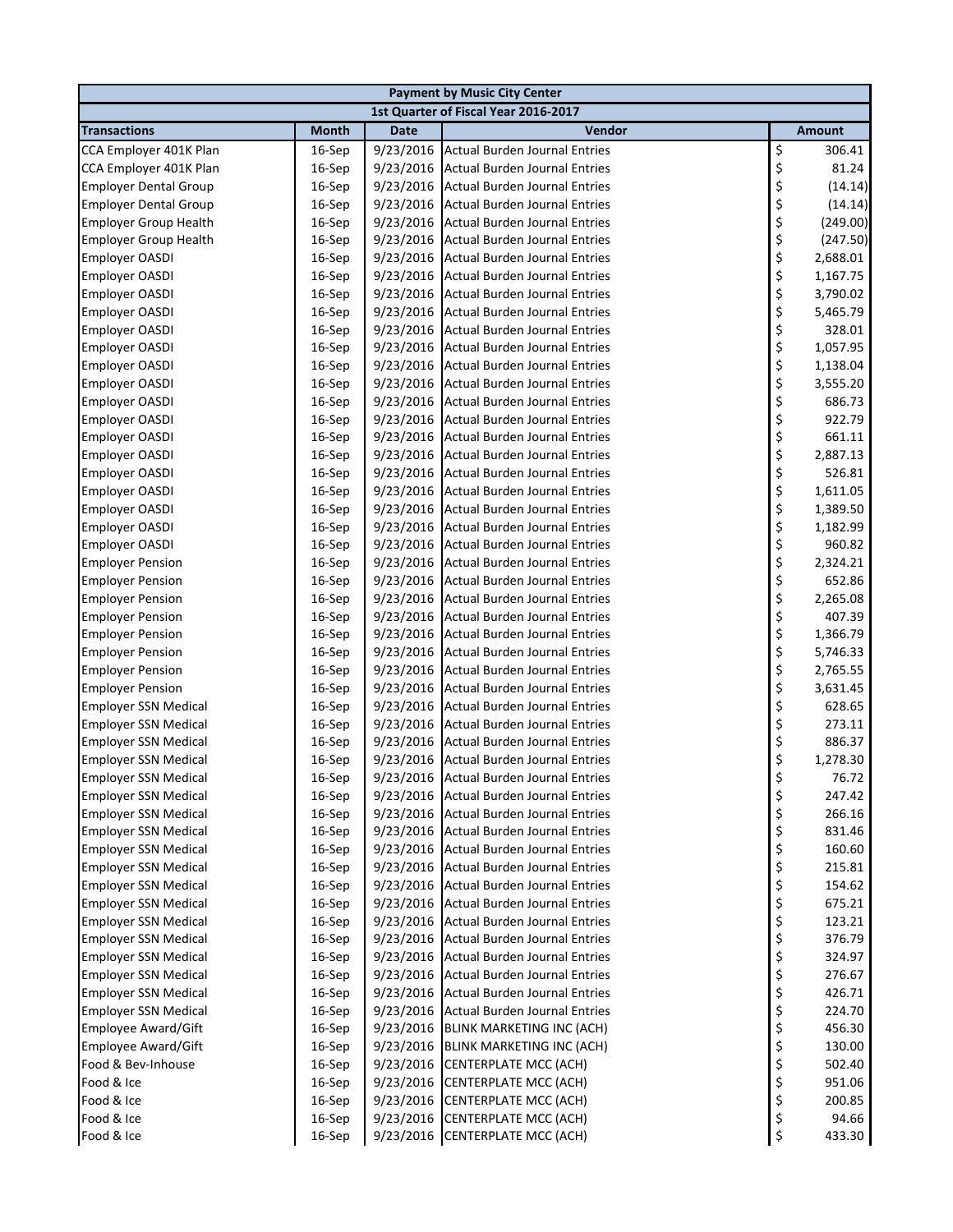| Payment by Music City Center | | | | |
|---|---|---|---|---|
| 1st Quarter of Fiscal Year 2016-2017 | | | | |
| **Transactions** | **Month** | **Date** | **Vendor** | **Amount** |
| CCA Employer 401K Plan | 16-Sep | 9/23/2016 | Actual Burden Journal Entries | $ 306.41 |
| CCA Employer 401K Plan | 16-Sep | 9/23/2016 | Actual Burden Journal Entries | $ 81.24 |
| Employer Dental Group | 16-Sep | 9/23/2016 | Actual Burden Journal Entries | $ (14.14) |
| Employer Dental Group | 16-Sep | 9/23/2016 | Actual Burden Journal Entries | $ (14.14) |
| Employer Group Health | 16-Sep | 9/23/2016 | Actual Burden Journal Entries | $ (249.00) |
| Employer Group Health | 16-Sep | 9/23/2016 | Actual Burden Journal Entries | $ (247.50) |
| Employer OASDI | 16-Sep | 9/23/2016 | Actual Burden Journal Entries | $ 2,688.01 |
| Employer OASDI | 16-Sep | 9/23/2016 | Actual Burden Journal Entries | $ 1,167.75 |
| Employer OASDI | 16-Sep | 9/23/2016 | Actual Burden Journal Entries | $ 3,790.02 |
| Employer OASDI | 16-Sep | 9/23/2016 | Actual Burden Journal Entries | $ 5,465.79 |
| Employer OASDI | 16-Sep | 9/23/2016 | Actual Burden Journal Entries | $ 328.01 |
| Employer OASDI | 16-Sep | 9/23/2016 | Actual Burden Journal Entries | $ 1,057.95 |
| Employer OASDI | 16-Sep | 9/23/2016 | Actual Burden Journal Entries | $ 1,138.04 |
| Employer OASDI | 16-Sep | 9/23/2016 | Actual Burden Journal Entries | $ 3,555.20 |
| Employer OASDI | 16-Sep | 9/23/2016 | Actual Burden Journal Entries | $ 686.73 |
| Employer OASDI | 16-Sep | 9/23/2016 | Actual Burden Journal Entries | $ 922.79 |
| Employer OASDI | 16-Sep | 9/23/2016 | Actual Burden Journal Entries | $ 661.11 |
| Employer OASDI | 16-Sep | 9/23/2016 | Actual Burden Journal Entries | $ 2,887.13 |
| Employer OASDI | 16-Sep | 9/23/2016 | Actual Burden Journal Entries | $ 526.81 |
| Employer OASDI | 16-Sep | 9/23/2016 | Actual Burden Journal Entries | $ 1,611.05 |
| Employer OASDI | 16-Sep | 9/23/2016 | Actual Burden Journal Entries | $ 1,389.50 |
| Employer OASDI | 16-Sep | 9/23/2016 | Actual Burden Journal Entries | $ 1,182.99 |
| Employer OASDI | 16-Sep | 9/23/2016 | Actual Burden Journal Entries | $ 960.82 |
| Employer Pension | 16-Sep | 9/23/2016 | Actual Burden Journal Entries | $ 2,324.21 |
| Employer Pension | 16-Sep | 9/23/2016 | Actual Burden Journal Entries | $ 652.86 |
| Employer Pension | 16-Sep | 9/23/2016 | Actual Burden Journal Entries | $ 2,265.08 |
| Employer Pension | 16-Sep | 9/23/2016 | Actual Burden Journal Entries | $ 407.39 |
| Employer Pension | 16-Sep | 9/23/2016 | Actual Burden Journal Entries | $ 1,366.79 |
| Employer Pension | 16-Sep | 9/23/2016 | Actual Burden Journal Entries | $ 5,746.33 |
| Employer Pension | 16-Sep | 9/23/2016 | Actual Burden Journal Entries | $ 2,765.55 |
| Employer Pension | 16-Sep | 9/23/2016 | Actual Burden Journal Entries | $ 3,631.45 |
| Employer SSN Medical | 16-Sep | 9/23/2016 | Actual Burden Journal Entries | $ 628.65 |
| Employer SSN Medical | 16-Sep | 9/23/2016 | Actual Burden Journal Entries | $ 273.11 |
| Employer SSN Medical | 16-Sep | 9/23/2016 | Actual Burden Journal Entries | $ 886.37 |
| Employer SSN Medical | 16-Sep | 9/23/2016 | Actual Burden Journal Entries | $ 1,278.30 |
| Employer SSN Medical | 16-Sep | 9/23/2016 | Actual Burden Journal Entries | $ 76.72 |
| Employer SSN Medical | 16-Sep | 9/23/2016 | Actual Burden Journal Entries | $ 247.42 |
| Employer SSN Medical | 16-Sep | 9/23/2016 | Actual Burden Journal Entries | $ 266.16 |
| Employer SSN Medical | 16-Sep | 9/23/2016 | Actual Burden Journal Entries | $ 831.46 |
| Employer SSN Medical | 16-Sep | 9/23/2016 | Actual Burden Journal Entries | $ 160.60 |
| Employer SSN Medical | 16-Sep | 9/23/2016 | Actual Burden Journal Entries | $ 215.81 |
| Employer SSN Medical | 16-Sep | 9/23/2016 | Actual Burden Journal Entries | $ 154.62 |
| Employer SSN Medical | 16-Sep | 9/23/2016 | Actual Burden Journal Entries | $ 675.21 |
| Employer SSN Medical | 16-Sep | 9/23/2016 | Actual Burden Journal Entries | $ 123.21 |
| Employer SSN Medical | 16-Sep | 9/23/2016 | Actual Burden Journal Entries | $ 376.79 |
| Employer SSN Medical | 16-Sep | 9/23/2016 | Actual Burden Journal Entries | $ 324.97 |
| Employer SSN Medical | 16-Sep | 9/23/2016 | Actual Burden Journal Entries | $ 276.67 |
| Employer SSN Medical | 16-Sep | 9/23/2016 | Actual Burden Journal Entries | $ 426.71 |
| Employer SSN Medical | 16-Sep | 9/23/2016 | Actual Burden Journal Entries | $ 224.70 |
| Employee Award/Gift | 16-Sep | 9/23/2016 | BLINK MARKETING INC (ACH) | $ 456.30 |
| Employee Award/Gift | 16-Sep | 9/23/2016 | BLINK MARKETING INC (ACH) | $ 130.00 |
| Food & Bev-Inhouse | 16-Sep | 9/23/2016 | CENTERPLATE MCC (ACH) | $ 502.40 |
| Food & Ice | 16-Sep | 9/23/2016 | CENTERPLATE MCC (ACH) | $ 951.06 |
| Food & Ice | 16-Sep | 9/23/2016 | CENTERPLATE MCC (ACH) | $ 200.85 |
| Food & Ice | 16-Sep | 9/23/2016 | CENTERPLATE MCC (ACH) | $ 94.66 |
| Food & Ice | 16-Sep | 9/23/2016 | CENTERPLATE MCC (ACH) | $ 433.30 |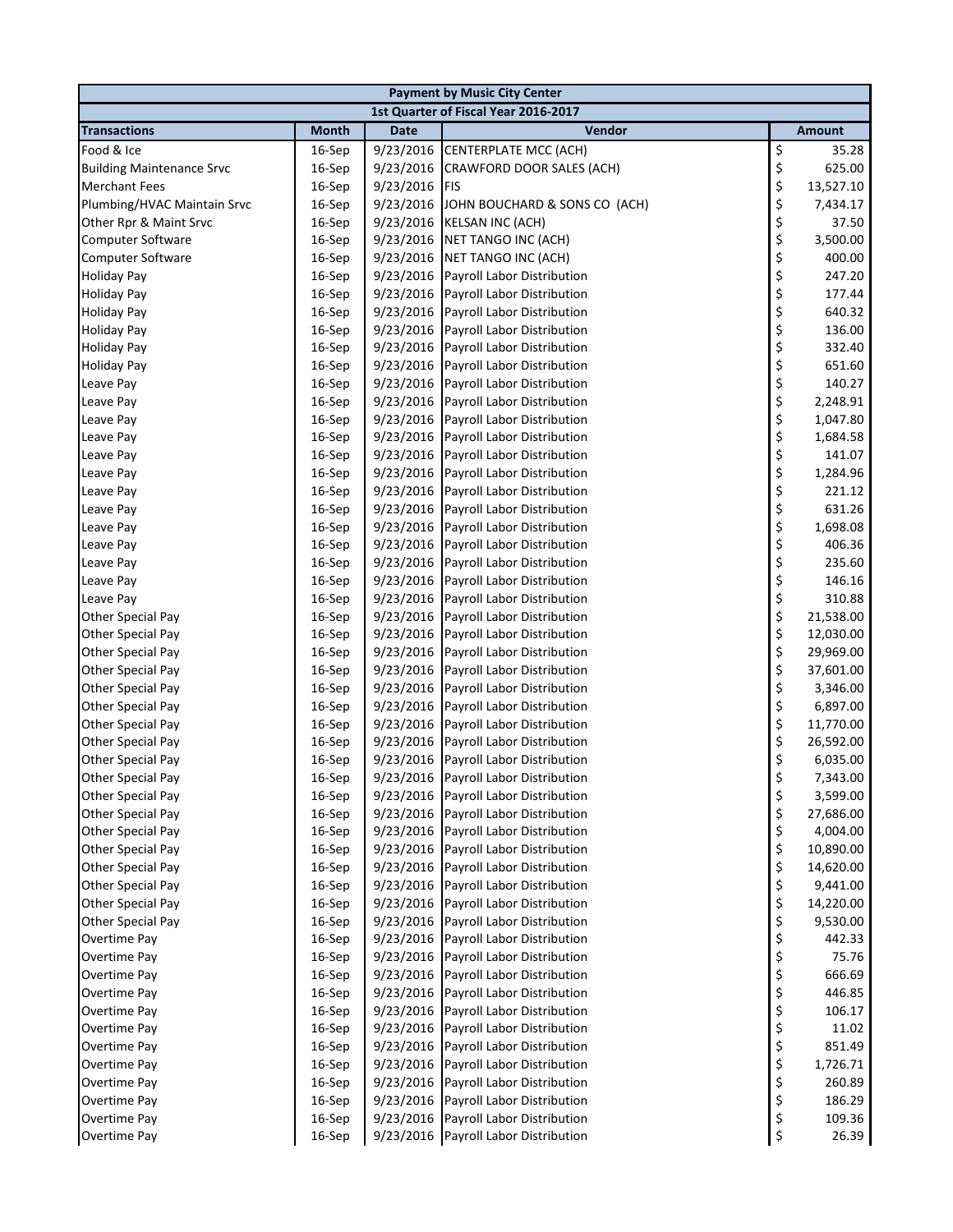| Payment by Music City Center | | | | |
|---|---|---|---|---|
| 1st Quarter of Fiscal Year 2016-2017 | | | | |
| **Transactions** | **Month** | **Date** | **Vendor** | **Amount** |
| Food & Ice | 16-Sep | 9/23/2016 | CENTERPLATE MCC (ACH) | $ 35.28 |
| Building Maintenance Srvc | 16-Sep | 9/23/2016 | CRAWFORD DOOR SALES (ACH) | $ 625.00 |
| Merchant Fees | 16-Sep | 9/23/2016 | FIS | $ 13,527.10 |
| Plumbing/HVAC Maintain Srvc | 16-Sep | 9/23/2016 | JOHN BOUCHARD & SONS CO (ACH) | $ 7,434.17 |
| Other Rpr & Maint Srvc | 16-Sep | 9/23/2016 | KELSAN INC (ACH) | $ 37.50 |
| Computer Software | 16-Sep | 9/23/2016 | NET TANGO INC (ACH) | $ 3,500.00 |
| Computer Software | 16-Sep | 9/23/2016 | NET TANGO INC (ACH) | $ 400.00 |
| Holiday Pay | 16-Sep | 9/23/2016 | Payroll Labor Distribution | $ 247.20 |
| Holiday Pay | 16-Sep | 9/23/2016 | Payroll Labor Distribution | $ 177.44 |
| Holiday Pay | 16-Sep | 9/23/2016 | Payroll Labor Distribution | $ 640.32 |
| Holiday Pay | 16-Sep | 9/23/2016 | Payroll Labor Distribution | $ 136.00 |
| Holiday Pay | 16-Sep | 9/23/2016 | Payroll Labor Distribution | $ 332.40 |
| Holiday Pay | 16-Sep | 9/23/2016 | Payroll Labor Distribution | $ 651.60 |
| Leave Pay | 16-Sep | 9/23/2016 | Payroll Labor Distribution | $ 140.27 |
| Leave Pay | 16-Sep | 9/23/2016 | Payroll Labor Distribution | $ 2,248.91 |
| Leave Pay | 16-Sep | 9/23/2016 | Payroll Labor Distribution | $ 1,047.80 |
| Leave Pay | 16-Sep | 9/23/2016 | Payroll Labor Distribution | $ 1,684.58 |
| Leave Pay | 16-Sep | 9/23/2016 | Payroll Labor Distribution | $ 141.07 |
| Leave Pay | 16-Sep | 9/23/2016 | Payroll Labor Distribution | $ 1,284.96 |
| Leave Pay | 16-Sep | 9/23/2016 | Payroll Labor Distribution | $ 221.12 |
| Leave Pay | 16-Sep | 9/23/2016 | Payroll Labor Distribution | $ 631.26 |
| Leave Pay | 16-Sep | 9/23/2016 | Payroll Labor Distribution | $ 1,698.08 |
| Leave Pay | 16-Sep | 9/23/2016 | Payroll Labor Distribution | $ 406.36 |
| Leave Pay | 16-Sep | 9/23/2016 | Payroll Labor Distribution | $ 235.60 |
| Leave Pay | 16-Sep | 9/23/2016 | Payroll Labor Distribution | $ 146.16 |
| Leave Pay | 16-Sep | 9/23/2016 | Payroll Labor Distribution | $ 310.88 |
| Other Special Pay | 16-Sep | 9/23/2016 | Payroll Labor Distribution | $ 21,538.00 |
| Other Special Pay | 16-Sep | 9/23/2016 | Payroll Labor Distribution | $ 12,030.00 |
| Other Special Pay | 16-Sep | 9/23/2016 | Payroll Labor Distribution | $ 29,969.00 |
| Other Special Pay | 16-Sep | 9/23/2016 | Payroll Labor Distribution | $ 37,601.00 |
| Other Special Pay | 16-Sep | 9/23/2016 | Payroll Labor Distribution | $ 3,346.00 |
| Other Special Pay | 16-Sep | 9/23/2016 | Payroll Labor Distribution | $ 6,897.00 |
| Other Special Pay | 16-Sep | 9/23/2016 | Payroll Labor Distribution | $ 11,770.00 |
| Other Special Pay | 16-Sep | 9/23/2016 | Payroll Labor Distribution | $ 26,592.00 |
| Other Special Pay | 16-Sep | 9/23/2016 | Payroll Labor Distribution | $ 6,035.00 |
| Other Special Pay | 16-Sep | 9/23/2016 | Payroll Labor Distribution | $ 7,343.00 |
| Other Special Pay | 16-Sep | 9/23/2016 | Payroll Labor Distribution | $ 3,599.00 |
| Other Special Pay | 16-Sep | 9/23/2016 | Payroll Labor Distribution | $ 27,686.00 |
| Other Special Pay | 16-Sep | 9/23/2016 | Payroll Labor Distribution | $ 4,004.00 |
| Other Special Pay | 16-Sep | 9/23/2016 | Payroll Labor Distribution | $ 10,890.00 |
| Other Special Pay | 16-Sep | 9/23/2016 | Payroll Labor Distribution | $ 14,620.00 |
| Other Special Pay | 16-Sep | 9/23/2016 | Payroll Labor Distribution | $ 9,441.00 |
| Other Special Pay | 16-Sep | 9/23/2016 | Payroll Labor Distribution | $ 14,220.00 |
| Other Special Pay | 16-Sep | 9/23/2016 | Payroll Labor Distribution | $ 9,530.00 |
| Overtime Pay | 16-Sep | 9/23/2016 | Payroll Labor Distribution | $ 442.33 |
| Overtime Pay | 16-Sep | 9/23/2016 | Payroll Labor Distribution | $ 75.76 |
| Overtime Pay | 16-Sep | 9/23/2016 | Payroll Labor Distribution | $ 666.69 |
| Overtime Pay | 16-Sep | 9/23/2016 | Payroll Labor Distribution | $ 446.85 |
| Overtime Pay | 16-Sep | 9/23/2016 | Payroll Labor Distribution | $ 106.17 |
| Overtime Pay | 16-Sep | 9/23/2016 | Payroll Labor Distribution | $ 11.02 |
| Overtime Pay | 16-Sep | 9/23/2016 | Payroll Labor Distribution | $ 851.49 |
| Overtime Pay | 16-Sep | 9/23/2016 | Payroll Labor Distribution | $ 1,726.71 |
| Overtime Pay | 16-Sep | 9/23/2016 | Payroll Labor Distribution | $ 260.89 |
| Overtime Pay | 16-Sep | 9/23/2016 | Payroll Labor Distribution | $ 186.29 |
| Overtime Pay | 16-Sep | 9/23/2016 | Payroll Labor Distribution | $ 109.36 |
| Overtime Pay | 16-Sep | 9/23/2016 | Payroll Labor Distribution | $ 26.39 |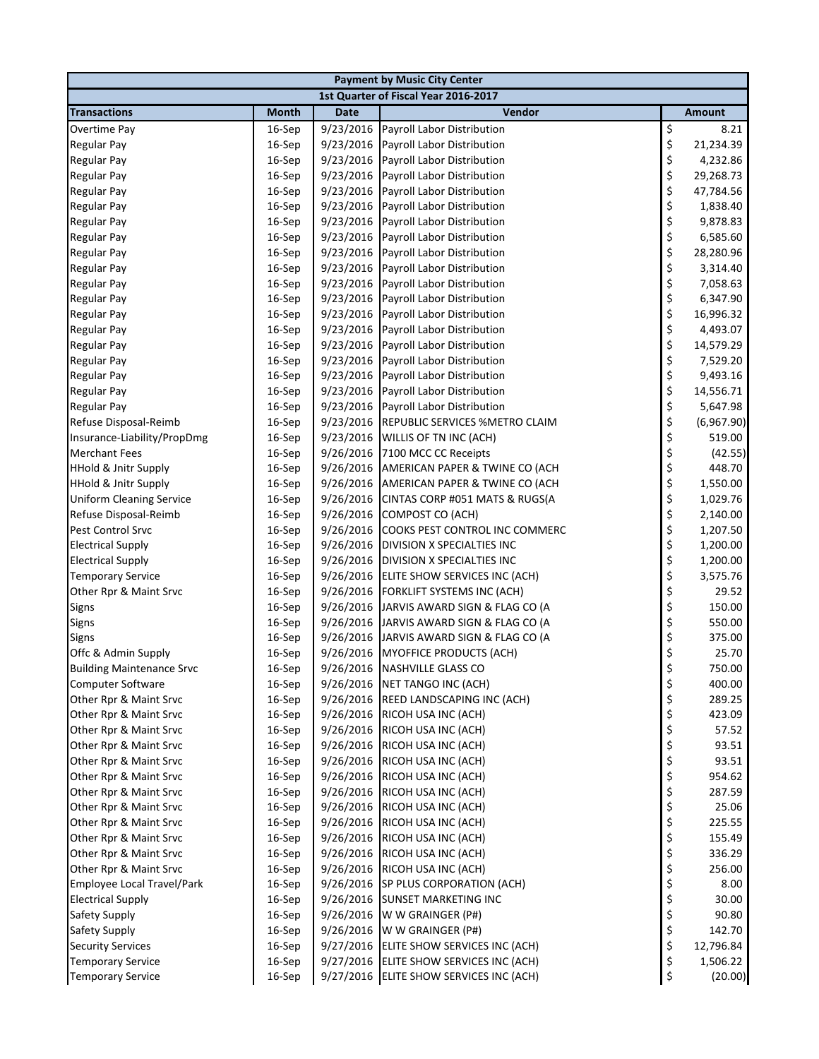| Payment by Music City Center | | | | |
|---|---|---|---|---|
| 1st Quarter of Fiscal Year 2016-2017 | | | | |
| **Transactions** | **Month** | **Date** | **Vendor** | **Amount** |
| Overtime Pay | 16-Sep | 9/23/2016 | Payroll Labor Distribution | $ 8.21 |
| Regular Pay | 16-Sep | 9/23/2016 | Payroll Labor Distribution | $ 21,234.39 |
| Regular Pay | 16-Sep | 9/23/2016 | Payroll Labor Distribution | $ 4,232.86 |
| Regular Pay | 16-Sep | 9/23/2016 | Payroll Labor Distribution | $ 29,268.73 |
| Regular Pay | 16-Sep | 9/23/2016 | Payroll Labor Distribution | $ 47,784.56 |
| Regular Pay | 16-Sep | 9/23/2016 | Payroll Labor Distribution | $ 1,838.40 |
| Regular Pay | 16-Sep | 9/23/2016 | Payroll Labor Distribution | $ 9,878.83 |
| Regular Pay | 16-Sep | 9/23/2016 | Payroll Labor Distribution | $ 6,585.60 |
| Regular Pay | 16-Sep | 9/23/2016 | Payroll Labor Distribution | $ 28,280.96 |
| Regular Pay | 16-Sep | 9/23/2016 | Payroll Labor Distribution | $ 3,314.40 |
| Regular Pay | 16-Sep | 9/23/2016 | Payroll Labor Distribution | $ 7,058.63 |
| Regular Pay | 16-Sep | 9/23/2016 | Payroll Labor Distribution | $ 6,347.90 |
| Regular Pay | 16-Sep | 9/23/2016 | Payroll Labor Distribution | $ 16,996.32 |
| Regular Pay | 16-Sep | 9/23/2016 | Payroll Labor Distribution | $ 4,493.07 |
| Regular Pay | 16-Sep | 9/23/2016 | Payroll Labor Distribution | $ 14,579.29 |
| Regular Pay | 16-Sep | 9/23/2016 | Payroll Labor Distribution | $ 7,529.20 |
| Regular Pay | 16-Sep | 9/23/2016 | Payroll Labor Distribution | $ 9,493.16 |
| Regular Pay | 16-Sep | 9/23/2016 | Payroll Labor Distribution | $ 14,556.71 |
| Regular Pay | 16-Sep | 9/23/2016 | Payroll Labor Distribution | $ 5,647.98 |
| Refuse Disposal-Reimb | 16-Sep | 9/23/2016 | REPUBLIC SERVICES %METRO CLAIM | $ (6,967.90) |
| Insurance-Liability/PropDmg | 16-Sep | 9/23/2016 | WILLIS OF TN INC (ACH) | $ 519.00 |
| Merchant Fees | 16-Sep | 9/26/2016 | 7100 MCC CC Receipts | $ (42.55) |
| HHold & Jnitr Supply | 16-Sep | 9/26/2016 | AMERICAN PAPER & TWINE CO (ACH | $ 448.70 |
| HHold & Jnitr Supply | 16-Sep | 9/26/2016 | AMERICAN PAPER & TWINE CO (ACH | $ 1,550.00 |
| Uniform Cleaning Service | 16-Sep | 9/26/2016 | CINTAS CORP #051 MATS & RUGS(A | $ 1,029.76 |
| Refuse Disposal-Reimb | 16-Sep | 9/26/2016 | COMPOST CO (ACH) | $ 2,140.00 |
| Pest Control Srvc | 16-Sep | 9/26/2016 | COOKS PEST CONTROL INC COMMERC | $ 1,207.50 |
| Electrical Supply | 16-Sep | 9/26/2016 | DIVISION X SPECIALTIES INC | $ 1,200.00 |
| Electrical Supply | 16-Sep | 9/26/2016 | DIVISION X SPECIALTIES INC | $ 1,200.00 |
| Temporary Service | 16-Sep | 9/26/2016 | ELITE SHOW SERVICES INC (ACH) | $ 3,575.76 |
| Other Rpr & Maint Srvc | 16-Sep | 9/26/2016 | FORKLIFT SYSTEMS INC (ACH) | $ 29.52 |
| Signs | 16-Sep | 9/26/2016 | JARVIS AWARD SIGN & FLAG CO (A | $ 150.00 |
| Signs | 16-Sep | 9/26/2016 | JARVIS AWARD SIGN & FLAG CO (A | $ 550.00 |
| Signs | 16-Sep | 9/26/2016 | JARVIS AWARD SIGN & FLAG CO (A | $ 375.00 |
| Offc & Admin Supply | 16-Sep | 9/26/2016 | MYOFFICE PRODUCTS (ACH) | $ 25.70 |
| Building Maintenance Srvc | 16-Sep | 9/26/2016 | NASHVILLE GLASS CO | $ 750.00 |
| Computer Software | 16-Sep | 9/26/2016 | NET TANGO INC (ACH) | $ 400.00 |
| Other Rpr & Maint Srvc | 16-Sep | 9/26/2016 | REED LANDSCAPING INC (ACH) | $ 289.25 |
| Other Rpr & Maint Srvc | 16-Sep | 9/26/2016 | RICOH USA INC (ACH) | $ 423.09 |
| Other Rpr & Maint Srvc | 16-Sep | 9/26/2016 | RICOH USA INC (ACH) | $ 57.52 |
| Other Rpr & Maint Srvc | 16-Sep | 9/26/2016 | RICOH USA INC (ACH) | $ 93.51 |
| Other Rpr & Maint Srvc | 16-Sep | 9/26/2016 | RICOH USA INC (ACH) | $ 93.51 |
| Other Rpr & Maint Srvc | 16-Sep | 9/26/2016 | RICOH USA INC (ACH) | $ 954.62 |
| Other Rpr & Maint Srvc | 16-Sep | 9/26/2016 | RICOH USA INC (ACH) | $ 287.59 |
| Other Rpr & Maint Srvc | 16-Sep | 9/26/2016 | RICOH USA INC (ACH) | $ 25.06 |
| Other Rpr & Maint Srvc | 16-Sep | 9/26/2016 | RICOH USA INC (ACH) | $ 225.55 |
| Other Rpr & Maint Srvc | 16-Sep | 9/26/2016 | RICOH USA INC (ACH) | $ 155.49 |
| Other Rpr & Maint Srvc | 16-Sep | 9/26/2016 | RICOH USA INC (ACH) | $ 336.29 |
| Other Rpr & Maint Srvc | 16-Sep | 9/26/2016 | RICOH USA INC (ACH) | $ 256.00 |
| Employee Local Travel/Park | 16-Sep | 9/26/2016 | SP PLUS CORPORATION (ACH) | $ 8.00 |
| Electrical Supply | 16-Sep | 9/26/2016 | SUNSET MARKETING INC | $ 30.00 |
| Safety Supply | 16-Sep | 9/26/2016 | W W GRAINGER (P#) | $ 90.80 |
| Safety Supply | 16-Sep | 9/26/2016 | W W GRAINGER (P#) | $ 142.70 |
| Security Services | 16-Sep | 9/27/2016 | ELITE SHOW SERVICES INC (ACH) | $ 12,796.84 |
| Temporary Service | 16-Sep | 9/27/2016 | ELITE SHOW SERVICES INC (ACH) | $ 1,506.22 |
| Temporary Service | 16-Sep | 9/27/2016 | ELITE SHOW SERVICES INC (ACH) | $ (20.00) |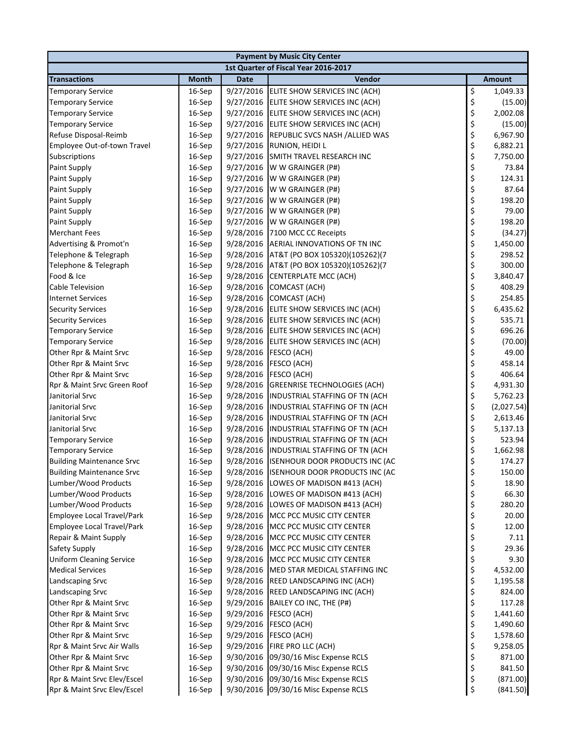| Payment by Music City Center | | | | |
|---|---|---|---|---|
| 1st Quarter of Fiscal Year 2016-2017 | | | | |
| **Transactions** | **Month** | **Date** | **Vendor** | **Amount** |
| Temporary Service | 16-Sep | 9/27/2016 | ELITE SHOW SERVICES INC (ACH) | $ 1,049.33 |
| Temporary Service | 16-Sep | 9/27/2016 | ELITE SHOW SERVICES INC (ACH) | $ (15.00) |
| Temporary Service | 16-Sep | 9/27/2016 | ELITE SHOW SERVICES INC (ACH) | $ 2,002.08 |
| Temporary Service | 16-Sep | 9/27/2016 | ELITE SHOW SERVICES INC (ACH) | $ (15.00) |
| Refuse Disposal-Reimb | 16-Sep | 9/27/2016 | REPUBLIC SVCS NASH /ALLIED WAS | $ 6,967.90 |
| Employee Out-of-town Travel | 16-Sep | 9/27/2016 | RUNION, HEIDI L | $ 6,882.21 |
| Subscriptions | 16-Sep | 9/27/2016 | SMITH TRAVEL RESEARCH INC | $ 7,750.00 |
| Paint Supply | 16-Sep | 9/27/2016 | W W GRAINGER (P#) | $ 73.84 |
| Paint Supply | 16-Sep | 9/27/2016 | W W GRAINGER (P#) | $ 124.31 |
| Paint Supply | 16-Sep | 9/27/2016 | W W GRAINGER (P#) | $ 87.64 |
| Paint Supply | 16-Sep | 9/27/2016 | W W GRAINGER (P#) | $ 198.20 |
| Paint Supply | 16-Sep | 9/27/2016 | W W GRAINGER (P#) | $ 79.00 |
| Paint Supply | 16-Sep | 9/27/2016 | W W GRAINGER (P#) | $ 198.20 |
| Merchant Fees | 16-Sep | 9/28/2016 | 7100 MCC CC Receipts | $ (34.27) |
| Advertising & Promot'n | 16-Sep | 9/28/2016 | AERIAL INNOVATIONS OF TN INC | $ 1,450.00 |
| Telephone & Telegraph | 16-Sep | 9/28/2016 | AT&T (PO BOX 105320)(105262)(7 | $ 298.52 |
| Telephone & Telegraph | 16-Sep | 9/28/2016 | AT&T (PO BOX 105320)(105262)(7 | $ 300.00 |
| Food & Ice | 16-Sep | 9/28/2016 | CENTERPLATE MCC (ACH) | $ 3,840.47 |
| Cable Television | 16-Sep | 9/28/2016 | COMCAST (ACH) | $ 408.29 |
| Internet Services | 16-Sep | 9/28/2016 | COMCAST (ACH) | $ 254.85 |
| Security Services | 16-Sep | 9/28/2016 | ELITE SHOW SERVICES INC (ACH) | $ 6,435.62 |
| Security Services | 16-Sep | 9/28/2016 | ELITE SHOW SERVICES INC (ACH) | $ 535.71 |
| Temporary Service | 16-Sep | 9/28/2016 | ELITE SHOW SERVICES INC (ACH) | $ 696.26 |
| Temporary Service | 16-Sep | 9/28/2016 | ELITE SHOW SERVICES INC (ACH) | $ (70.00) |
| Other Rpr & Maint Srvc | 16-Sep | 9/28/2016 | FESCO (ACH) | $ 49.00 |
| Other Rpr & Maint Srvc | 16-Sep | 9/28/2016 | FESCO (ACH) | $ 458.14 |
| Other Rpr & Maint Srvc | 16-Sep | 9/28/2016 | FESCO (ACH) | $ 406.64 |
| Rpr & Maint Srvc Green Roof | 16-Sep | 9/28/2016 | GREENRISE TECHNOLOGIES (ACH) | $ 4,931.30 |
| Janitorial Srvc | 16-Sep | 9/28/2016 | INDUSTRIAL STAFFING OF TN (ACH | $ 5,762.23 |
| Janitorial Srvc | 16-Sep | 9/28/2016 | INDUSTRIAL STAFFING OF TN (ACH | $ (2,027.54) |
| Janitorial Srvc | 16-Sep | 9/28/2016 | INDUSTRIAL STAFFING OF TN (ACH | $ 2,613.46 |
| Janitorial Srvc | 16-Sep | 9/28/2016 | INDUSTRIAL STAFFING OF TN (ACH | $ 5,137.13 |
| Temporary Service | 16-Sep | 9/28/2016 | INDUSTRIAL STAFFING OF TN (ACH | $ 523.94 |
| Temporary Service | 16-Sep | 9/28/2016 | INDUSTRIAL STAFFING OF TN (ACH | $ 1,662.98 |
| Building Maintenance Srvc | 16-Sep | 9/28/2016 | ISENHOUR DOOR PRODUCTS INC (AC | $ 174.27 |
| Building Maintenance Srvc | 16-Sep | 9/28/2016 | ISENHOUR DOOR PRODUCTS INC (AC | $ 150.00 |
| Lumber/Wood Products | 16-Sep | 9/28/2016 | LOWES OF MADISON #413 (ACH) | $ 18.90 |
| Lumber/Wood Products | 16-Sep | 9/28/2016 | LOWES OF MADISON #413 (ACH) | $ 66.30 |
| Lumber/Wood Products | 16-Sep | 9/28/2016 | LOWES OF MADISON #413 (ACH) | $ 280.20 |
| Employee Local Travel/Park | 16-Sep | 9/28/2016 | MCC PCC MUSIC CITY CENTER | $ 20.00 |
| Employee Local Travel/Park | 16-Sep | 9/28/2016 | MCC PCC MUSIC CITY CENTER | $ 12.00 |
| Repair & Maint Supply | 16-Sep | 9/28/2016 | MCC PCC MUSIC CITY CENTER | $ 7.11 |
| Safety Supply | 16-Sep | 9/28/2016 | MCC PCC MUSIC CITY CENTER | $ 29.36 |
| Uniform Cleaning Service | 16-Sep | 9/28/2016 | MCC PCC MUSIC CITY CENTER | $ 9.30 |
| Medical Services | 16-Sep | 9/28/2016 | MED STAR MEDICAL STAFFING INC | $ 4,532.00 |
| Landscaping Srvc | 16-Sep | 9/28/2016 | REED LANDSCAPING INC (ACH) | $ 1,195.58 |
| Landscaping Srvc | 16-Sep | 9/28/2016 | REED LANDSCAPING INC (ACH) | $ 824.00 |
| Other Rpr & Maint Srvc | 16-Sep | 9/29/2016 | BAILEY CO INC, THE (P#) | $ 117.28 |
| Other Rpr & Maint Srvc | 16-Sep | 9/29/2016 | FESCO (ACH) | $ 1,441.60 |
| Other Rpr & Maint Srvc | 16-Sep | 9/29/2016 | FESCO (ACH) | $ 1,490.60 |
| Other Rpr & Maint Srvc | 16-Sep | 9/29/2016 | FESCO (ACH) | $ 1,578.60 |
| Rpr & Maint Srvc Air Walls | 16-Sep | 9/29/2016 | FIRE PRO LLC (ACH) | $ 9,258.05 |
| Other Rpr & Maint Srvc | 16-Sep | 9/30/2016 | 09/30/16 Misc Expense RCLS | $ 871.00 |
| Other Rpr & Maint Srvc | 16-Sep | 9/30/2016 | 09/30/16 Misc Expense RCLS | $ 841.50 |
| Rpr & Maint Srvc Elev/Escel | 16-Sep | 9/30/2016 | 09/30/16 Misc Expense RCLS | $ (871.00) |
| Rpr & Maint Srvc Elev/Escel | 16-Sep | 9/30/2016 | 09/30/16 Misc Expense RCLS | $ (841.50) |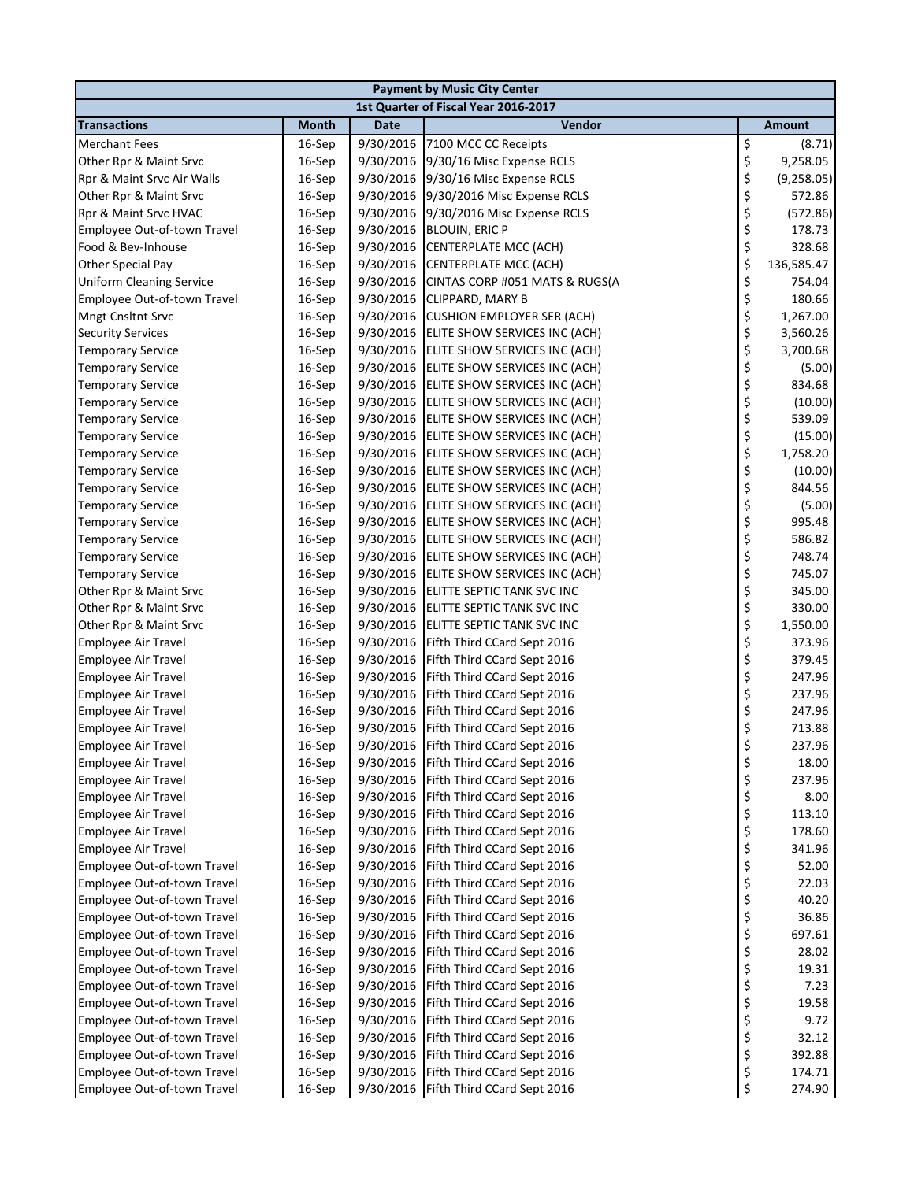| Payment by Music City Center | | | | |
|---|---|---|---|---|
| 1st Quarter of Fiscal Year 2016-2017 | | | | |
| **Transactions** | **Month** | **Date** | **Vendor** | **Amount** |
| Merchant Fees | 16-Sep | 9/30/2016 | 7100 MCC CC Receipts | $ (8.71) |
| Other Rpr & Maint Srvc | 16-Sep | 9/30/2016 | 9/30/16 Misc Expense RCLS | $ 9,258.05 |
| Rpr & Maint Srvc Air Walls | 16-Sep | 9/30/2016 | 9/30/16 Misc Expense RCLS | $ (9,258.05) |
| Other Rpr & Maint Srvc | 16-Sep | 9/30/2016 | 9/30/2016 Misc Expense RCLS | $ 572.86 |
| Rpr & Maint Srvc HVAC | 16-Sep | 9/30/2016 | 9/30/2016 Misc Expense RCLS | $ (572.86) |
| Employee Out-of-town Travel | 16-Sep | 9/30/2016 | BLOUIN, ERIC P | $ 178.73 |
| Food & Bev-Inhouse | 16-Sep | 9/30/2016 | CENTERPLATE MCC (ACH) | $ 328.68 |
| Other Special Pay | 16-Sep | 9/30/2016 | CENTERPLATE MCC (ACH) | $ 136,585.47 |
| Uniform Cleaning Service | 16-Sep | 9/30/2016 | CINTAS CORP #051 MATS & RUGS(A | $ 754.04 |
| Employee Out-of-town Travel | 16-Sep | 9/30/2016 | CLIPPARD, MARY B | $ 180.66 |
| Mngt Cnsltnt Srvc | 16-Sep | 9/30/2016 | CUSHION EMPLOYER SER (ACH) | $ 1,267.00 |
| Security Services | 16-Sep | 9/30/2016 | ELITE SHOW SERVICES INC (ACH) | $ 3,560.26 |
| Temporary Service | 16-Sep | 9/30/2016 | ELITE SHOW SERVICES INC (ACH) | $ 3,700.68 |
| Temporary Service | 16-Sep | 9/30/2016 | ELITE SHOW SERVICES INC (ACH) | $ (5.00) |
| Temporary Service | 16-Sep | 9/30/2016 | ELITE SHOW SERVICES INC (ACH) | $ 834.68 |
| Temporary Service | 16-Sep | 9/30/2016 | ELITE SHOW SERVICES INC (ACH) | $ (10.00) |
| Temporary Service | 16-Sep | 9/30/2016 | ELITE SHOW SERVICES INC (ACH) | $ 539.09 |
| Temporary Service | 16-Sep | 9/30/2016 | ELITE SHOW SERVICES INC (ACH) | $ (15.00) |
| Temporary Service | 16-Sep | 9/30/2016 | ELITE SHOW SERVICES INC (ACH) | $ 1,758.20 |
| Temporary Service | 16-Sep | 9/30/2016 | ELITE SHOW SERVICES INC (ACH) | $ (10.00) |
| Temporary Service | 16-Sep | 9/30/2016 | ELITE SHOW SERVICES INC (ACH) | $ 844.56 |
| Temporary Service | 16-Sep | 9/30/2016 | ELITE SHOW SERVICES INC (ACH) | $ (5.00) |
| Temporary Service | 16-Sep | 9/30/2016 | ELITE SHOW SERVICES INC (ACH) | $ 995.48 |
| Temporary Service | 16-Sep | 9/30/2016 | ELITE SHOW SERVICES INC (ACH) | $ 586.82 |
| Temporary Service | 16-Sep | 9/30/2016 | ELITE SHOW SERVICES INC (ACH) | $ 748.74 |
| Temporary Service | 16-Sep | 9/30/2016 | ELITE SHOW SERVICES INC (ACH) | $ 745.07 |
| Other Rpr & Maint Srvc | 16-Sep | 9/30/2016 | ELITTE SEPTIC TANK SVC INC | $ 345.00 |
| Other Rpr & Maint Srvc | 16-Sep | 9/30/2016 | ELITTE SEPTIC TANK SVC INC | $ 330.00 |
| Other Rpr & Maint Srvc | 16-Sep | 9/30/2016 | ELITTE SEPTIC TANK SVC INC | $ 1,550.00 |
| Employee Air Travel | 16-Sep | 9/30/2016 | Fifth Third CCard Sept 2016 | $ 373.96 |
| Employee Air Travel | 16-Sep | 9/30/2016 | Fifth Third CCard Sept 2016 | $ 379.45 |
| Employee Air Travel | 16-Sep | 9/30/2016 | Fifth Third CCard Sept 2016 | $ 247.96 |
| Employee Air Travel | 16-Sep | 9/30/2016 | Fifth Third CCard Sept 2016 | $ 237.96 |
| Employee Air Travel | 16-Sep | 9/30/2016 | Fifth Third CCard Sept 2016 | $ 247.96 |
| Employee Air Travel | 16-Sep | 9/30/2016 | Fifth Third CCard Sept 2016 | $ 713.88 |
| Employee Air Travel | 16-Sep | 9/30/2016 | Fifth Third CCard Sept 2016 | $ 237.96 |
| Employee Air Travel | 16-Sep | 9/30/2016 | Fifth Third CCard Sept 2016 | $ 18.00 |
| Employee Air Travel | 16-Sep | 9/30/2016 | Fifth Third CCard Sept 2016 | $ 237.96 |
| Employee Air Travel | 16-Sep | 9/30/2016 | Fifth Third CCard Sept 2016 | $ 8.00 |
| Employee Air Travel | 16-Sep | 9/30/2016 | Fifth Third CCard Sept 2016 | $ 113.10 |
| Employee Air Travel | 16-Sep | 9/30/2016 | Fifth Third CCard Sept 2016 | $ 178.60 |
| Employee Air Travel | 16-Sep | 9/30/2016 | Fifth Third CCard Sept 2016 | $ 341.96 |
| Employee Out-of-town Travel | 16-Sep | 9/30/2016 | Fifth Third CCard Sept 2016 | $ 52.00 |
| Employee Out-of-town Travel | 16-Sep | 9/30/2016 | Fifth Third CCard Sept 2016 | $ 22.03 |
| Employee Out-of-town Travel | 16-Sep | 9/30/2016 | Fifth Third CCard Sept 2016 | $ 40.20 |
| Employee Out-of-town Travel | 16-Sep | 9/30/2016 | Fifth Third CCard Sept 2016 | $ 36.86 |
| Employee Out-of-town Travel | 16-Sep | 9/30/2016 | Fifth Third CCard Sept 2016 | $ 697.61 |
| Employee Out-of-town Travel | 16-Sep | 9/30/2016 | Fifth Third CCard Sept 2016 | $ 28.02 |
| Employee Out-of-town Travel | 16-Sep | 9/30/2016 | Fifth Third CCard Sept 2016 | $ 19.31 |
| Employee Out-of-town Travel | 16-Sep | 9/30/2016 | Fifth Third CCard Sept 2016 | $ 7.23 |
| Employee Out-of-town Travel | 16-Sep | 9/30/2016 | Fifth Third CCard Sept 2016 | $ 19.58 |
| Employee Out-of-town Travel | 16-Sep | 9/30/2016 | Fifth Third CCard Sept 2016 | $ 9.72 |
| Employee Out-of-town Travel | 16-Sep | 9/30/2016 | Fifth Third CCard Sept 2016 | $ 32.12 |
| Employee Out-of-town Travel | 16-Sep | 9/30/2016 | Fifth Third CCard Sept 2016 | $ 392.88 |
| Employee Out-of-town Travel | 16-Sep | 9/30/2016 | Fifth Third CCard Sept 2016 | $ 174.71 |
| Employee Out-of-town Travel | 16-Sep | 9/30/2016 | Fifth Third CCard Sept 2016 | $ 274.90 |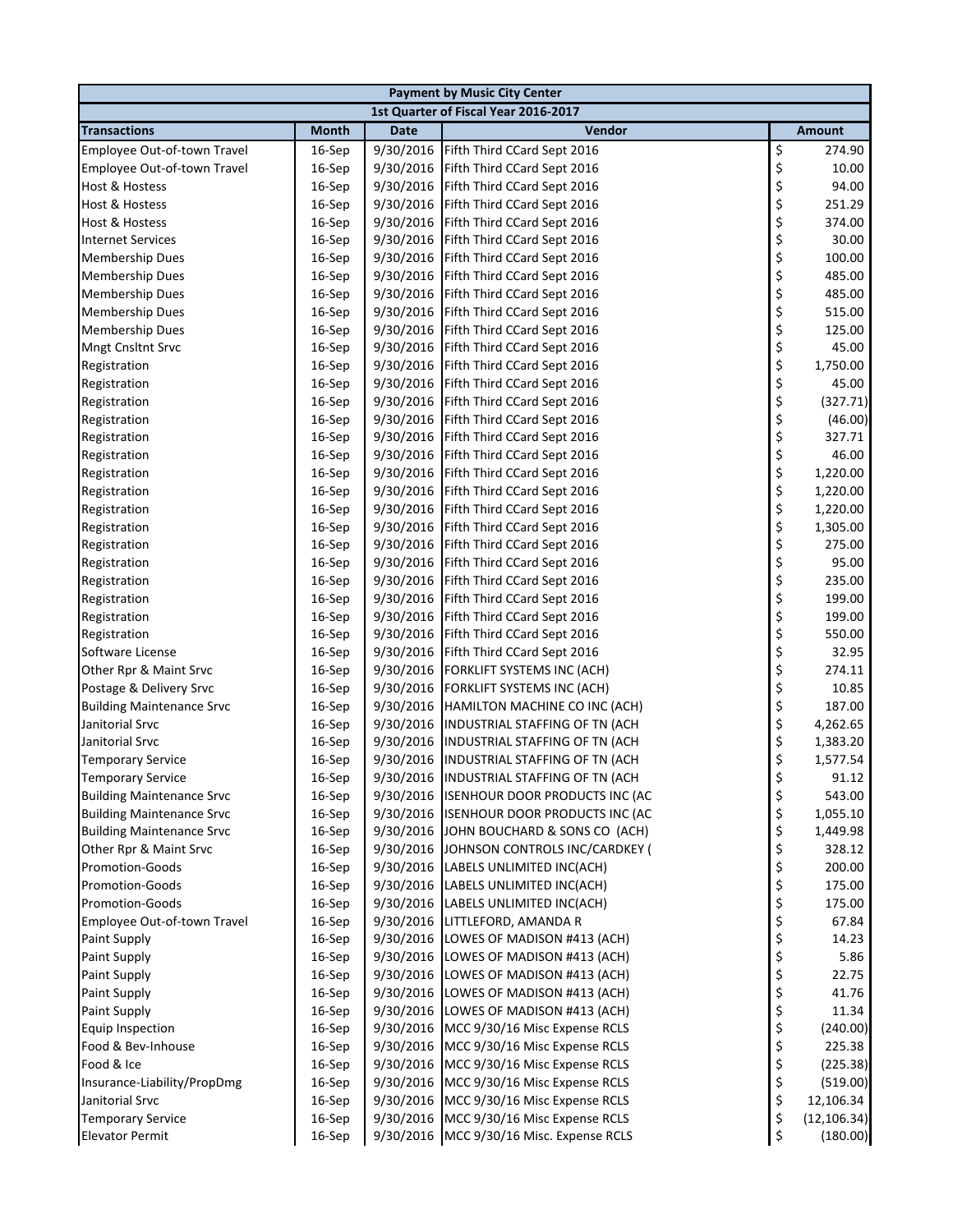| Payment by Music City Center | | | | |
|---|---|---|---|---|
| 1st Quarter of Fiscal Year 2016-2017 | | | | |
| **Transactions** | **Month** | **Date** | **Vendor** | **Amount** |
| Employee Out-of-town Travel | 16-Sep | 9/30/2016 | Fifth Third CCard Sept 2016 | $ 274.90 |
| Employee Out-of-town Travel | 16-Sep | 9/30/2016 | Fifth Third CCard Sept 2016 | $ 10.00 |
| Host & Hostess | 16-Sep | 9/30/2016 | Fifth Third CCard Sept 2016 | $ 94.00 |
| Host & Hostess | 16-Sep | 9/30/2016 | Fifth Third CCard Sept 2016 | $ 251.29 |
| Host & Hostess | 16-Sep | 9/30/2016 | Fifth Third CCard Sept 2016 | $ 374.00 |
| Internet Services | 16-Sep | 9/30/2016 | Fifth Third CCard Sept 2016 | $ 30.00 |
| Membership Dues | 16-Sep | 9/30/2016 | Fifth Third CCard Sept 2016 | $ 100.00 |
| Membership Dues | 16-Sep | 9/30/2016 | Fifth Third CCard Sept 2016 | $ 485.00 |
| Membership Dues | 16-Sep | 9/30/2016 | Fifth Third CCard Sept 2016 | $ 485.00 |
| Membership Dues | 16-Sep | 9/30/2016 | Fifth Third CCard Sept 2016 | $ 515.00 |
| Membership Dues | 16-Sep | 9/30/2016 | Fifth Third CCard Sept 2016 | $ 125.00 |
| Mngt Cnsltnt Srvc | 16-Sep | 9/30/2016 | Fifth Third CCard Sept 2016 | $ 45.00 |
| Registration | 16-Sep | 9/30/2016 | Fifth Third CCard Sept 2016 | $ 1,750.00 |
| Registration | 16-Sep | 9/30/2016 | Fifth Third CCard Sept 2016 | $ 45.00 |
| Registration | 16-Sep | 9/30/2016 | Fifth Third CCard Sept 2016 | $ (327.71) |
| Registration | 16-Sep | 9/30/2016 | Fifth Third CCard Sept 2016 | $ (46.00) |
| Registration | 16-Sep | 9/30/2016 | Fifth Third CCard Sept 2016 | $ 327.71 |
| Registration | 16-Sep | 9/30/2016 | Fifth Third CCard Sept 2016 | $ 46.00 |
| Registration | 16-Sep | 9/30/2016 | Fifth Third CCard Sept 2016 | $ 1,220.00 |
| Registration | 16-Sep | 9/30/2016 | Fifth Third CCard Sept 2016 | $ 1,220.00 |
| Registration | 16-Sep | 9/30/2016 | Fifth Third CCard Sept 2016 | $ 1,220.00 |
| Registration | 16-Sep | 9/30/2016 | Fifth Third CCard Sept 2016 | $ 1,305.00 |
| Registration | 16-Sep | 9/30/2016 | Fifth Third CCard Sept 2016 | $ 275.00 |
| Registration | 16-Sep | 9/30/2016 | Fifth Third CCard Sept 2016 | $ 95.00 |
| Registration | 16-Sep | 9/30/2016 | Fifth Third CCard Sept 2016 | $ 235.00 |
| Registration | 16-Sep | 9/30/2016 | Fifth Third CCard Sept 2016 | $ 199.00 |
| Registration | 16-Sep | 9/30/2016 | Fifth Third CCard Sept 2016 | $ 199.00 |
| Registration | 16-Sep | 9/30/2016 | Fifth Third CCard Sept 2016 | $ 550.00 |
| Software License | 16-Sep | 9/30/2016 | Fifth Third CCard Sept 2016 | $ 32.95 |
| Other Rpr & Maint Srvc | 16-Sep | 9/30/2016 | FORKLIFT SYSTEMS INC (ACH) | $ 274.11 |
| Postage & Delivery Srvc | 16-Sep | 9/30/2016 | FORKLIFT SYSTEMS INC (ACH) | $ 10.85 |
| Building Maintenance Srvc | 16-Sep | 9/30/2016 | HAMILTON MACHINE CO INC (ACH) | $ 187.00 |
| Janitorial Srvc | 16-Sep | 9/30/2016 | INDUSTRIAL STAFFING OF TN (ACH | $ 4,262.65 |
| Janitorial Srvc | 16-Sep | 9/30/2016 | INDUSTRIAL STAFFING OF TN (ACH | $ 1,383.20 |
| Temporary Service | 16-Sep | 9/30/2016 | INDUSTRIAL STAFFING OF TN (ACH | $ 1,577.54 |
| Temporary Service | 16-Sep | 9/30/2016 | INDUSTRIAL STAFFING OF TN (ACH | $ 91.12 |
| Building Maintenance Srvc | 16-Sep | 9/30/2016 | ISENHOUR DOOR PRODUCTS INC (AC | $ 543.00 |
| Building Maintenance Srvc | 16-Sep | 9/30/2016 | ISENHOUR DOOR PRODUCTS INC (AC | $ 1,055.10 |
| Building Maintenance Srvc | 16-Sep | 9/30/2016 | JOHN BOUCHARD & SONS CO (ACH) | $ 1,449.98 |
| Other Rpr & Maint Srvc | 16-Sep | 9/30/2016 | JOHNSON CONTROLS INC/CARDKEY ( | $ 328.12 |
| Promotion-Goods | 16-Sep | 9/30/2016 | LABELS UNLIMITED INC(ACH) | $ 200.00 |
| Promotion-Goods | 16-Sep | 9/30/2016 | LABELS UNLIMITED INC(ACH) | $ 175.00 |
| Promotion-Goods | 16-Sep | 9/30/2016 | LABELS UNLIMITED INC(ACH) | $ 175.00 |
| Employee Out-of-town Travel | 16-Sep | 9/30/2016 | LITTLEFORD, AMANDA R | $ 67.84 |
| Paint Supply | 16-Sep | 9/30/2016 | LOWES OF MADISON #413 (ACH) | $ 14.23 |
| Paint Supply | 16-Sep | 9/30/2016 | LOWES OF MADISON #413 (ACH) | $ 5.86 |
| Paint Supply | 16-Sep | 9/30/2016 | LOWES OF MADISON #413 (ACH) | $ 22.75 |
| Paint Supply | 16-Sep | 9/30/2016 | LOWES OF MADISON #413 (ACH) | $ 41.76 |
| Paint Supply | 16-Sep | 9/30/2016 | LOWES OF MADISON #413 (ACH) | $ 11.34 |
| Equip Inspection | 16-Sep | 9/30/2016 | MCC 9/30/16 Misc Expense RCLS | $ (240.00) |
| Food & Bev-Inhouse | 16-Sep | 9/30/2016 | MCC 9/30/16 Misc Expense RCLS | $ 225.38 |
| Food & Ice | 16-Sep | 9/30/2016 | MCC 9/30/16 Misc Expense RCLS | $ (225.38) |
| Insurance-Liability/PropDmg | 16-Sep | 9/30/2016 | MCC 9/30/16 Misc Expense RCLS | $ (519.00) |
| Janitorial Srvc | 16-Sep | 9/30/2016 | MCC 9/30/16 Misc Expense RCLS | $ 12,106.34 |
| Temporary Service | 16-Sep | 9/30/2016 | MCC 9/30/16 Misc Expense RCLS | $ (12,106.34) |
| Elevator Permit | 16-Sep | 9/30/2016 | MCC 9/30/16 Misc. Expense RCLS | $ (180.00) |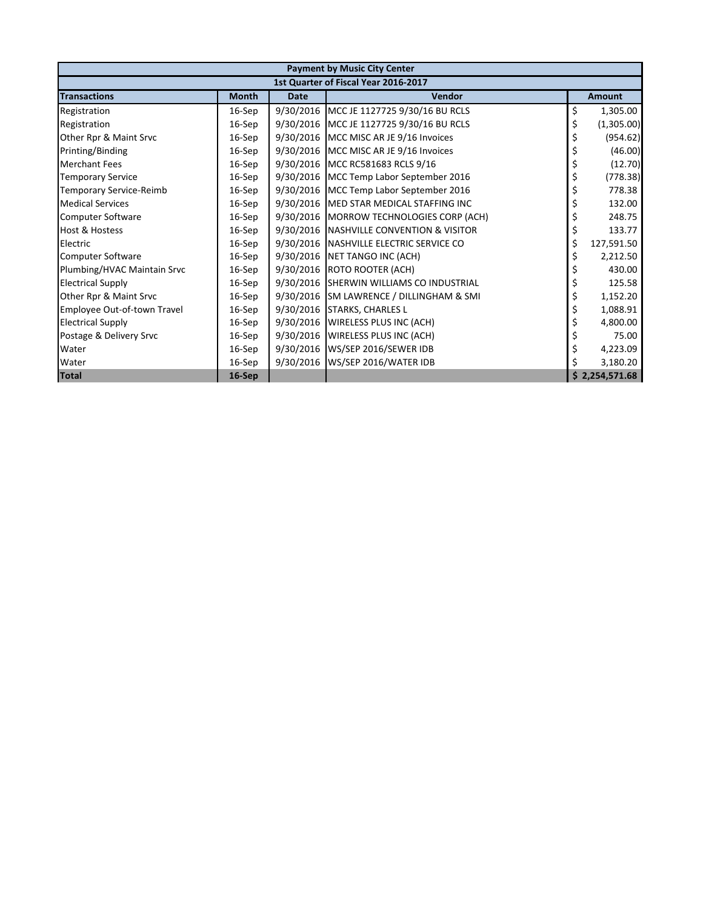| Payment by Music City Center | | | | |
|---|---|---|---|---|
| 1st Quarter of Fiscal Year 2016-2017 | | | | |
| **Transactions** | **Month** | **Date** | **Vendor** | **Amount** |
| Registration | 16-Sep | 9/30/2016 | MCC JE 1127725 9/30/16 BU RCLS | $ 1,305.00 |
| Registration | 16-Sep | 9/30/2016 | MCC JE 1127725 9/30/16 BU RCLS | $ (1,305.00) |
| Other Rpr & Maint Srvc | 16-Sep | 9/30/2016 | MCC MISC AR JE 9/16 Invoices | $ (954.62) |
| Printing/Binding | 16-Sep | 9/30/2016 | MCC MISC AR JE 9/16 Invoices | $ (46.00) |
| Merchant Fees | 16-Sep | 9/30/2016 | MCC RC581683 RCLS 9/16 | $ (12.70) |
| Temporary Service | 16-Sep | 9/30/2016 | MCC Temp Labor September 2016 | $ (778.38) |
| Temporary Service-Reimb | 16-Sep | 9/30/2016 | MCC Temp Labor September 2016 | $ 778.38 |
| Medical Services | 16-Sep | 9/30/2016 | MED STAR MEDICAL STAFFING INC | $ 132.00 |
| Computer Software | 16-Sep | 9/30/2016 | MORROW TECHNOLOGIES CORP (ACH) | $ 248.75 |
| Host & Hostess | 16-Sep | 9/30/2016 | NASHVILLE CONVENTION & VISITOR | $ 133.77 |
| Electric | 16-Sep | 9/30/2016 | NASHVILLE ELECTRIC SERVICE CO | $ 127,591.50 |
| Computer Software | 16-Sep | 9/30/2016 | NET TANGO INC (ACH) | $ 2,212.50 |
| Plumbing/HVAC Maintain Srvc | 16-Sep | 9/30/2016 | ROTO ROOTER (ACH) | $ 430.00 |
| Electrical Supply | 16-Sep | 9/30/2016 | SHERWIN WILLIAMS CO INDUSTRIAL | $ 125.58 |
| Other Rpr & Maint Srvc | 16-Sep | 9/30/2016 | SM LAWRENCE / DILLINGHAM & SMI | $ 1,152.20 |
| Employee Out-of-town Travel | 16-Sep | 9/30/2016 | STARKS, CHARLES L | $ 1,088.91 |
| Electrical Supply | 16-Sep | 9/30/2016 | WIRELESS PLUS INC (ACH) | $ 4,800.00 |
| Postage & Delivery Srvc | 16-Sep | 9/30/2016 | WIRELESS PLUS INC (ACH) | $ 75.00 |
| Water | 16-Sep | 9/30/2016 | WS/SEP 2016/SEWER IDB | $ 4,223.09 |
| Water | 16-Sep | 9/30/2016 | WS/SEP 2016/WATER IDB | $ 3,180.20 |
| **Total** | **16-Sep** | | | **$ 2,254,571.68** |